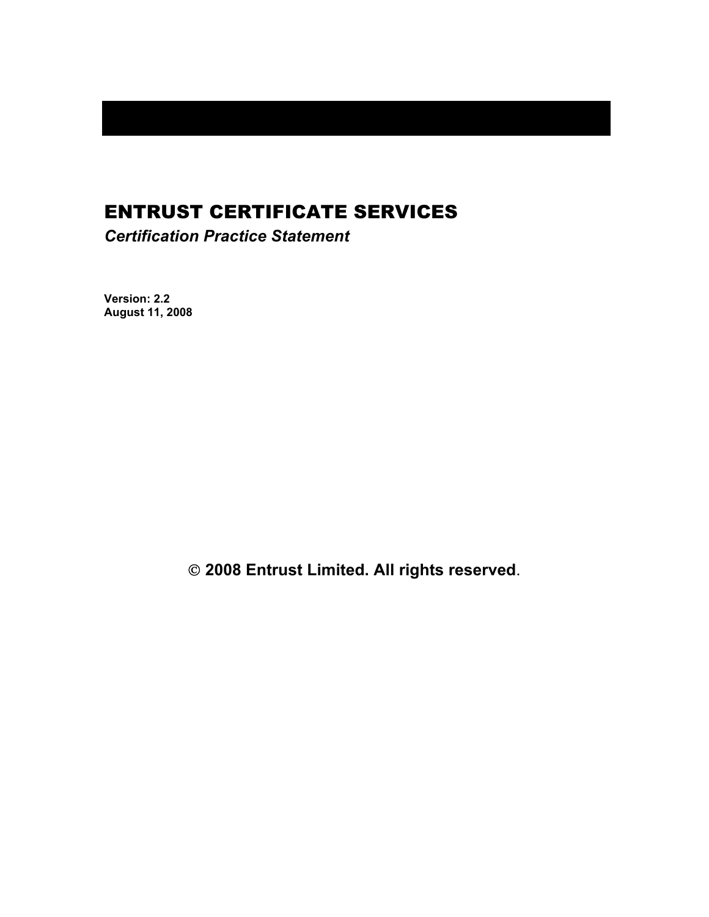# ENTRUST CERTIFICATE SERVICES

*Certification Practice Statement*

**Version: 2.2**
**August 11, 2008**

**© 2008 Entrust Limited. All rights reserved**.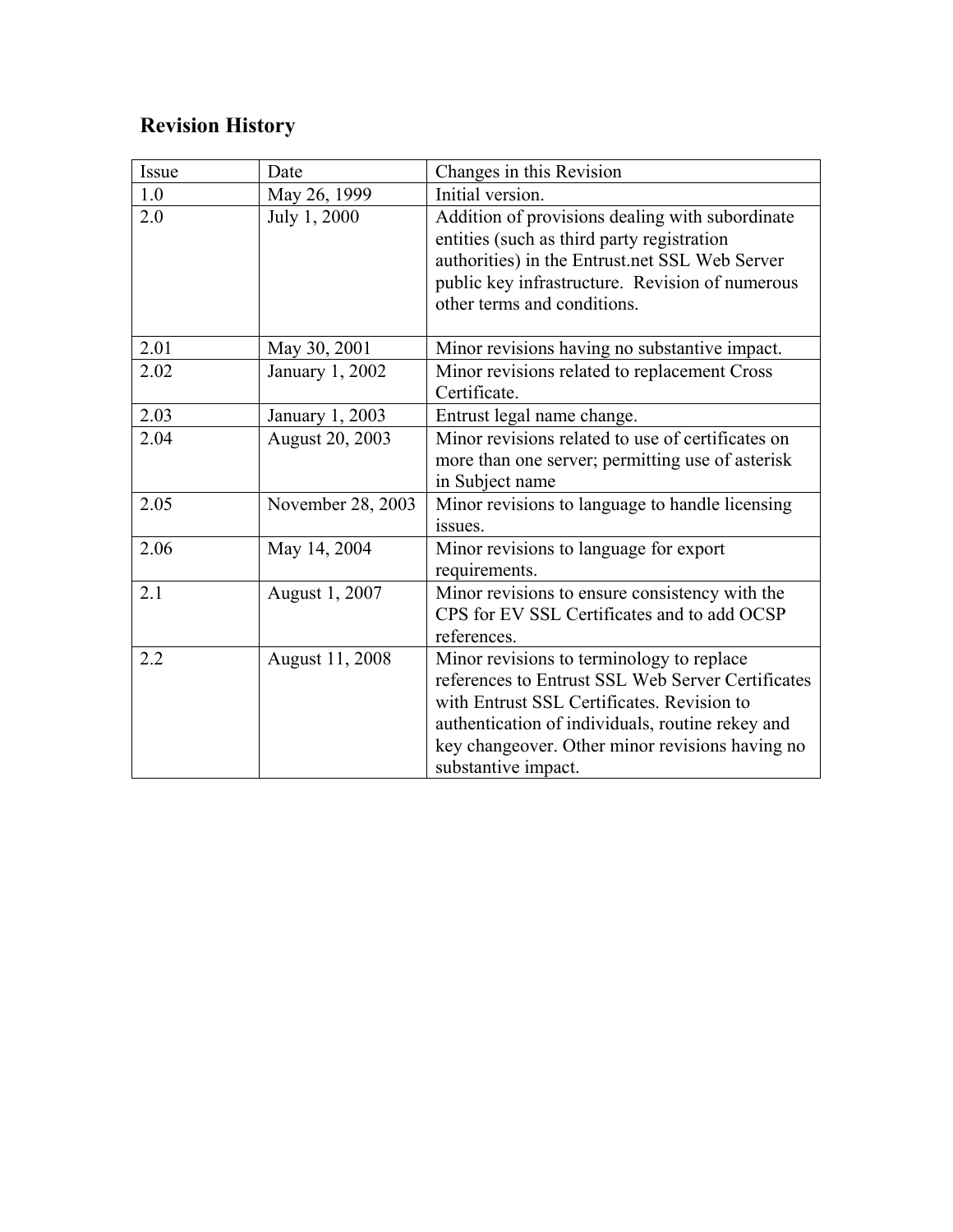## Revision History

| Issue | Date | Changes in this Revision |
|---|---|---|
| 1.0 | May 26, 1999 | Initial version. |
| 2.0 | July 1, 2000 | Addition of provisions dealing with subordinate entities (such as third party registration authorities) in the Entrust.net SSL Web Server public key infrastructure. Revision of numerous other terms and conditions. |
| 2.01 | May 30, 2001 | Minor revisions having no substantive impact. |
| 2.02 | January 1, 2002 | Minor revisions related to replacement Cross Certificate. |
| 2.03 | January 1, 2003 | Entrust legal name change. |
| 2.04 | August 20, 2003 | Minor revisions related to use of certificates on more than one server; permitting use of asterisk in Subject name |
| 2.05 | November 28, 2003 | Minor revisions to language to handle licensing issues. |
| 2.06 | May 14, 2004 | Minor revisions to language for export requirements. |
| 2.1 | August 1, 2007 | Minor revisions to ensure consistency with the CPS for EV SSL Certificates and to add OCSP references. |
| 2.2 | August 11, 2008 | Minor revisions to terminology to replace references to Entrust SSL Web Server Certificates with Entrust SSL Certificates. Revision to authentication of individuals, routine rekey and key changeover. Other minor revisions having no substantive impact. |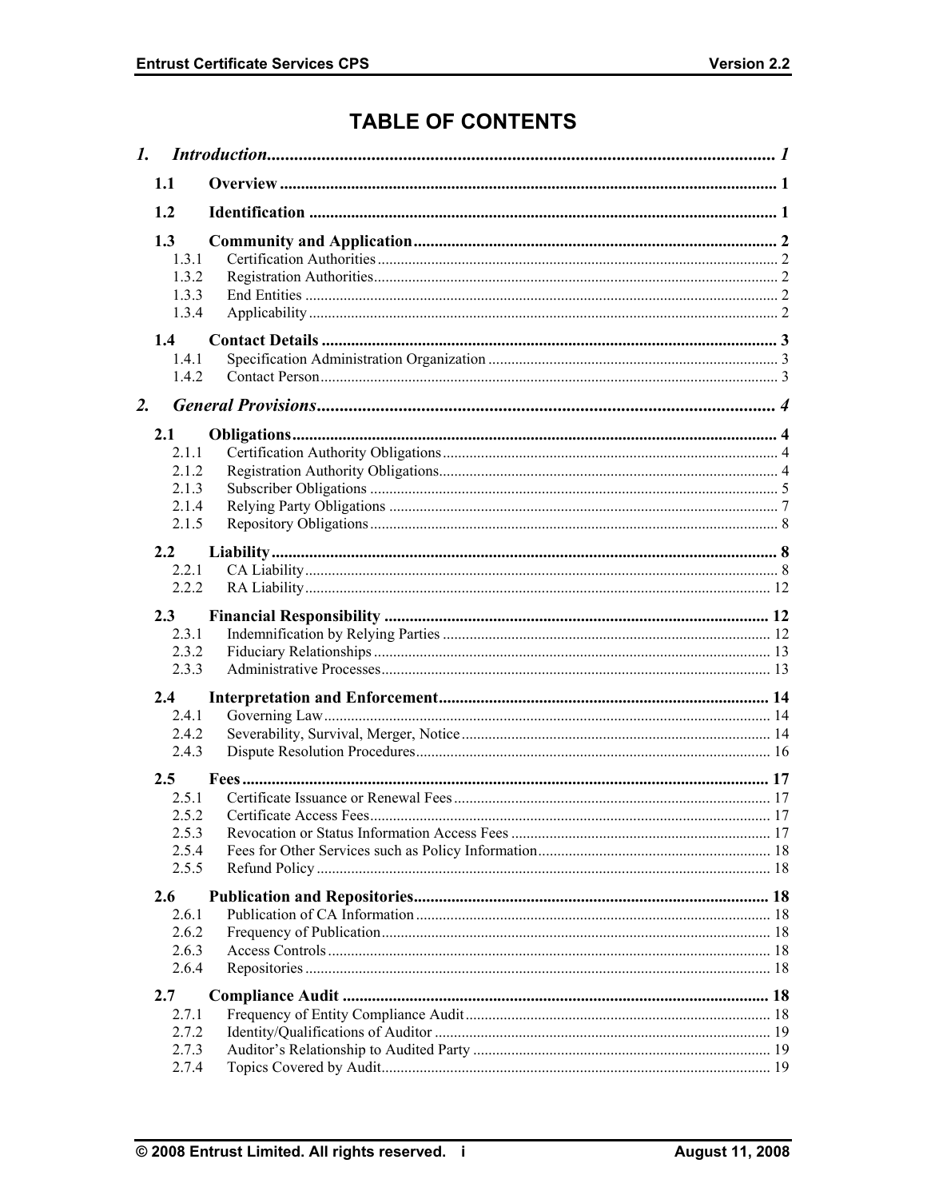# TABLE OF CONTENTS

*1. Introduction* ........ *1*

- **1.1 Overview** ........ **1**
- **1.2 Identification** ........ **1**
- **1.3 Community and Application** ........ **2**
  - 1.3.1 Certification Authorities ........ 2
  - 1.3.2 Registration Authorities ........ 2
  - 1.3.3 End Entities ........ 2
  - 1.3.4 Applicability ........ 2
- **1.4 Contact Details** ........ **3**
  - 1.4.1 Specification Administration Organization ........ 3
  - 1.4.2 Contact Person ........ 3

*2. General Provisions* ........ *4*

- **2.1 Obligations** ........ **4**
  - 2.1.1 Certification Authority Obligations ........ 4
  - 2.1.2 Registration Authority Obligations ........ 4
  - 2.1.3 Subscriber Obligations ........ 5
  - 2.1.4 Relying Party Obligations ........ 7
  - 2.1.5 Repository Obligations ........ 8
- **2.2 Liability** ........ **8**
  - 2.2.1 CA Liability ........ 8
  - 2.2.2 RA Liability ........ 12
- **2.3 Financial Responsibility** ........ **12**
  - 2.3.1 Indemnification by Relying Parties ........ 12
  - 2.3.2 Fiduciary Relationships ........ 13
  - 2.3.3 Administrative Processes ........ 13
- **2.4 Interpretation and Enforcement** ........ **14**
  - 2.4.1 Governing Law ........ 14
  - 2.4.2 Severability, Survival, Merger, Notice ........ 14
  - 2.4.3 Dispute Resolution Procedures ........ 16
- **2.5 Fees** ........ **17**
  - 2.5.1 Certificate Issuance or Renewal Fees ........ 17
  - 2.5.2 Certificate Access Fees ........ 17
  - 2.5.3 Revocation or Status Information Access Fees ........ 17
  - 2.5.4 Fees for Other Services such as Policy Information ........ 18
  - 2.5.5 Refund Policy ........ 18
- **2.6 Publication and Repositories** ........ **18**
  - 2.6.1 Publication of CA Information ........ 18
  - 2.6.2 Frequency of Publication ........ 18
  - 2.6.3 Access Controls ........ 18
  - 2.6.4 Repositories ........ 18
- **2.7 Compliance Audit** ........ **18**
  - 2.7.1 Frequency of Entity Compliance Audit ........ 18
  - 2.7.2 Identity/Qualifications of Auditor ........ 19
  - 2.7.3 Auditor's Relationship to Audited Party ........ 19
  - 2.7.4 Topics Covered by Audit ........ 19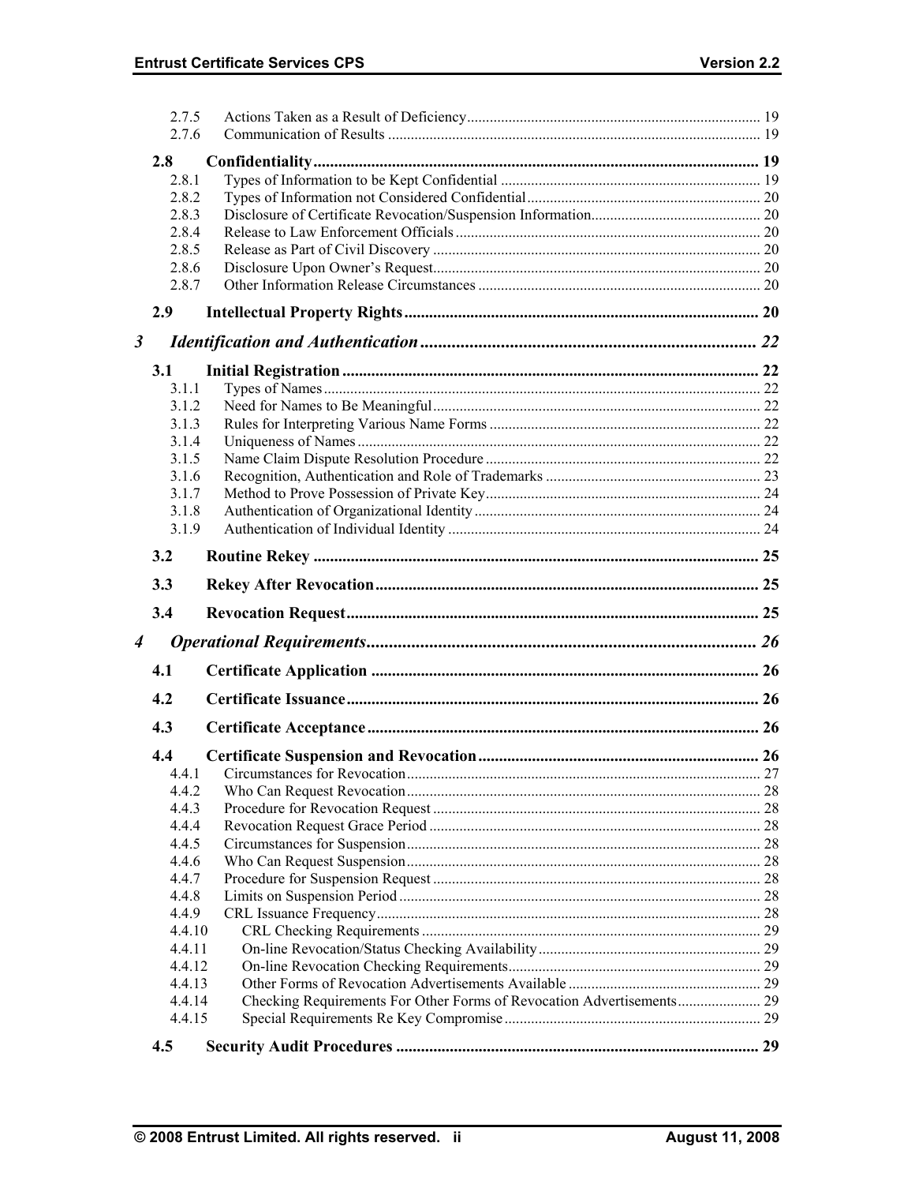2.7.5 Actions Taken as a Result of Deficiency ..... 19
2.7.6 Communication of Results ..... 19

**2.8 Confidentiality ..... 19**

2.8.1 Types of Information to be Kept Confidential ..... 19
2.8.2 Types of Information not Considered Confidential ..... 20
2.8.3 Disclosure of Certificate Revocation/Suspension Information ..... 20
2.8.4 Release to Law Enforcement Officials ..... 20
2.8.5 Release as Part of Civil Discovery ..... 20
2.8.6 Disclosure Upon Owner's Request ..... 20
2.8.7 Other Information Release Circumstances ..... 20

**2.9 Intellectual Property Rights ..... 20**

***3 Identification and Authentication ..... 22***

**3.1 Initial Registration ..... 22**

3.1.1 Types of Names ..... 22
3.1.2 Need for Names to Be Meaningful ..... 22
3.1.3 Rules for Interpreting Various Name Forms ..... 22
3.1.4 Uniqueness of Names ..... 22
3.1.5 Name Claim Dispute Resolution Procedure ..... 22
3.1.6 Recognition, Authentication and Role of Trademarks ..... 23
3.1.7 Method to Prove Possession of Private Key ..... 24
3.1.8 Authentication of Organizational Identity ..... 24
3.1.9 Authentication of Individual Identity ..... 24

**3.2 Routine Rekey ..... 25**

**3.3 Rekey After Revocation ..... 25**

**3.4 Revocation Request ..... 25**

***4 Operational Requirements ..... 26***

**4.1 Certificate Application ..... 26**

**4.2 Certificate Issuance ..... 26**

**4.3 Certificate Acceptance ..... 26**

**4.4 Certificate Suspension and Revocation ..... 26**

4.4.1 Circumstances for Revocation ..... 27
4.4.2 Who Can Request Revocation ..... 28
4.4.3 Procedure for Revocation Request ..... 28
4.4.4 Revocation Request Grace Period ..... 28
4.4.5 Circumstances for Suspension ..... 28
4.4.6 Who Can Request Suspension ..... 28
4.4.7 Procedure for Suspension Request ..... 28
4.4.8 Limits on Suspension Period ..... 28
4.4.9 CRL Issuance Frequency ..... 28
4.4.10 CRL Checking Requirements ..... 29
4.4.11 On-line Revocation/Status Checking Availability ..... 29
4.4.12 On-line Revocation Checking Requirements ..... 29
4.4.13 Other Forms of Revocation Advertisements Available ..... 29
4.4.14 Checking Requirements For Other Forms of Revocation Advertisements ..... 29
4.4.15 Special Requirements Re Key Compromise ..... 29

**4.5 Security Audit Procedures ..... 29**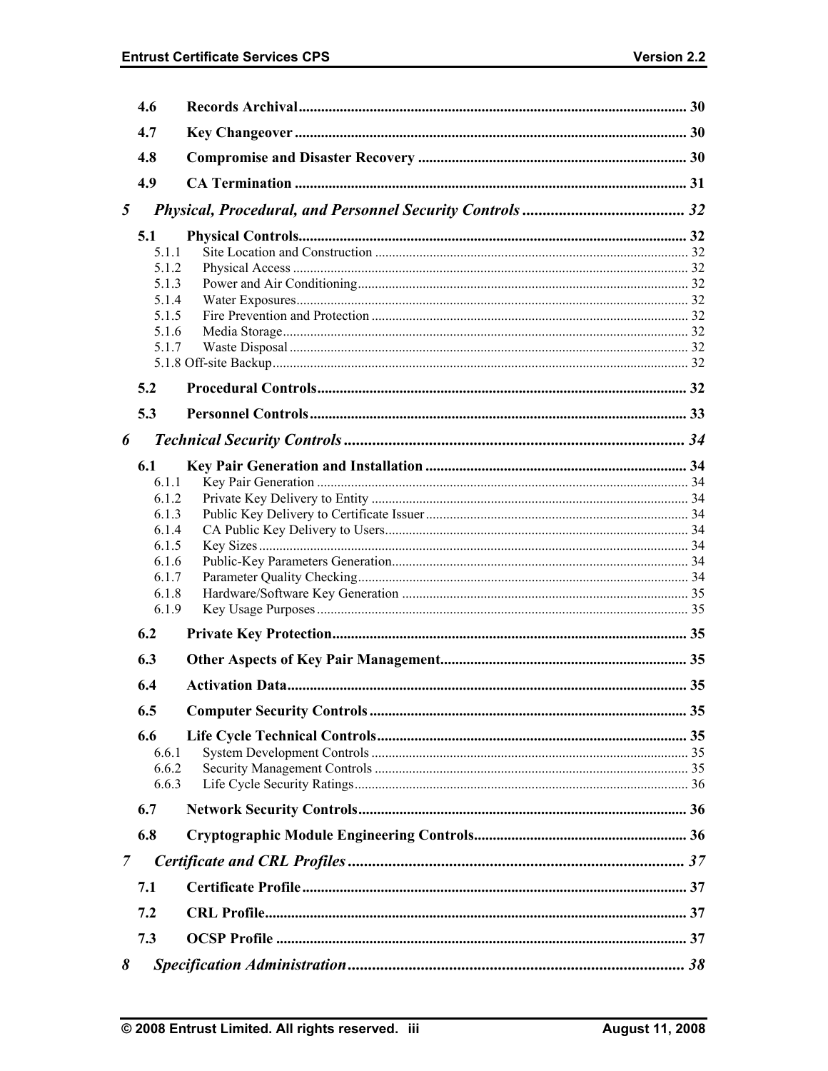4.6 Records Archival ... 30

4.7 Key Changeover ... 30

4.8 Compromise and Disaster Recovery ... 30

4.9 CA Termination ... 31

*5 Physical, Procedural, and Personnel Security Controls ... 32*

5.1 Physical Controls ... 32
- 5.1.1 Site Location and Construction ... 32
- 5.1.2 Physical Access ... 32
- 5.1.3 Power and Air Conditioning ... 32
- 5.1.4 Water Exposures ... 32
- 5.1.5 Fire Prevention and Protection ... 32
- 5.1.6 Media Storage ... 32
- 5.1.7 Waste Disposal ... 32
- 5.1.8 Off-site Backup ... 32

5.2 Procedural Controls ... 32

5.3 Personnel Controls ... 33

*6 Technical Security Controls ... 34*

6.1 Key Pair Generation and Installation ... 34
- 6.1.1 Key Pair Generation ... 34
- 6.1.2 Private Key Delivery to Entity ... 34
- 6.1.3 Public Key Delivery to Certificate Issuer ... 34
- 6.1.4 CA Public Key Delivery to Users ... 34
- 6.1.5 Key Sizes ... 34
- 6.1.6 Public-Key Parameters Generation ... 34
- 6.1.7 Parameter Quality Checking ... 34
- 6.1.8 Hardware/Software Key Generation ... 35
- 6.1.9 Key Usage Purposes ... 35

6.2 Private Key Protection ... 35

6.3 Other Aspects of Key Pair Management ... 35

6.4 Activation Data ... 35

6.5 Computer Security Controls ... 35

6.6 Life Cycle Technical Controls ... 35
- 6.6.1 System Development Controls ... 35
- 6.6.2 Security Management Controls ... 35
- 6.6.3 Life Cycle Security Ratings ... 36

6.7 Network Security Controls ... 36

6.8 Cryptographic Module Engineering Controls ... 36

*7 Certificate and CRL Profiles ... 37*

7.1 Certificate Profile ... 37

7.2 CRL Profile ... 37

7.3 OCSP Profile ... 37

*8 Specification Administration ... 38*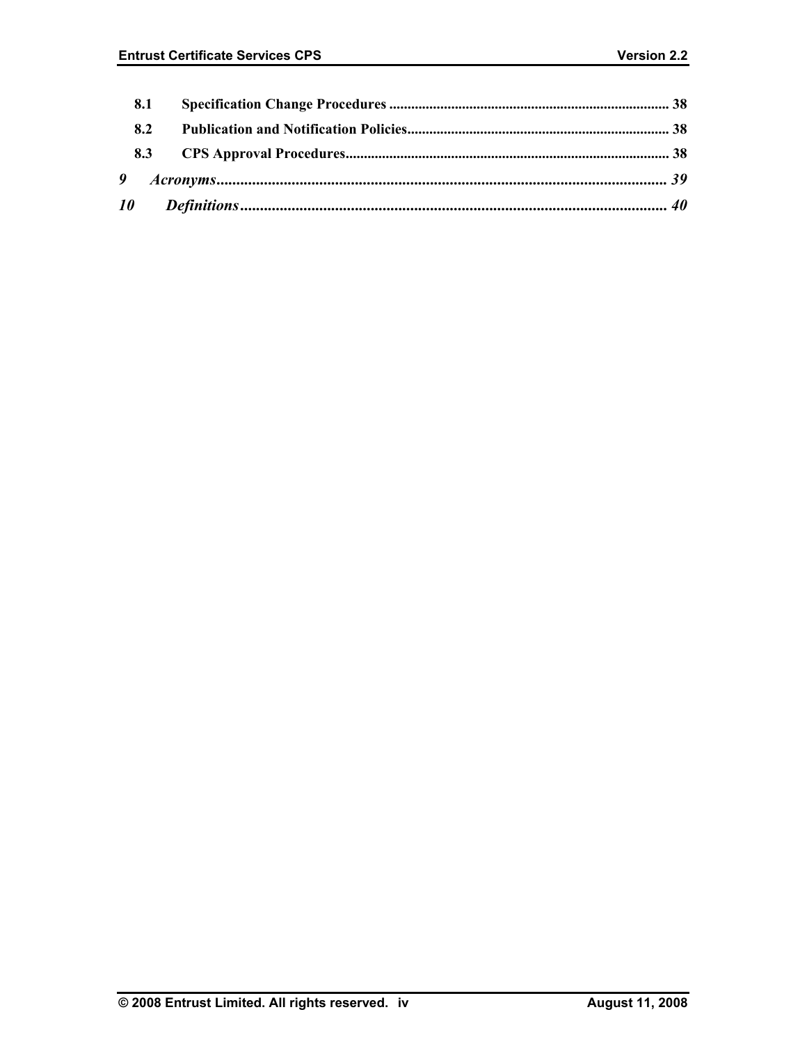**8.1 Specification Change Procedures ............................................................................ 38**

**8.2 Publication and Notification Policies....................................................................... 38**

**8.3 CPS Approval Procedures......................................................................................... 38**

***9 Acronyms................................................................................................................... 39***

***10 Definitions............................................................................................................ 40***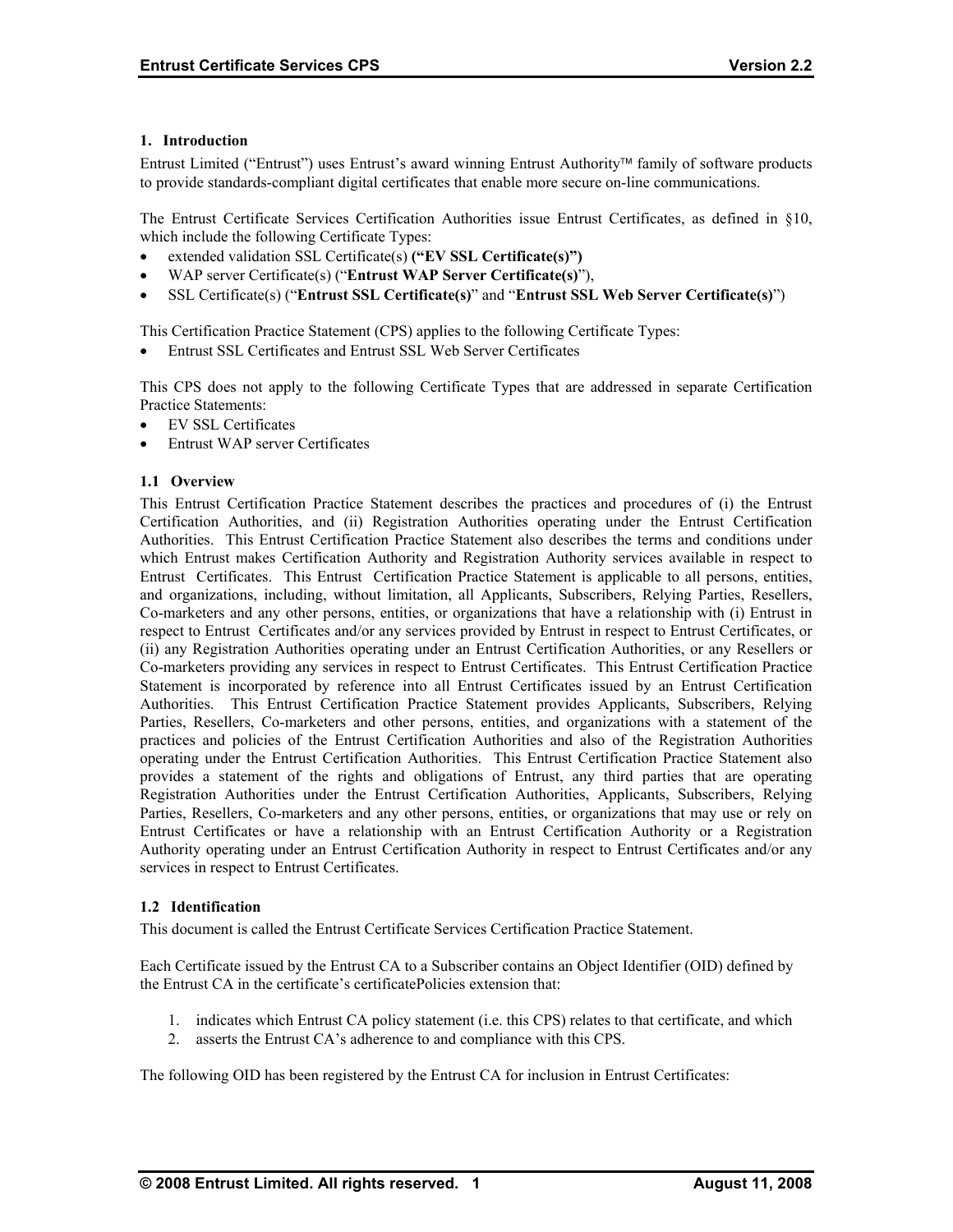# 1. Introduction

Entrust Limited ("Entrust") uses Entrust's award winning Entrust Authority™ family of software products to provide standards-compliant digital certificates that enable more secure on-line communications.

The Entrust Certificate Services Certification Authorities issue Entrust Certificates, as defined in §10, which include the following Certificate Types:

- extended validation SSL Certificate(s) **("EV SSL Certificate(s)")**
- WAP server Certificate(s) ("**Entrust WAP Server Certificate(s)**"),
- SSL Certificate(s) ("**Entrust SSL Certificate(s)**" and "**Entrust SSL Web Server Certificate(s)**")

This Certification Practice Statement (CPS) applies to the following Certificate Types:

- Entrust SSL Certificates and Entrust SSL Web Server Certificates

This CPS does not apply to the following Certificate Types that are addressed in separate Certification Practice Statements:

- EV SSL Certificates
- Entrust WAP server Certificates

## 1.1 Overview

This Entrust Certification Practice Statement describes the practices and procedures of (i) the Entrust Certification Authorities, and (ii) Registration Authorities operating under the Entrust Certification Authorities. This Entrust Certification Practice Statement also describes the terms and conditions under which Entrust makes Certification Authority and Registration Authority services available in respect to Entrust Certificates. This Entrust Certification Practice Statement is applicable to all persons, entities, and organizations, including, without limitation, all Applicants, Subscribers, Relying Parties, Resellers, Co-marketers and any other persons, entities, or organizations that have a relationship with (i) Entrust in respect to Entrust Certificates and/or any services provided by Entrust in respect to Entrust Certificates, or (ii) any Registration Authorities operating under an Entrust Certification Authorities, or any Resellers or Co-marketers providing any services in respect to Entrust Certificates. This Entrust Certification Practice Statement is incorporated by reference into all Entrust Certificates issued by an Entrust Certification Authorities. This Entrust Certification Practice Statement provides Applicants, Subscribers, Relying Parties, Resellers, Co-marketers and other persons, entities, and organizations with a statement of the practices and policies of the Entrust Certification Authorities and also of the Registration Authorities operating under the Entrust Certification Authorities. This Entrust Certification Practice Statement also provides a statement of the rights and obligations of Entrust, any third parties that are operating Registration Authorities under the Entrust Certification Authorities, Applicants, Subscribers, Relying Parties, Resellers, Co-marketers and any other persons, entities, or organizations that may use or rely on Entrust Certificates or have a relationship with an Entrust Certification Authority or a Registration Authority operating under an Entrust Certification Authority in respect to Entrust Certificates and/or any services in respect to Entrust Certificates.

## 1.2 Identification

This document is called the Entrust Certificate Services Certification Practice Statement.

Each Certificate issued by the Entrust CA to a Subscriber contains an Object Identifier (OID) defined by the Entrust CA in the certificate's certificatePolicies extension that:

1. indicates which Entrust CA policy statement (i.e. this CPS) relates to that certificate, and which
2. asserts the Entrust CA's adherence to and compliance with this CPS.

The following OID has been registered by the Entrust CA for inclusion in Entrust Certificates: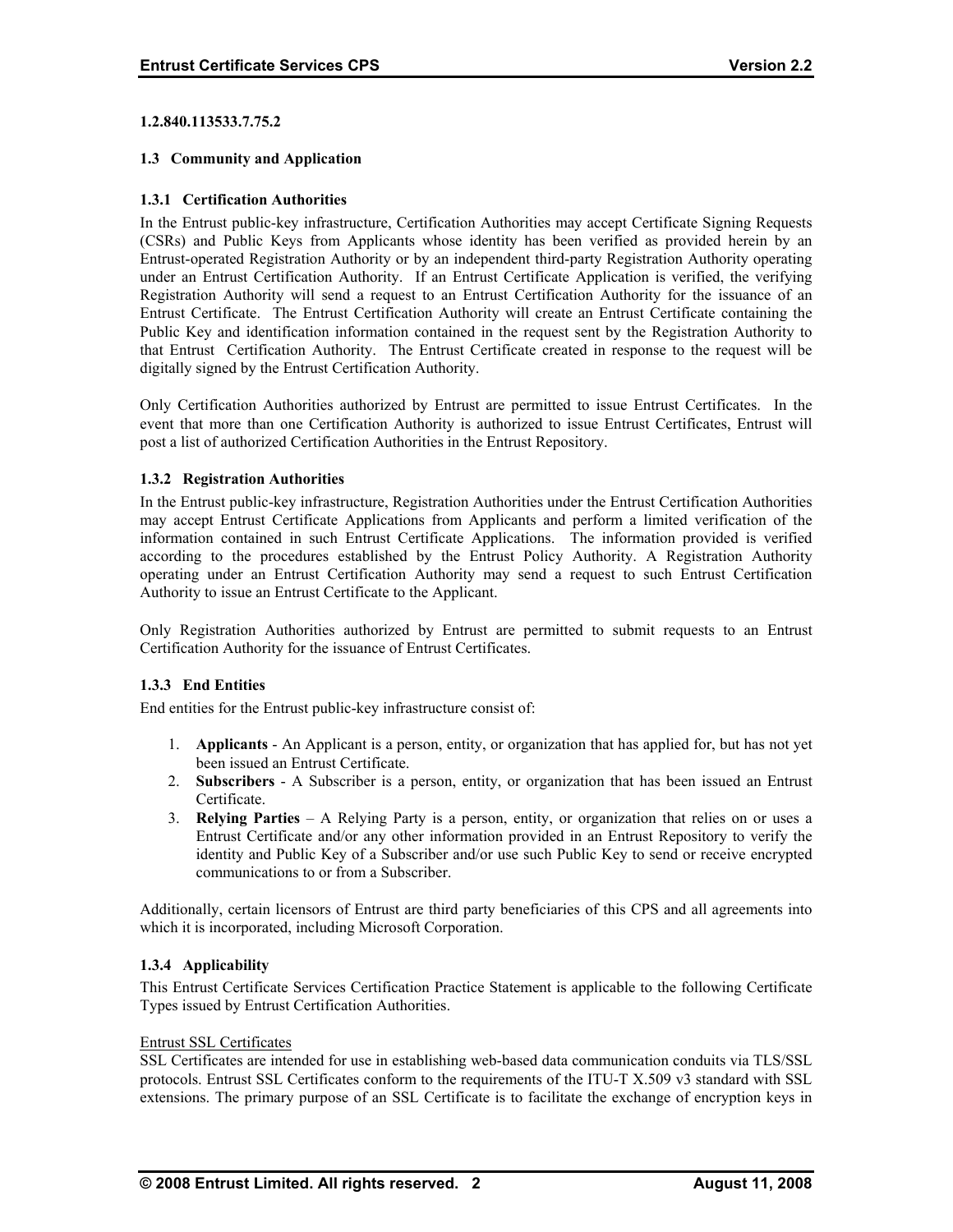**1.2.840.113533.7.75.2**

### 1.3 Community and Application

#### 1.3.1 Certification Authorities

In the Entrust public-key infrastructure, Certification Authorities may accept Certificate Signing Requests (CSRs) and Public Keys from Applicants whose identity has been verified as provided herein by an Entrust-operated Registration Authority or by an independent third-party Registration Authority operating under an Entrust Certification Authority. If an Entrust Certificate Application is verified, the verifying Registration Authority will send a request to an Entrust Certification Authority for the issuance of an Entrust Certificate. The Entrust Certification Authority will create an Entrust Certificate containing the Public Key and identification information contained in the request sent by the Registration Authority to that Entrust Certification Authority. The Entrust Certificate created in response to the request will be digitally signed by the Entrust Certification Authority.

Only Certification Authorities authorized by Entrust are permitted to issue Entrust Certificates. In the event that more than one Certification Authority is authorized to issue Entrust Certificates, Entrust will post a list of authorized Certification Authorities in the Entrust Repository.

#### 1.3.2 Registration Authorities

In the Entrust public-key infrastructure, Registration Authorities under the Entrust Certification Authorities may accept Entrust Certificate Applications from Applicants and perform a limited verification of the information contained in such Entrust Certificate Applications. The information provided is verified according to the procedures established by the Entrust Policy Authority. A Registration Authority operating under an Entrust Certification Authority may send a request to such Entrust Certification Authority to issue an Entrust Certificate to the Applicant.

Only Registration Authorities authorized by Entrust are permitted to submit requests to an Entrust Certification Authority for the issuance of Entrust Certificates.

#### 1.3.3 End Entities

End entities for the Entrust public-key infrastructure consist of:

1. **Applicants** - An Applicant is a person, entity, or organization that has applied for, but has not yet been issued an Entrust Certificate.
2. **Subscribers** - A Subscriber is a person, entity, or organization that has been issued an Entrust Certificate.
3. **Relying Parties** – A Relying Party is a person, entity, or organization that relies on or uses a Entrust Certificate and/or any other information provided in an Entrust Repository to verify the identity and Public Key of a Subscriber and/or use such Public Key to send or receive encrypted communications to or from a Subscriber.

Additionally, certain licensors of Entrust are third party beneficiaries of this CPS and all agreements into which it is incorporated, including Microsoft Corporation.

#### 1.3.4 Applicability

This Entrust Certificate Services Certification Practice Statement is applicable to the following Certificate Types issued by Entrust Certification Authorities.

Entrust SSL Certificates

SSL Certificates are intended for use in establishing web-based data communication conduits via TLS/SSL protocols. Entrust SSL Certificates conform to the requirements of the ITU-T X.509 v3 standard with SSL extensions. The primary purpose of an SSL Certificate is to facilitate the exchange of encryption keys in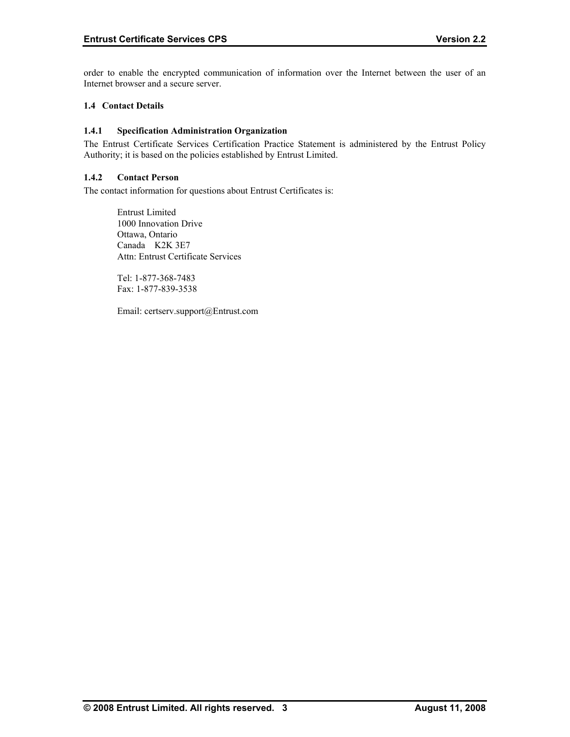order to enable the encrypted communication of information over the Internet between the user of an Internet browser and a secure server.

## 1.4 Contact Details

### 1.4.1 Specification Administration Organization

The Entrust Certificate Services Certification Practice Statement is administered by the Entrust Policy Authority; it is based on the policies established by Entrust Limited.

### 1.4.2 Contact Person

The contact information for questions about Entrust Certificates is:

Entrust Limited
1000 Innovation Drive
Ottawa, Ontario
Canada K2K 3E7
Attn: Entrust Certificate Services

Tel: 1-877-368-7483
Fax: 1-877-839-3538

Email: certserv.support@Entrust.com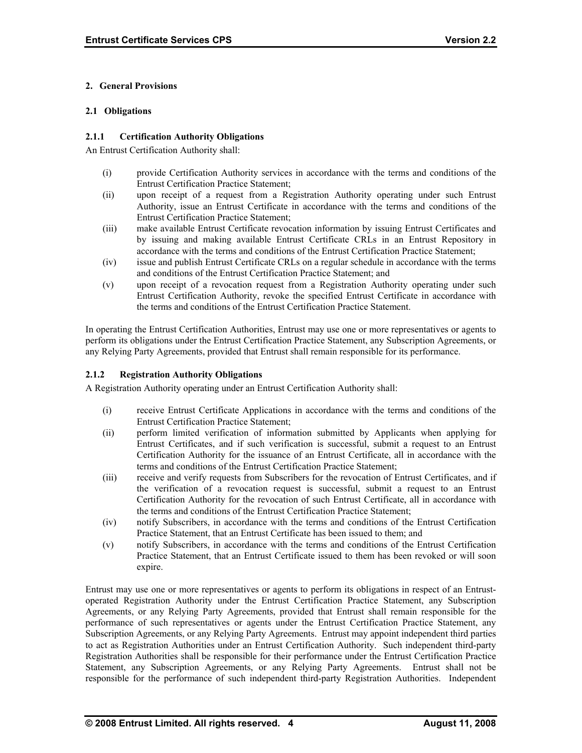## 2. General Provisions

### 2.1 Obligations

#### 2.1.1 Certification Authority Obligations

An Entrust Certification Authority shall:

- (i) provide Certification Authority services in accordance with the terms and conditions of the Entrust Certification Practice Statement;
- (ii) upon receipt of a request from a Registration Authority operating under such Entrust Authority, issue an Entrust Certificate in accordance with the terms and conditions of the Entrust Certification Practice Statement;
- (iii) make available Entrust Certificate revocation information by issuing Entrust Certificates and by issuing and making available Entrust Certificate CRLs in an Entrust Repository in accordance with the terms and conditions of the Entrust Certification Practice Statement;
- (iv) issue and publish Entrust Certificate CRLs on a regular schedule in accordance with the terms and conditions of the Entrust Certification Practice Statement; and
- (v) upon receipt of a revocation request from a Registration Authority operating under such Entrust Certification Authority, revoke the specified Entrust Certificate in accordance with the terms and conditions of the Entrust Certification Practice Statement.

In operating the Entrust Certification Authorities, Entrust may use one or more representatives or agents to perform its obligations under the Entrust Certification Practice Statement, any Subscription Agreements, or any Relying Party Agreements, provided that Entrust shall remain responsible for its performance.

#### 2.1.2 Registration Authority Obligations

A Registration Authority operating under an Entrust Certification Authority shall:

- (i) receive Entrust Certificate Applications in accordance with the terms and conditions of the Entrust Certification Practice Statement;
- (ii) perform limited verification of information submitted by Applicants when applying for Entrust Certificates, and if such verification is successful, submit a request to an Entrust Certification Authority for the issuance of an Entrust Certificate, all in accordance with the terms and conditions of the Entrust Certification Practice Statement;
- (iii) receive and verify requests from Subscribers for the revocation of Entrust Certificates, and if the verification of a revocation request is successful, submit a request to an Entrust Certification Authority for the revocation of such Entrust Certificate, all in accordance with the terms and conditions of the Entrust Certification Practice Statement;
- (iv) notify Subscribers, in accordance with the terms and conditions of the Entrust Certification Practice Statement, that an Entrust Certificate has been issued to them; and
- (v) notify Subscribers, in accordance with the terms and conditions of the Entrust Certification Practice Statement, that an Entrust Certificate issued to them has been revoked or will soon expire.

Entrust may use one or more representatives or agents to perform its obligations in respect of an Entrust-operated Registration Authority under the Entrust Certification Practice Statement, any Subscription Agreements, or any Relying Party Agreements, provided that Entrust shall remain responsible for the performance of such representatives or agents under the Entrust Certification Practice Statement, any Subscription Agreements, or any Relying Party Agreements. Entrust may appoint independent third parties to act as Registration Authorities under an Entrust Certification Authority. Such independent third-party Registration Authorities shall be responsible for their performance under the Entrust Certification Practice Statement, any Subscription Agreements, or any Relying Party Agreements. Entrust shall not be responsible for the performance of such independent third-party Registration Authorities. Independent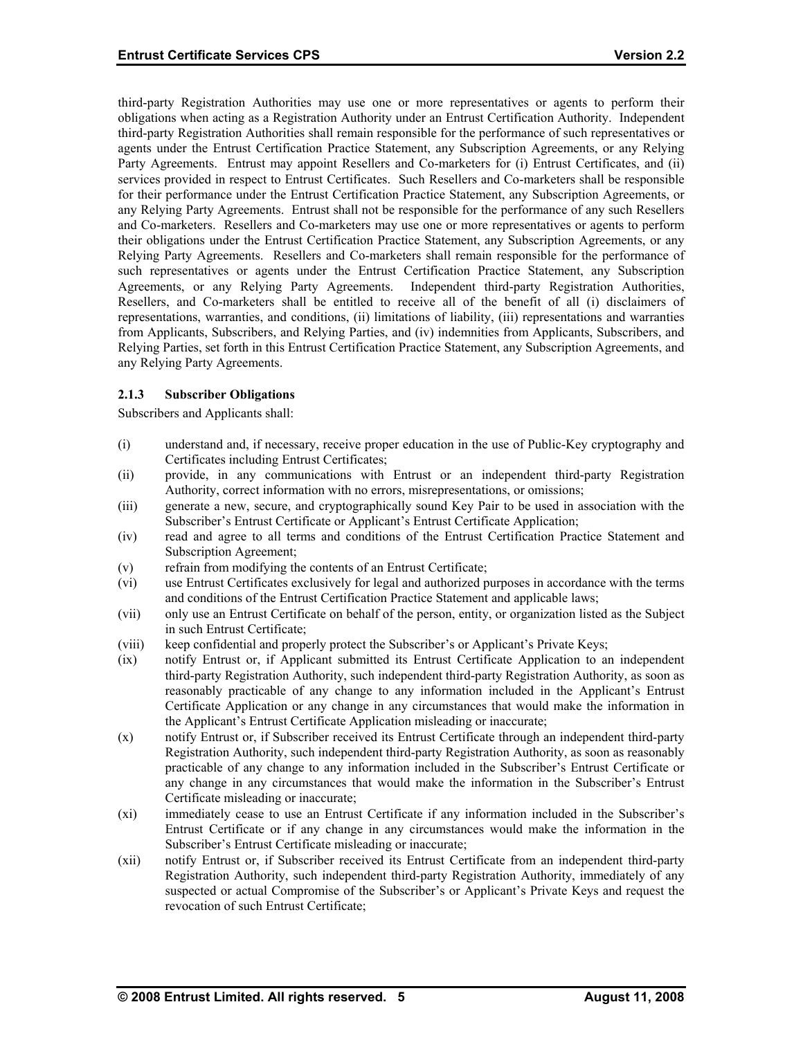third-party Registration Authorities may use one or more representatives or agents to perform their obligations when acting as a Registration Authority under an Entrust Certification Authority. Independent third-party Registration Authorities shall remain responsible for the performance of such representatives or agents under the Entrust Certification Practice Statement, any Subscription Agreements, or any Relying Party Agreements. Entrust may appoint Resellers and Co-marketers for (i) Entrust Certificates, and (ii) services provided in respect to Entrust Certificates. Such Resellers and Co-marketers shall be responsible for their performance under the Entrust Certification Practice Statement, any Subscription Agreements, or any Relying Party Agreements. Entrust shall not be responsible for the performance of any such Resellers and Co-marketers. Resellers and Co-marketers may use one or more representatives or agents to perform their obligations under the Entrust Certification Practice Statement, any Subscription Agreements, or any Relying Party Agreements. Resellers and Co-marketers shall remain responsible for the performance of such representatives or agents under the Entrust Certification Practice Statement, any Subscription Agreements, or any Relying Party Agreements. Independent third-party Registration Authorities, Resellers, and Co-marketers shall be entitled to receive all of the benefit of all (i) disclaimers of representations, warranties, and conditions, (ii) limitations of liability, (iii) representations and warranties from Applicants, Subscribers, and Relying Parties, and (iv) indemnities from Applicants, Subscribers, and Relying Parties, set forth in this Entrust Certification Practice Statement, any Subscription Agreements, and any Relying Party Agreements.

### 2.1.3 Subscriber Obligations

Subscribers and Applicants shall:

(i) understand and, if necessary, receive proper education in the use of Public-Key cryptography and Certificates including Entrust Certificates;

(ii) provide, in any communications with Entrust or an independent third-party Registration Authority, correct information with no errors, misrepresentations, or omissions;

(iii) generate a new, secure, and cryptographically sound Key Pair to be used in association with the Subscriber's Entrust Certificate or Applicant's Entrust Certificate Application;

(iv) read and agree to all terms and conditions of the Entrust Certification Practice Statement and Subscription Agreement;

(v) refrain from modifying the contents of an Entrust Certificate;

(vi) use Entrust Certificates exclusively for legal and authorized purposes in accordance with the terms and conditions of the Entrust Certification Practice Statement and applicable laws;

(vii) only use an Entrust Certificate on behalf of the person, entity, or organization listed as the Subject in such Entrust Certificate;

(viii) keep confidential and properly protect the Subscriber's or Applicant's Private Keys;

(ix) notify Entrust or, if Applicant submitted its Entrust Certificate Application to an independent third-party Registration Authority, such independent third-party Registration Authority, as soon as reasonably practicable of any change to any information included in the Applicant's Entrust Certificate Application or any change in any circumstances that would make the information in the Applicant's Entrust Certificate Application misleading or inaccurate;

(x) notify Entrust or, if Subscriber received its Entrust Certificate through an independent third-party Registration Authority, such independent third-party Registration Authority, as soon as reasonably practicable of any change to any information included in the Subscriber's Entrust Certificate or any change in any circumstances that would make the information in the Subscriber's Entrust Certificate misleading or inaccurate;

(xi) immediately cease to use an Entrust Certificate if any information included in the Subscriber's Entrust Certificate or if any change in any circumstances would make the information in the Subscriber's Entrust Certificate misleading or inaccurate;

(xii) notify Entrust or, if Subscriber received its Entrust Certificate from an independent third-party Registration Authority, such independent third-party Registration Authority, immediately of any suspected or actual Compromise of the Subscriber's or Applicant's Private Keys and request the revocation of such Entrust Certificate;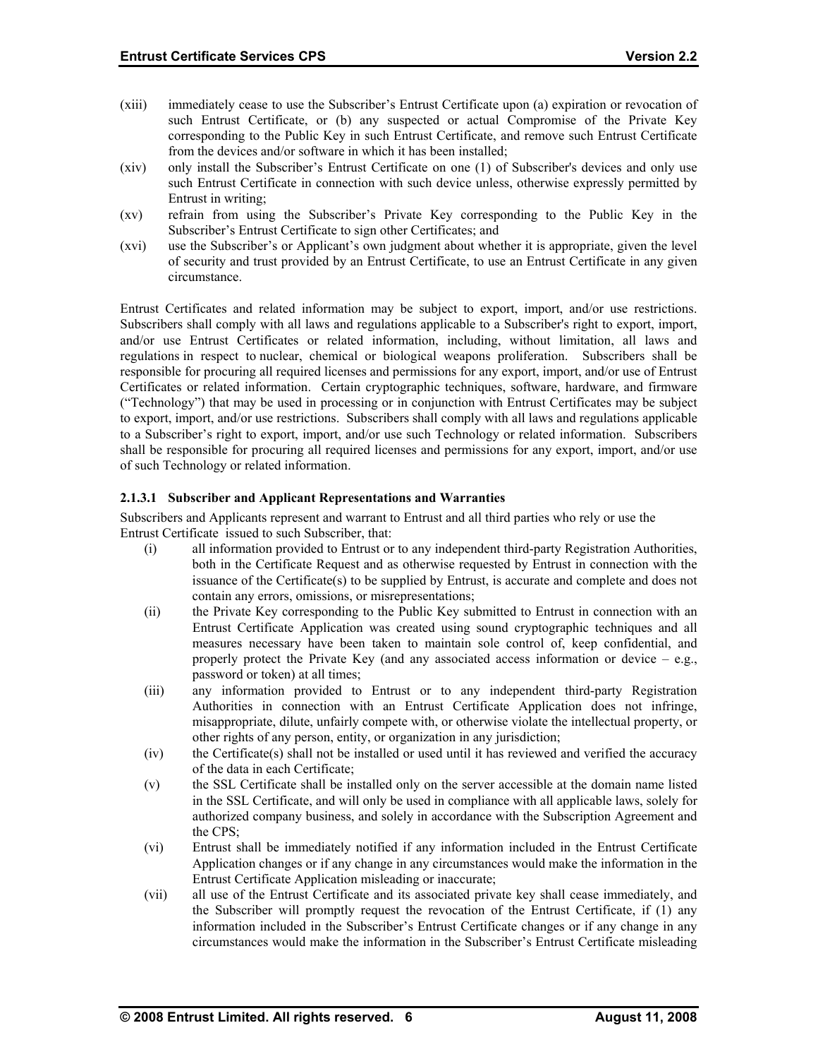(xiii) immediately cease to use the Subscriber's Entrust Certificate upon (a) expiration or revocation of such Entrust Certificate, or (b) any suspected or actual Compromise of the Private Key corresponding to the Public Key in such Entrust Certificate, and remove such Entrust Certificate from the devices and/or software in which it has been installed;

(xiv) only install the Subscriber's Entrust Certificate on one (1) of Subscriber's devices and only use such Entrust Certificate in connection with such device unless, otherwise expressly permitted by Entrust in writing;

(xv) refrain from using the Subscriber's Private Key corresponding to the Public Key in the Subscriber's Entrust Certificate to sign other Certificates; and

(xvi) use the Subscriber's or Applicant's own judgment about whether it is appropriate, given the level of security and trust provided by an Entrust Certificate, to use an Entrust Certificate in any given circumstance.

Entrust Certificates and related information may be subject to export, import, and/or use restrictions. Subscribers shall comply with all laws and regulations applicable to a Subscriber's right to export, import, and/or use Entrust Certificates or related information, including, without limitation, all laws and regulations in respect to nuclear, chemical or biological weapons proliferation. Subscribers shall be responsible for procuring all required licenses and permissions for any export, import, and/or use of Entrust Certificates or related information. Certain cryptographic techniques, software, hardware, and firmware ("Technology") that may be used in processing or in conjunction with Entrust Certificates may be subject to export, import, and/or use restrictions. Subscribers shall comply with all laws and regulations applicable to a Subscriber's right to export, import, and/or use such Technology or related information. Subscribers shall be responsible for procuring all required licenses and permissions for any export, import, and/or use of such Technology or related information.

#### 2.1.3.1 Subscriber and Applicant Representations and Warranties

Subscribers and Applicants represent and warrant to Entrust and all third parties who rely or use the Entrust Certificate issued to such Subscriber, that:

(i) all information provided to Entrust or to any independent third-party Registration Authorities, both in the Certificate Request and as otherwise requested by Entrust in connection with the issuance of the Certificate(s) to be supplied by Entrust, is accurate and complete and does not contain any errors, omissions, or misrepresentations;

(ii) the Private Key corresponding to the Public Key submitted to Entrust in connection with an Entrust Certificate Application was created using sound cryptographic techniques and all measures necessary have been taken to maintain sole control of, keep confidential, and properly protect the Private Key (and any associated access information or device – e.g., password or token) at all times;

(iii) any information provided to Entrust or to any independent third-party Registration Authorities in connection with an Entrust Certificate Application does not infringe, misappropriate, dilute, unfairly compete with, or otherwise violate the intellectual property, or other rights of any person, entity, or organization in any jurisdiction;

(iv) the Certificate(s) shall not be installed or used until it has reviewed and verified the accuracy of the data in each Certificate;

(v) the SSL Certificate shall be installed only on the server accessible at the domain name listed in the SSL Certificate, and will only be used in compliance with all applicable laws, solely for authorized company business, and solely in accordance with the Subscription Agreement and the CPS;

(vi) Entrust shall be immediately notified if any information included in the Entrust Certificate Application changes or if any change in any circumstances would make the information in the Entrust Certificate Application misleading or inaccurate;

(vii) all use of the Entrust Certificate and its associated private key shall cease immediately, and the Subscriber will promptly request the revocation of the Entrust Certificate, if (1) any information included in the Subscriber's Entrust Certificate changes or if any change in any circumstances would make the information in the Subscriber's Entrust Certificate misleading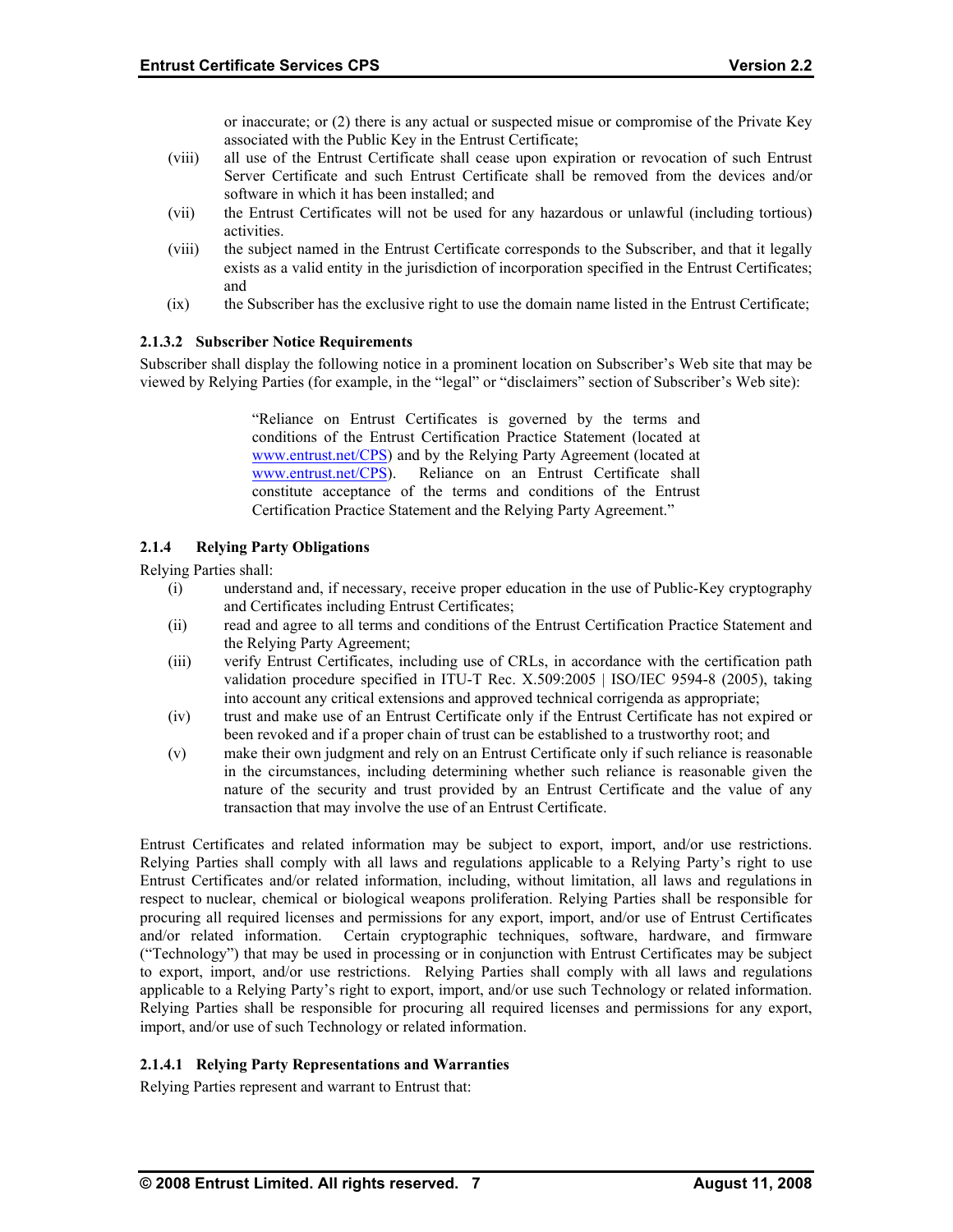or inaccurate; or (2) there is any actual or suspected misue or compromise of the Private Key associated with the Public Key in the Entrust Certificate;

(viii) all use of the Entrust Certificate shall cease upon expiration or revocation of such Entrust Server Certificate and such Entrust Certificate shall be removed from the devices and/or software in which it has been installed; and

(vii) the Entrust Certificates will not be used for any hazardous or unlawful (including tortious) activities.

(viii) the subject named in the Entrust Certificate corresponds to the Subscriber, and that it legally exists as a valid entity in the jurisdiction of incorporation specified in the Entrust Certificates; and

(ix) the Subscriber has the exclusive right to use the domain name listed in the Entrust Certificate;

#### 2.1.3.2 Subscriber Notice Requirements

Subscriber shall display the following notice in a prominent location on Subscriber's Web site that may be viewed by Relying Parties (for example, in the "legal" or "disclaimers" section of Subscriber's Web site):

> "Reliance on Entrust Certificates is governed by the terms and conditions of the Entrust Certification Practice Statement (located at www.entrust.net/CPS) and by the Relying Party Agreement (located at www.entrust.net/CPS). Reliance on an Entrust Certificate shall constitute acceptance of the terms and conditions of the Entrust Certification Practice Statement and the Relying Party Agreement."

### 2.1.4 Relying Party Obligations

Relying Parties shall:

(i) understand and, if necessary, receive proper education in the use of Public-Key cryptography and Certificates including Entrust Certificates;

(ii) read and agree to all terms and conditions of the Entrust Certification Practice Statement and the Relying Party Agreement;

(iii) verify Entrust Certificates, including use of CRLs, in accordance with the certification path validation procedure specified in ITU-T Rec. X.509:2005 | ISO/IEC 9594-8 (2005), taking into account any critical extensions and approved technical corrigenda as appropriate;

(iv) trust and make use of an Entrust Certificate only if the Entrust Certificate has not expired or been revoked and if a proper chain of trust can be established to a trustworthy root; and

(v) make their own judgment and rely on an Entrust Certificate only if such reliance is reasonable in the circumstances, including determining whether such reliance is reasonable given the nature of the security and trust provided by an Entrust Certificate and the value of any transaction that may involve the use of an Entrust Certificate.

Entrust Certificates and related information may be subject to export, import, and/or use restrictions. Relying Parties shall comply with all laws and regulations applicable to a Relying Party's right to use Entrust Certificates and/or related information, including, without limitation, all laws and regulations in respect to nuclear, chemical or biological weapons proliferation. Relying Parties shall be responsible for procuring all required licenses and permissions for any export, import, and/or use of Entrust Certificates and/or related information. Certain cryptographic techniques, software, hardware, and firmware ("Technology") that may be used in processing or in conjunction with Entrust Certificates may be subject to export, import, and/or use restrictions. Relying Parties shall comply with all laws and regulations applicable to a Relying Party's right to export, import, and/or use such Technology or related information. Relying Parties shall be responsible for procuring all required licenses and permissions for any export, import, and/or use of such Technology or related information.

#### 2.1.4.1 Relying Party Representations and Warranties

Relying Parties represent and warrant to Entrust that: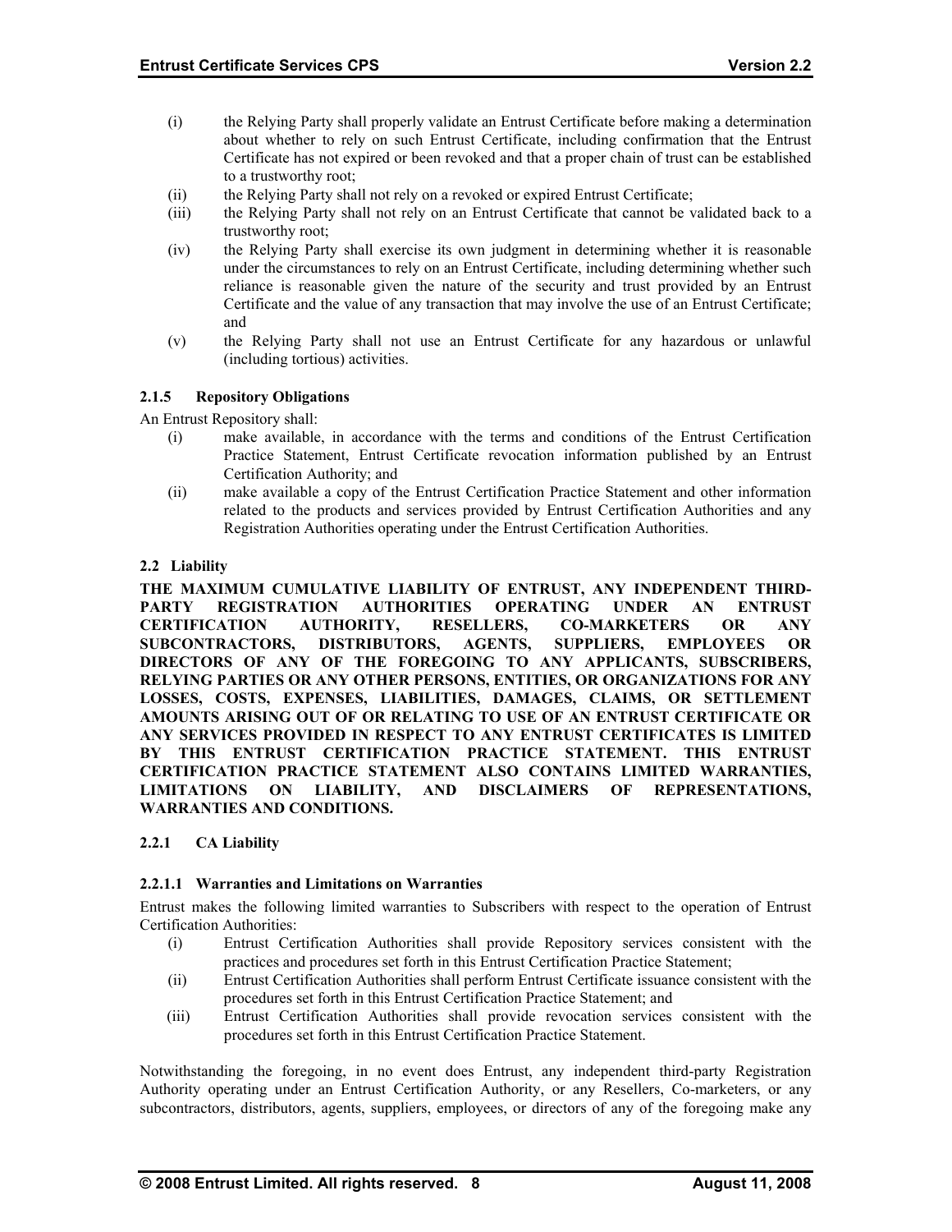(i) the Relying Party shall properly validate an Entrust Certificate before making a determination about whether to rely on such Entrust Certificate, including confirmation that the Entrust Certificate has not expired or been revoked and that a proper chain of trust can be established to a trustworthy root;

(ii) the Relying Party shall not rely on a revoked or expired Entrust Certificate;

(iii) the Relying Party shall not rely on an Entrust Certificate that cannot be validated back to a trustworthy root;

(iv) the Relying Party shall exercise its own judgment in determining whether it is reasonable under the circumstances to rely on an Entrust Certificate, including determining whether such reliance is reasonable given the nature of the security and trust provided by an Entrust Certificate and the value of any transaction that may involve the use of an Entrust Certificate; and

(v) the Relying Party shall not use an Entrust Certificate for any hazardous or unlawful (including tortious) activities.

#### 2.1.5 Repository Obligations

An Entrust Repository shall:

(i) make available, in accordance with the terms and conditions of the Entrust Certification Practice Statement, Entrust Certificate revocation information published by an Entrust Certification Authority; and

(ii) make available a copy of the Entrust Certification Practice Statement and other information related to the products and services provided by Entrust Certification Authorities and any Registration Authorities operating under the Entrust Certification Authorities.

### 2.2 Liability

**THE MAXIMUM CUMULATIVE LIABILITY OF ENTRUST, ANY INDEPENDENT THIRD-PARTY REGISTRATION AUTHORITIES OPERATING UNDER AN ENTRUST CERTIFICATION AUTHORITY, RESELLERS, CO-MARKETERS OR ANY SUBCONTRACTORS, DISTRIBUTORS, AGENTS, SUPPLIERS, EMPLOYEES OR DIRECTORS OF ANY OF THE FOREGOING TO ANY APPLICANTS, SUBSCRIBERS, RELYING PARTIES OR ANY OTHER PERSONS, ENTITIES, OR ORGANIZATIONS FOR ANY LOSSES, COSTS, EXPENSES, LIABILITIES, DAMAGES, CLAIMS, OR SETTLEMENT AMOUNTS ARISING OUT OF OR RELATING TO USE OF AN ENTRUST CERTIFICATE OR ANY SERVICES PROVIDED IN RESPECT TO ANY ENTRUST CERTIFICATES IS LIMITED BY THIS ENTRUST CERTIFICATION PRACTICE STATEMENT. THIS ENTRUST CERTIFICATION PRACTICE STATEMENT ALSO CONTAINS LIMITED WARRANTIES, LIMITATIONS ON LIABILITY, AND DISCLAIMERS OF REPRESENTATIONS, WARRANTIES AND CONDITIONS.**

#### 2.2.1 CA Liability

##### 2.2.1.1 Warranties and Limitations on Warranties

Entrust makes the following limited warranties to Subscribers with respect to the operation of Entrust Certification Authorities:

(i) Entrust Certification Authorities shall provide Repository services consistent with the practices and procedures set forth in this Entrust Certification Practice Statement;

(ii) Entrust Certification Authorities shall perform Entrust Certificate issuance consistent with the procedures set forth in this Entrust Certification Practice Statement; and

(iii) Entrust Certification Authorities shall provide revocation services consistent with the procedures set forth in this Entrust Certification Practice Statement.

Notwithstanding the foregoing, in no event does Entrust, any independent third-party Registration Authority operating under an Entrust Certification Authority, or any Resellers, Co-marketers, or any subcontractors, distributors, agents, suppliers, employees, or directors of any of the foregoing make any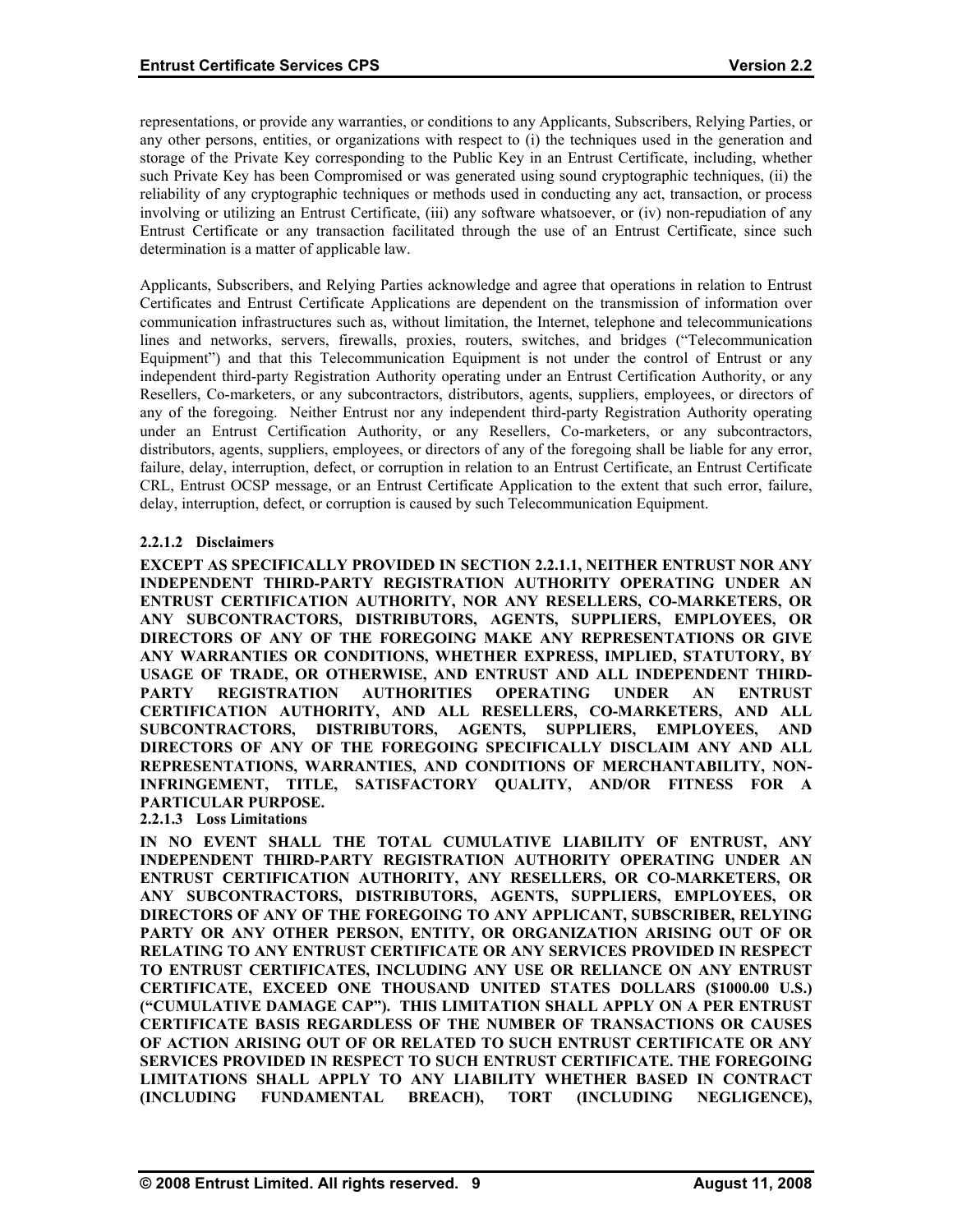representations, or provide any warranties, or conditions to any Applicants, Subscribers, Relying Parties, or any other persons, entities, or organizations with respect to (i) the techniques used in the generation and storage of the Private Key corresponding to the Public Key in an Entrust Certificate, including, whether such Private Key has been Compromised or was generated using sound cryptographic techniques, (ii) the reliability of any cryptographic techniques or methods used in conducting any act, transaction, or process involving or utilizing an Entrust Certificate, (iii) any software whatsoever, or (iv) non-repudiation of any Entrust Certificate or any transaction facilitated through the use of an Entrust Certificate, since such determination is a matter of applicable law.

Applicants, Subscribers, and Relying Parties acknowledge and agree that operations in relation to Entrust Certificates and Entrust Certificate Applications are dependent on the transmission of information over communication infrastructures such as, without limitation, the Internet, telephone and telecommunications lines and networks, servers, firewalls, proxies, routers, switches, and bridges ("Telecommunication Equipment") and that this Telecommunication Equipment is not under the control of Entrust or any independent third-party Registration Authority operating under an Entrust Certification Authority, or any Resellers, Co-marketers, or any subcontractors, distributors, agents, suppliers, employees, or directors of any of the foregoing. Neither Entrust nor any independent third-party Registration Authority operating under an Entrust Certification Authority, or any Resellers, Co-marketers, or any subcontractors, distributors, agents, suppliers, employees, or directors of any of the foregoing shall be liable for any error, failure, delay, interruption, defect, or corruption in relation to an Entrust Certificate, an Entrust Certificate CRL, Entrust OCSP message, or an Entrust Certificate Application to the extent that such error, failure, delay, interruption, defect, or corruption is caused by such Telecommunication Equipment.

#### 2.2.1.2 Disclaimers

**EXCEPT AS SPECIFICALLY PROVIDED IN SECTION 2.2.1.1, NEITHER ENTRUST NOR ANY INDEPENDENT THIRD-PARTY REGISTRATION AUTHORITY OPERATING UNDER AN ENTRUST CERTIFICATION AUTHORITY, NOR ANY RESELLERS, CO-MARKETERS, OR ANY SUBCONTRACTORS, DISTRIBUTORS, AGENTS, SUPPLIERS, EMPLOYEES, OR DIRECTORS OF ANY OF THE FOREGOING MAKE ANY REPRESENTATIONS OR GIVE ANY WARRANTIES OR CONDITIONS, WHETHER EXPRESS, IMPLIED, STATUTORY, BY USAGE OF TRADE, OR OTHERWISE, AND ENTRUST AND ALL INDEPENDENT THIRD-PARTY REGISTRATION AUTHORITIES OPERATING UNDER AN ENTRUST CERTIFICATION AUTHORITY, AND ALL RESELLERS, CO-MARKETERS, AND ALL SUBCONTRACTORS, DISTRIBUTORS, AGENTS, SUPPLIERS, EMPLOYEES, AND DIRECTORS OF ANY OF THE FOREGOING SPECIFICALLY DISCLAIM ANY AND ALL REPRESENTATIONS, WARRANTIES, AND CONDITIONS OF MERCHANTABILITY, NON-INFRINGEMENT, TITLE, SATISFACTORY QUALITY, AND/OR FITNESS FOR A PARTICULAR PURPOSE.**

#### 2.2.1.3 Loss Limitations

**IN NO EVENT SHALL THE TOTAL CUMULATIVE LIABILITY OF ENTRUST, ANY INDEPENDENT THIRD-PARTY REGISTRATION AUTHORITY OPERATING UNDER AN ENTRUST CERTIFICATION AUTHORITY, ANY RESELLERS, OR CO-MARKETERS, OR ANY SUBCONTRACTORS, DISTRIBUTORS, AGENTS, SUPPLIERS, EMPLOYEES, OR DIRECTORS OF ANY OF THE FOREGOING TO ANY APPLICANT, SUBSCRIBER, RELYING PARTY OR ANY OTHER PERSON, ENTITY, OR ORGANIZATION ARISING OUT OF OR RELATING TO ANY ENTRUST CERTIFICATE OR ANY SERVICES PROVIDED IN RESPECT TO ENTRUST CERTIFICATES, INCLUDING ANY USE OR RELIANCE ON ANY ENTRUST CERTIFICATE, EXCEED ONE THOUSAND UNITED STATES DOLLARS ($1000.00 U.S.) ("CUMULATIVE DAMAGE CAP"). THIS LIMITATION SHALL APPLY ON A PER ENTRUST CERTIFICATE BASIS REGARDLESS OF THE NUMBER OF TRANSACTIONS OR CAUSES OF ACTION ARISING OUT OF OR RELATED TO SUCH ENTRUST CERTIFICATE OR ANY SERVICES PROVIDED IN RESPECT TO SUCH ENTRUST CERTIFICATE. THE FOREGOING LIMITATIONS SHALL APPLY TO ANY LIABILITY WHETHER BASED IN CONTRACT (INCLUDING FUNDAMENTAL BREACH), TORT (INCLUDING NEGLIGENCE),**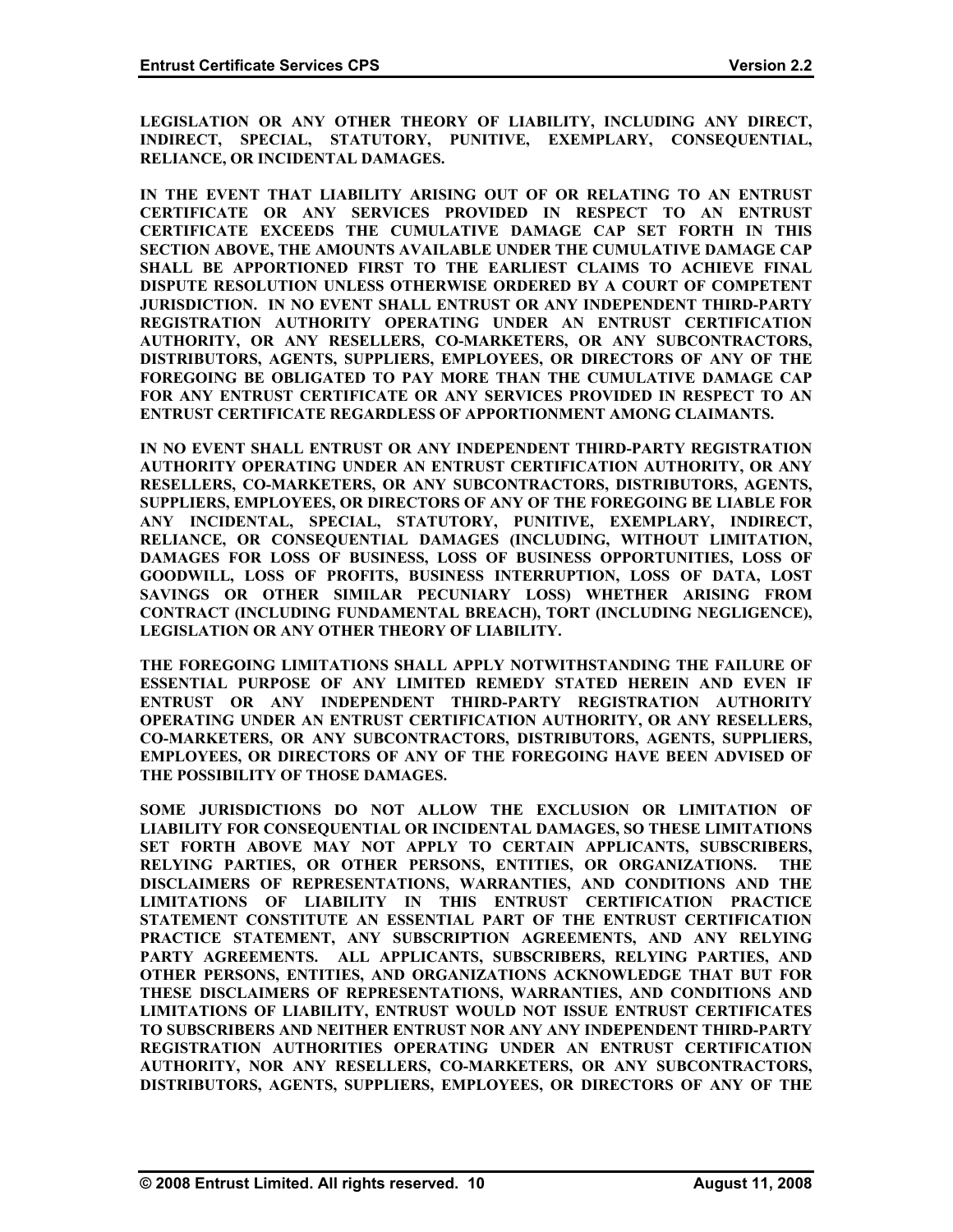**LEGISLATION OR ANY OTHER THEORY OF LIABILITY, INCLUDING ANY DIRECT, INDIRECT, SPECIAL, STATUTORY, PUNITIVE, EXEMPLARY, CONSEQUENTIAL, RELIANCE, OR INCIDENTAL DAMAGES.**

**IN THE EVENT THAT LIABILITY ARISING OUT OF OR RELATING TO AN ENTRUST CERTIFICATE OR ANY SERVICES PROVIDED IN RESPECT TO AN ENTRUST CERTIFICATE EXCEEDS THE CUMULATIVE DAMAGE CAP SET FORTH IN THIS SECTION ABOVE, THE AMOUNTS AVAILABLE UNDER THE CUMULATIVE DAMAGE CAP SHALL BE APPORTIONED FIRST TO THE EARLIEST CLAIMS TO ACHIEVE FINAL DISPUTE RESOLUTION UNLESS OTHERWISE ORDERED BY A COURT OF COMPETENT JURISDICTION. IN NO EVENT SHALL ENTRUST OR ANY INDEPENDENT THIRD-PARTY REGISTRATION AUTHORITY OPERATING UNDER AN ENTRUST CERTIFICATION AUTHORITY, OR ANY RESELLERS, CO-MARKETERS, OR ANY SUBCONTRACTORS, DISTRIBUTORS, AGENTS, SUPPLIERS, EMPLOYEES, OR DIRECTORS OF ANY OF THE FOREGOING BE OBLIGATED TO PAY MORE THAN THE CUMULATIVE DAMAGE CAP FOR ANY ENTRUST CERTIFICATE OR ANY SERVICES PROVIDED IN RESPECT TO AN ENTRUST CERTIFICATE REGARDLESS OF APPORTIONMENT AMONG CLAIMANTS.**

**IN NO EVENT SHALL ENTRUST OR ANY INDEPENDENT THIRD-PARTY REGISTRATION AUTHORITY OPERATING UNDER AN ENTRUST CERTIFICATION AUTHORITY, OR ANY RESELLERS, CO-MARKETERS, OR ANY SUBCONTRACTORS, DISTRIBUTORS, AGENTS, SUPPLIERS, EMPLOYEES, OR DIRECTORS OF ANY OF THE FOREGOING BE LIABLE FOR ANY INCIDENTAL, SPECIAL, STATUTORY, PUNITIVE, EXEMPLARY, INDIRECT, RELIANCE, OR CONSEQUENTIAL DAMAGES (INCLUDING, WITHOUT LIMITATION, DAMAGES FOR LOSS OF BUSINESS, LOSS OF BUSINESS OPPORTUNITIES, LOSS OF GOODWILL, LOSS OF PROFITS, BUSINESS INTERRUPTION, LOSS OF DATA, LOST SAVINGS OR OTHER SIMILAR PECUNIARY LOSS) WHETHER ARISING FROM CONTRACT (INCLUDING FUNDAMENTAL BREACH), TORT (INCLUDING NEGLIGENCE), LEGISLATION OR ANY OTHER THEORY OF LIABILITY.**

**THE FOREGOING LIMITATIONS SHALL APPLY NOTWITHSTANDING THE FAILURE OF ESSENTIAL PURPOSE OF ANY LIMITED REMEDY STATED HEREIN AND EVEN IF ENTRUST OR ANY INDEPENDENT THIRD-PARTY REGISTRATION AUTHORITY OPERATING UNDER AN ENTRUST CERTIFICATION AUTHORITY, OR ANY RESELLERS, CO-MARKETERS, OR ANY SUBCONTRACTORS, DISTRIBUTORS, AGENTS, SUPPLIERS, EMPLOYEES, OR DIRECTORS OF ANY OF THE FOREGOING HAVE BEEN ADVISED OF THE POSSIBILITY OF THOSE DAMAGES.**

**SOME JURISDICTIONS DO NOT ALLOW THE EXCLUSION OR LIMITATION OF LIABILITY FOR CONSEQUENTIAL OR INCIDENTAL DAMAGES, SO THESE LIMITATIONS SET FORTH ABOVE MAY NOT APPLY TO CERTAIN APPLICANTS, SUBSCRIBERS, RELYING PARTIES, OR OTHER PERSONS, ENTITIES, OR ORGANIZATIONS. THE DISCLAIMERS OF REPRESENTATIONS, WARRANTIES, AND CONDITIONS AND THE LIMITATIONS OF LIABILITY IN THIS ENTRUST CERTIFICATION PRACTICE STATEMENT CONSTITUTE AN ESSENTIAL PART OF THE ENTRUST CERTIFICATION PRACTICE STATEMENT, ANY SUBSCRIPTION AGREEMENTS, AND ANY RELYING PARTY AGREEMENTS. ALL APPLICANTS, SUBSCRIBERS, RELYING PARTIES, AND OTHER PERSONS, ENTITIES, AND ORGANIZATIONS ACKNOWLEDGE THAT BUT FOR THESE DISCLAIMERS OF REPRESENTATIONS, WARRANTIES, AND CONDITIONS AND LIMITATIONS OF LIABILITY, ENTRUST WOULD NOT ISSUE ENTRUST CERTIFICATES TO SUBSCRIBERS AND NEITHER ENTRUST NOR ANY ANY INDEPENDENT THIRD-PARTY REGISTRATION AUTHORITIES OPERATING UNDER AN ENTRUST CERTIFICATION AUTHORITY, NOR ANY RESELLERS, CO-MARKETERS, OR ANY SUBCONTRACTORS, DISTRIBUTORS, AGENTS, SUPPLIERS, EMPLOYEES, OR DIRECTORS OF ANY OF THE**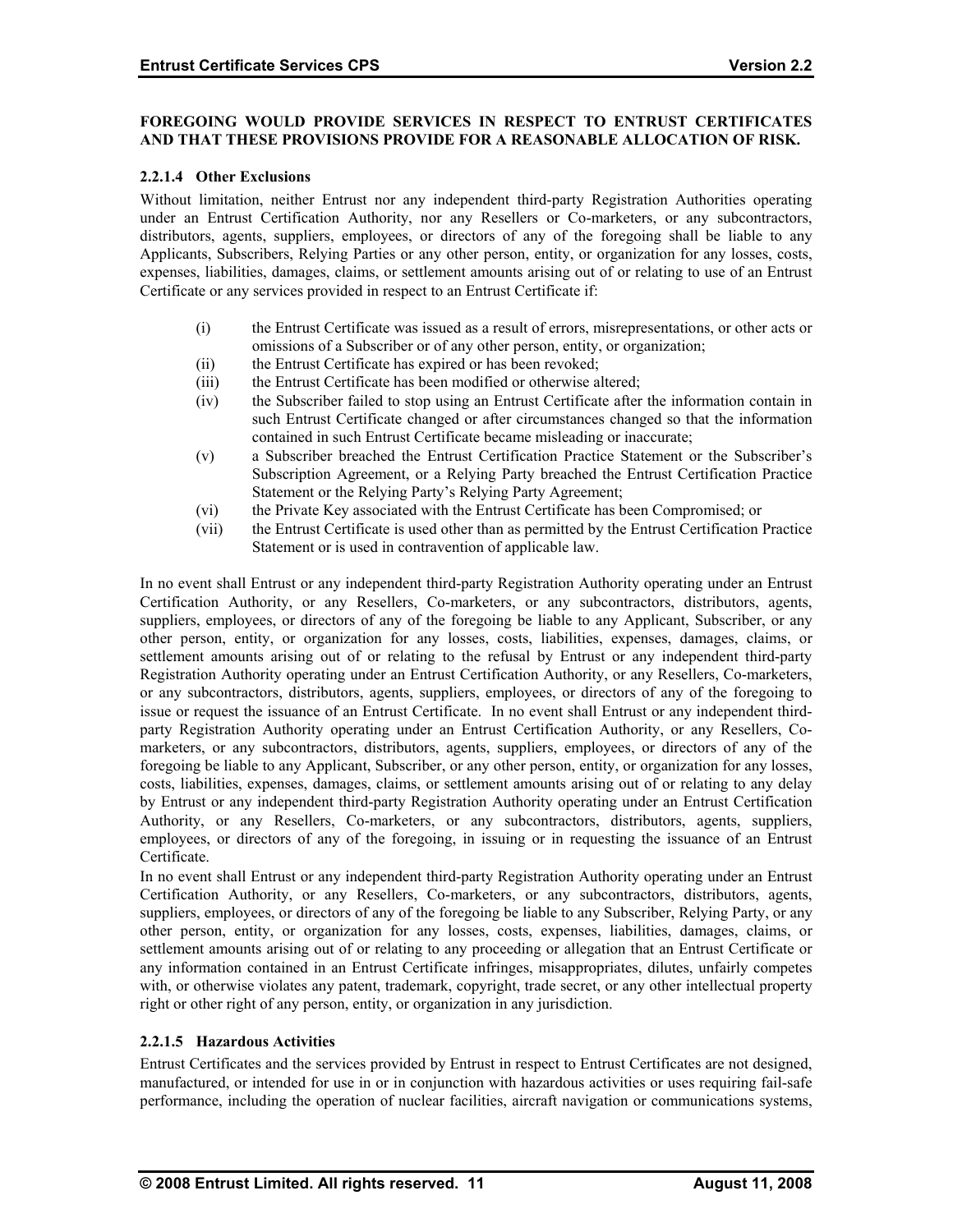**FOREGOING WOULD PROVIDE SERVICES IN RESPECT TO ENTRUST CERTIFICATES AND THAT THESE PROVISIONS PROVIDE FOR A REASONABLE ALLOCATION OF RISK.**

#### 2.2.1.4 Other Exclusions

Without limitation, neither Entrust nor any independent third-party Registration Authorities operating under an Entrust Certification Authority, nor any Resellers or Co-marketers, or any subcontractors, distributors, agents, suppliers, employees, or directors of any of the foregoing shall be liable to any Applicants, Subscribers, Relying Parties or any other person, entity, or organization for any losses, costs, expenses, liabilities, damages, claims, or settlement amounts arising out of or relating to use of an Entrust Certificate or any services provided in respect to an Entrust Certificate if:

(i) the Entrust Certificate was issued as a result of errors, misrepresentations, or other acts or omissions of a Subscriber or of any other person, entity, or organization;

(ii) the Entrust Certificate has expired or has been revoked;

(iii) the Entrust Certificate has been modified or otherwise altered;

(iv) the Subscriber failed to stop using an Entrust Certificate after the information contain in such Entrust Certificate changed or after circumstances changed so that the information contained in such Entrust Certificate became misleading or inaccurate;

(v) a Subscriber breached the Entrust Certification Practice Statement or the Subscriber's Subscription Agreement, or a Relying Party breached the Entrust Certification Practice Statement or the Relying Party's Relying Party Agreement;

(vi) the Private Key associated with the Entrust Certificate has been Compromised; or

(vii) the Entrust Certificate is used other than as permitted by the Entrust Certification Practice Statement or is used in contravention of applicable law.

In no event shall Entrust or any independent third-party Registration Authority operating under an Entrust Certification Authority, or any Resellers, Co-marketers, or any subcontractors, distributors, agents, suppliers, employees, or directors of any of the foregoing be liable to any Applicant, Subscriber, or any other person, entity, or organization for any losses, costs, liabilities, expenses, damages, claims, or settlement amounts arising out of or relating to the refusal by Entrust or any independent third-party Registration Authority operating under an Entrust Certification Authority, or any Resellers, Co-marketers, or any subcontractors, distributors, agents, suppliers, employees, or directors of any of the foregoing to issue or request the issuance of an Entrust Certificate. In no event shall Entrust or any independent third-party Registration Authority operating under an Entrust Certification Authority, or any Resellers, Co-marketers, or any subcontractors, distributors, agents, suppliers, employees, or directors of any of the foregoing be liable to any Applicant, Subscriber, or any other person, entity, or organization for any losses, costs, liabilities, expenses, damages, claims, or settlement amounts arising out of or relating to any delay by Entrust or any independent third-party Registration Authority operating under an Entrust Certification Authority, or any Resellers, Co-marketers, or any subcontractors, distributors, agents, suppliers, employees, or directors of any of the foregoing, in issuing or in requesting the issuance of an Entrust Certificate.

In no event shall Entrust or any independent third-party Registration Authority operating under an Entrust Certification Authority, or any Resellers, Co-marketers, or any subcontractors, distributors, agents, suppliers, employees, or directors of any of the foregoing be liable to any Subscriber, Relying Party, or any other person, entity, or organization for any losses, costs, expenses, liabilities, damages, claims, or settlement amounts arising out of or relating to any proceeding or allegation that an Entrust Certificate or any information contained in an Entrust Certificate infringes, misappropriates, dilutes, unfairly competes with, or otherwise violates any patent, trademark, copyright, trade secret, or any other intellectual property right or other right of any person, entity, or organization in any jurisdiction.

#### 2.2.1.5 Hazardous Activities

Entrust Certificates and the services provided by Entrust in respect to Entrust Certificates are not designed, manufactured, or intended for use in or in conjunction with hazardous activities or uses requiring fail-safe performance, including the operation of nuclear facilities, aircraft navigation or communications systems,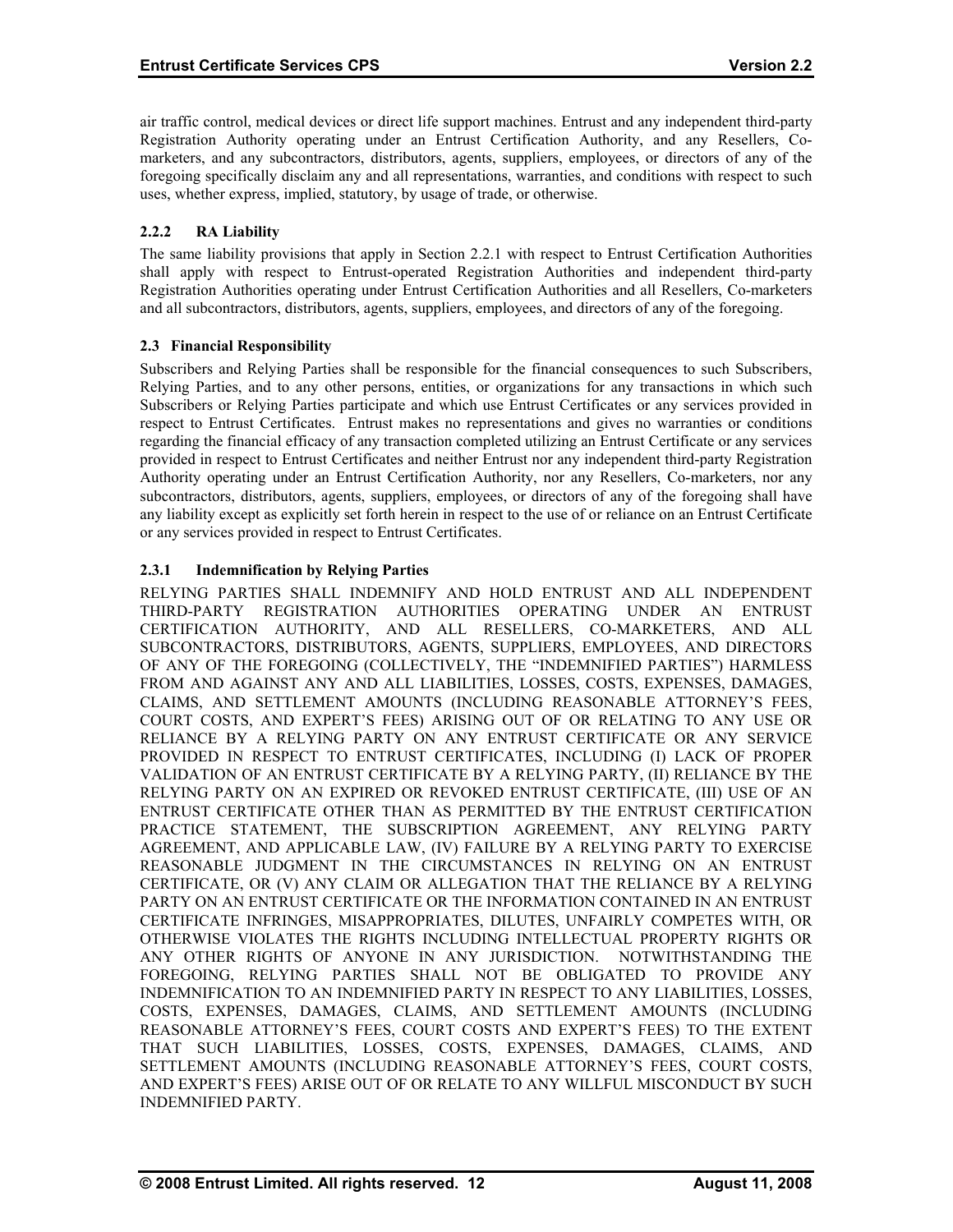air traffic control, medical devices or direct life support machines. Entrust and any independent third-party Registration Authority operating under an Entrust Certification Authority, and any Resellers, Co-marketers, and any subcontractors, distributors, agents, suppliers, employees, or directors of any of the foregoing specifically disclaim any and all representations, warranties, and conditions with respect to such uses, whether express, implied, statutory, by usage of trade, or otherwise.

#### 2.2.2 RA Liability

The same liability provisions that apply in Section 2.2.1 with respect to Entrust Certification Authorities shall apply with respect to Entrust-operated Registration Authorities and independent third-party Registration Authorities operating under Entrust Certification Authorities and all Resellers, Co-marketers and all subcontractors, distributors, agents, suppliers, employees, and directors of any of the foregoing.

### 2.3 Financial Responsibility

Subscribers and Relying Parties shall be responsible for the financial consequences to such Subscribers, Relying Parties, and to any other persons, entities, or organizations for any transactions in which such Subscribers or Relying Parties participate and which use Entrust Certificates or any services provided in respect to Entrust Certificates. Entrust makes no representations and gives no warranties or conditions regarding the financial efficacy of any transaction completed utilizing an Entrust Certificate or any services provided in respect to Entrust Certificates and neither Entrust nor any independent third-party Registration Authority operating under an Entrust Certification Authority, nor any Resellers, Co-marketers, nor any subcontractors, distributors, agents, suppliers, employees, or directors of any of the foregoing shall have any liability except as explicitly set forth herein in respect to the use of or reliance on an Entrust Certificate or any services provided in respect to Entrust Certificates.

#### 2.3.1 Indemnification by Relying Parties

RELYING PARTIES SHALL INDEMNIFY AND HOLD ENTRUST AND ALL INDEPENDENT THIRD-PARTY REGISTRATION AUTHORITIES OPERATING UNDER AN ENTRUST CERTIFICATION AUTHORITY, AND ALL RESELLERS, CO-MARKETERS, AND ALL SUBCONTRACTORS, DISTRIBUTORS, AGENTS, SUPPLIERS, EMPLOYEES, AND DIRECTORS OF ANY OF THE FOREGOING (COLLECTIVELY, THE "INDEMNIFIED PARTIES") HARMLESS FROM AND AGAINST ANY AND ALL LIABILITIES, LOSSES, COSTS, EXPENSES, DAMAGES, CLAIMS, AND SETTLEMENT AMOUNTS (INCLUDING REASONABLE ATTORNEY'S FEES, COURT COSTS, AND EXPERT'S FEES) ARISING OUT OF OR RELATING TO ANY USE OR RELIANCE BY A RELYING PARTY ON ANY ENTRUST CERTIFICATE OR ANY SERVICE PROVIDED IN RESPECT TO ENTRUST CERTIFICATES, INCLUDING (I) LACK OF PROPER VALIDATION OF AN ENTRUST CERTIFICATE BY A RELYING PARTY, (II) RELIANCE BY THE RELYING PARTY ON AN EXPIRED OR REVOKED ENTRUST CERTIFICATE, (III) USE OF AN ENTRUST CERTIFICATE OTHER THAN AS PERMITTED BY THE ENTRUST CERTIFICATION PRACTICE STATEMENT, THE SUBSCRIPTION AGREEMENT, ANY RELYING PARTY AGREEMENT, AND APPLICABLE LAW, (IV) FAILURE BY A RELYING PARTY TO EXERCISE REASONABLE JUDGMENT IN THE CIRCUMSTANCES IN RELYING ON AN ENTRUST CERTIFICATE, OR (V) ANY CLAIM OR ALLEGATION THAT THE RELIANCE BY A RELYING PARTY ON AN ENTRUST CERTIFICATE OR THE INFORMATION CONTAINED IN AN ENTRUST CERTIFICATE INFRINGES, MISAPPROPRIATES, DILUTES, UNFAIRLY COMPETES WITH, OR OTHERWISE VIOLATES THE RIGHTS INCLUDING INTELLECTUAL PROPERTY RIGHTS OR ANY OTHER RIGHTS OF ANYONE IN ANY JURISDICTION. NOTWITHSTANDING THE FOREGOING, RELYING PARTIES SHALL NOT BE OBLIGATED TO PROVIDE ANY INDEMNIFICATION TO AN INDEMNIFIED PARTY IN RESPECT TO ANY LIABILITIES, LOSSES, COSTS, EXPENSES, DAMAGES, CLAIMS, AND SETTLEMENT AMOUNTS (INCLUDING REASONABLE ATTORNEY'S FEES, COURT COSTS AND EXPERT'S FEES) TO THE EXTENT THAT SUCH LIABILITIES, LOSSES, COSTS, EXPENSES, DAMAGES, CLAIMS, AND SETTLEMENT AMOUNTS (INCLUDING REASONABLE ATTORNEY'S FEES, COURT COSTS, AND EXPERT'S FEES) ARISE OUT OF OR RELATE TO ANY WILLFUL MISCONDUCT BY SUCH INDEMNIFIED PARTY.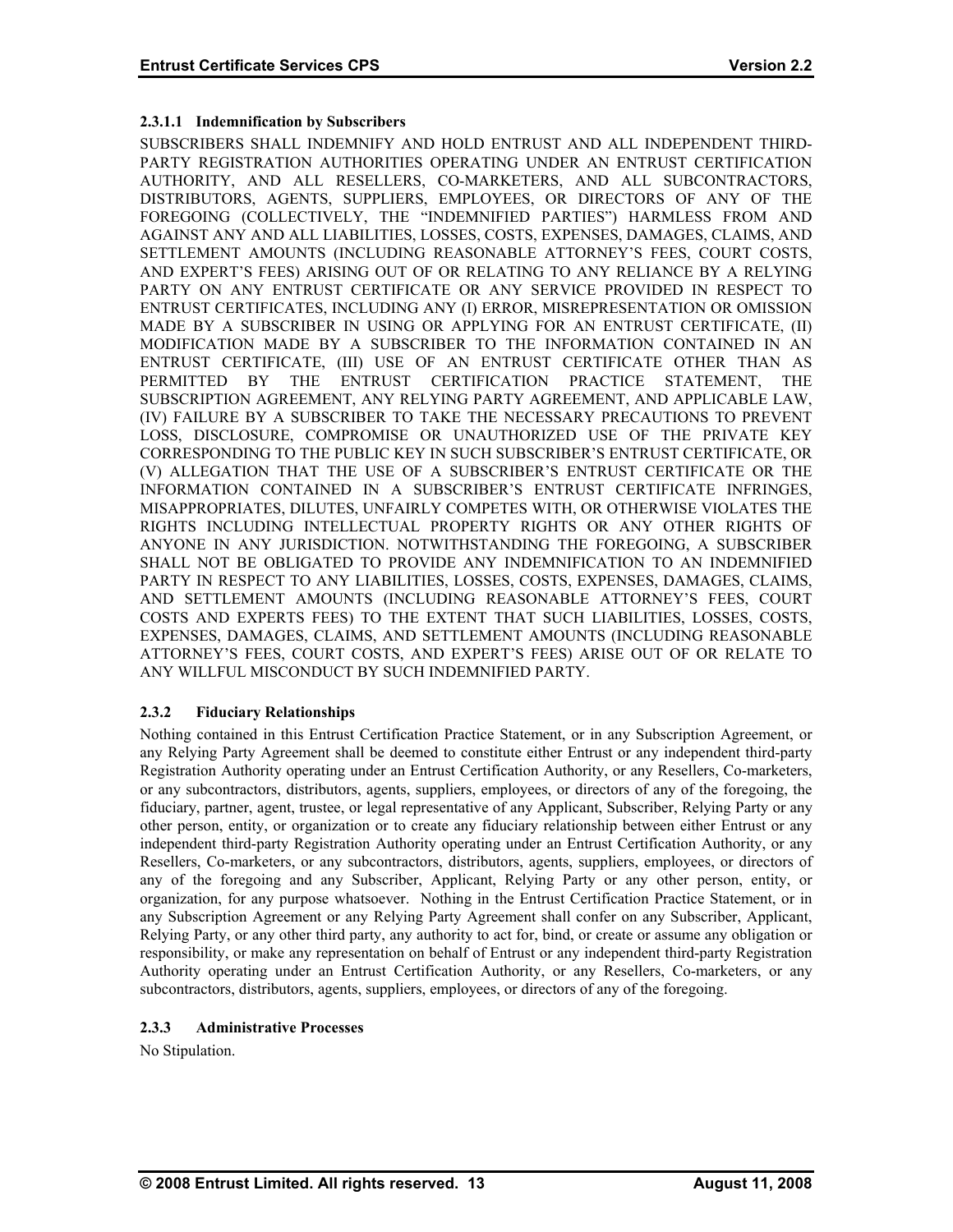#### 2.3.1.1 Indemnification by Subscribers

SUBSCRIBERS SHALL INDEMNIFY AND HOLD ENTRUST AND ALL INDEPENDENT THIRD-PARTY REGISTRATION AUTHORITIES OPERATING UNDER AN ENTRUST CERTIFICATION AUTHORITY, AND ALL RESELLERS, CO-MARKETERS, AND ALL SUBCONTRACTORS, DISTRIBUTORS, AGENTS, SUPPLIERS, EMPLOYEES, OR DIRECTORS OF ANY OF THE FOREGOING (COLLECTIVELY, THE "INDEMNIFIED PARTIES") HARMLESS FROM AND AGAINST ANY AND ALL LIABILITIES, LOSSES, COSTS, EXPENSES, DAMAGES, CLAIMS, AND SETTLEMENT AMOUNTS (INCLUDING REASONABLE ATTORNEY'S FEES, COURT COSTS, AND EXPERT'S FEES) ARISING OUT OF OR RELATING TO ANY RELIANCE BY A RELYING PARTY ON ANY ENTRUST CERTIFICATE OR ANY SERVICE PROVIDED IN RESPECT TO ENTRUST CERTIFICATES, INCLUDING ANY (I) ERROR, MISREPRESENTATION OR OMISSION MADE BY A SUBSCRIBER IN USING OR APPLYING FOR AN ENTRUST CERTIFICATE, (II) MODIFICATION MADE BY A SUBSCRIBER TO THE INFORMATION CONTAINED IN AN ENTRUST CERTIFICATE, (III) USE OF AN ENTRUST CERTIFICATE OTHER THAN AS PERMITTED BY THE ENTRUST CERTIFICATION PRACTICE STATEMENT, THE SUBSCRIPTION AGREEMENT, ANY RELYING PARTY AGREEMENT, AND APPLICABLE LAW, (IV) FAILURE BY A SUBSCRIBER TO TAKE THE NECESSARY PRECAUTIONS TO PREVENT LOSS, DISCLOSURE, COMPROMISE OR UNAUTHORIZED USE OF THE PRIVATE KEY CORRESPONDING TO THE PUBLIC KEY IN SUCH SUBSCRIBER'S ENTRUST CERTIFICATE, OR (V) ALLEGATION THAT THE USE OF A SUBSCRIBER'S ENTRUST CERTIFICATE OR THE INFORMATION CONTAINED IN A SUBSCRIBER'S ENTRUST CERTIFICATE INFRINGES, MISAPPROPRIATES, DILUTES, UNFAIRLY COMPETES WITH, OR OTHERWISE VIOLATES THE RIGHTS INCLUDING INTELLECTUAL PROPERTY RIGHTS OR ANY OTHER RIGHTS OF ANYONE IN ANY JURISDICTION. NOTWITHSTANDING THE FOREGOING, A SUBSCRIBER SHALL NOT BE OBLIGATED TO PROVIDE ANY INDEMNIFICATION TO AN INDEMNIFIED PARTY IN RESPECT TO ANY LIABILITIES, LOSSES, COSTS, EXPENSES, DAMAGES, CLAIMS, AND SETTLEMENT AMOUNTS (INCLUDING REASONABLE ATTORNEY'S FEES, COURT COSTS AND EXPERTS FEES) TO THE EXTENT THAT SUCH LIABILITIES, LOSSES, COSTS, EXPENSES, DAMAGES, CLAIMS, AND SETTLEMENT AMOUNTS (INCLUDING REASONABLE ATTORNEY'S FEES, COURT COSTS, AND EXPERT'S FEES) ARISE OUT OF OR RELATE TO ANY WILLFUL MISCONDUCT BY SUCH INDEMNIFIED PARTY.

### 2.3.2 Fiduciary Relationships

Nothing contained in this Entrust Certification Practice Statement, or in any Subscription Agreement, or any Relying Party Agreement shall be deemed to constitute either Entrust or any independent third-party Registration Authority operating under an Entrust Certification Authority, or any Resellers, Co-marketers, or any subcontractors, distributors, agents, suppliers, employees, or directors of any of the foregoing, the fiduciary, partner, agent, trustee, or legal representative of any Applicant, Subscriber, Relying Party or any other person, entity, or organization or to create any fiduciary relationship between either Entrust or any independent third-party Registration Authority operating under an Entrust Certification Authority, or any Resellers, Co-marketers, or any subcontractors, distributors, agents, suppliers, employees, or directors of any of the foregoing and any Subscriber, Applicant, Relying Party or any other person, entity, or organization, for any purpose whatsoever. Nothing in the Entrust Certification Practice Statement, or in any Subscription Agreement or any Relying Party Agreement shall confer on any Subscriber, Applicant, Relying Party, or any other third party, any authority to act for, bind, or create or assume any obligation or responsibility, or make any representation on behalf of Entrust or any independent third-party Registration Authority operating under an Entrust Certification Authority, or any Resellers, Co-marketers, or any subcontractors, distributors, agents, suppliers, employees, or directors of any of the foregoing.

### 2.3.3 Administrative Processes

No Stipulation.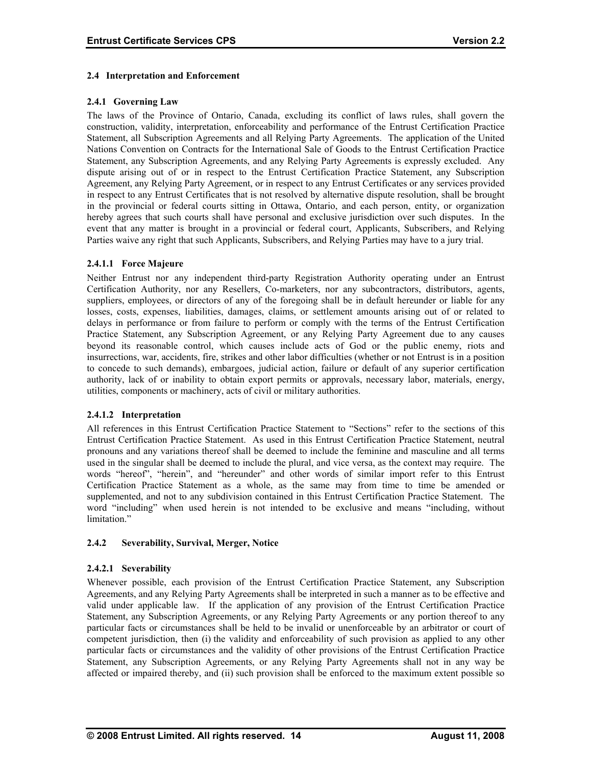### 2.4 Interpretation and Enforcement

#### 2.4.1 Governing Law

The laws of the Province of Ontario, Canada, excluding its conflict of laws rules, shall govern the construction, validity, interpretation, enforceability and performance of the Entrust Certification Practice Statement, all Subscription Agreements and all Relying Party Agreements. The application of the United Nations Convention on Contracts for the International Sale of Goods to the Entrust Certification Practice Statement, any Subscription Agreements, and any Relying Party Agreements is expressly excluded. Any dispute arising out of or in respect to the Entrust Certification Practice Statement, any Subscription Agreement, any Relying Party Agreement, or in respect to any Entrust Certificates or any services provided in respect to any Entrust Certificates that is not resolved by alternative dispute resolution, shall be brought in the provincial or federal courts sitting in Ottawa, Ontario, and each person, entity, or organization hereby agrees that such courts shall have personal and exclusive jurisdiction over such disputes. In the event that any matter is brought in a provincial or federal court, Applicants, Subscribers, and Relying Parties waive any right that such Applicants, Subscribers, and Relying Parties may have to a jury trial.

##### 2.4.1.1 Force Majeure

Neither Entrust nor any independent third-party Registration Authority operating under an Entrust Certification Authority, nor any Resellers, Co-marketers, nor any subcontractors, distributors, agents, suppliers, employees, or directors of any of the foregoing shall be in default hereunder or liable for any losses, costs, expenses, liabilities, damages, claims, or settlement amounts arising out of or related to delays in performance or from failure to perform or comply with the terms of the Entrust Certification Practice Statement, any Subscription Agreement, or any Relying Party Agreement due to any causes beyond its reasonable control, which causes include acts of God or the public enemy, riots and insurrections, war, accidents, fire, strikes and other labor difficulties (whether or not Entrust is in a position to concede to such demands), embargoes, judicial action, failure or default of any superior certification authority, lack of or inability to obtain export permits or approvals, necessary labor, materials, energy, utilities, components or machinery, acts of civil or military authorities.

##### 2.4.1.2 Interpretation

All references in this Entrust Certification Practice Statement to "Sections" refer to the sections of this Entrust Certification Practice Statement. As used in this Entrust Certification Practice Statement, neutral pronouns and any variations thereof shall be deemed to include the feminine and masculine and all terms used in the singular shall be deemed to include the plural, and vice versa, as the context may require. The words "hereof", "herein", and "hereunder" and other words of similar import refer to this Entrust Certification Practice Statement as a whole, as the same may from time to time be amended or supplemented, and not to any subdivision contained in this Entrust Certification Practice Statement. The word "including" when used herein is not intended to be exclusive and means "including, without limitation."

#### 2.4.2 Severability, Survival, Merger, Notice

##### 2.4.2.1 Severability

Whenever possible, each provision of the Entrust Certification Practice Statement, any Subscription Agreements, and any Relying Party Agreements shall be interpreted in such a manner as to be effective and valid under applicable law. If the application of any provision of the Entrust Certification Practice Statement, any Subscription Agreements, or any Relying Party Agreements or any portion thereof to any particular facts or circumstances shall be held to be invalid or unenforceable by an arbitrator or court of competent jurisdiction, then (i) the validity and enforceability of such provision as applied to any other particular facts or circumstances and the validity of other provisions of the Entrust Certification Practice Statement, any Subscription Agreements, or any Relying Party Agreements shall not in any way be affected or impaired thereby, and (ii) such provision shall be enforced to the maximum extent possible so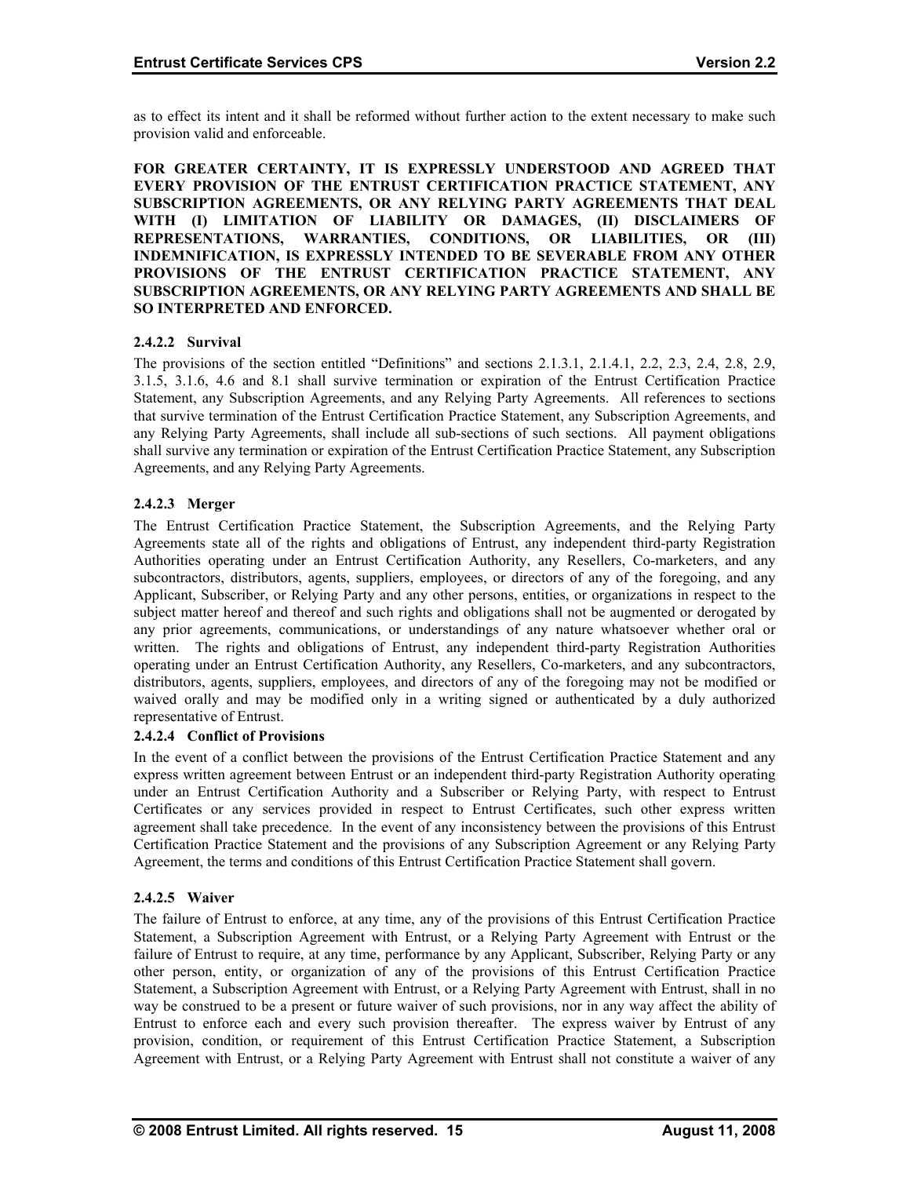as to effect its intent and it shall be reformed without further action to the extent necessary to make such provision valid and enforceable.

**FOR GREATER CERTAINTY, IT IS EXPRESSLY UNDERSTOOD AND AGREED THAT EVERY PROVISION OF THE ENTRUST CERTIFICATION PRACTICE STATEMENT, ANY SUBSCRIPTION AGREEMENTS, OR ANY RELYING PARTY AGREEMENTS THAT DEAL WITH (I) LIMITATION OF LIABILITY OR DAMAGES, (II) DISCLAIMERS OF REPRESENTATIONS, WARRANTIES, CONDITIONS, OR LIABILITIES, OR (III) INDEMNIFICATION, IS EXPRESSLY INTENDED TO BE SEVERABLE FROM ANY OTHER PROVISIONS OF THE ENTRUST CERTIFICATION PRACTICE STATEMENT, ANY SUBSCRIPTION AGREEMENTS, OR ANY RELYING PARTY AGREEMENTS AND SHALL BE SO INTERPRETED AND ENFORCED.**

#### 2.4.2.2 Survival

The provisions of the section entitled "Definitions" and sections 2.1.3.1, 2.1.4.1, 2.2, 2.3, 2.4, 2.8, 2.9, 3.1.5, 3.1.6, 4.6 and 8.1 shall survive termination or expiration of the Entrust Certification Practice Statement, any Subscription Agreements, and any Relying Party Agreements. All references to sections that survive termination of the Entrust Certification Practice Statement, any Subscription Agreements, and any Relying Party Agreements, shall include all sub-sections of such sections. All payment obligations shall survive any termination or expiration of the Entrust Certification Practice Statement, any Subscription Agreements, and any Relying Party Agreements.

#### 2.4.2.3 Merger

The Entrust Certification Practice Statement, the Subscription Agreements, and the Relying Party Agreements state all of the rights and obligations of Entrust, any independent third-party Registration Authorities operating under an Entrust Certification Authority, any Resellers, Co-marketers, and any subcontractors, distributors, agents, suppliers, employees, or directors of any of the foregoing, and any Applicant, Subscriber, or Relying Party and any other persons, entities, or organizations in respect to the subject matter hereof and thereof and such rights and obligations shall not be augmented or derogated by any prior agreements, communications, or understandings of any nature whatsoever whether oral or written. The rights and obligations of Entrust, any independent third-party Registration Authorities operating under an Entrust Certification Authority, any Resellers, Co-marketers, and any subcontractors, distributors, agents, suppliers, employees, and directors of any of the foregoing may not be modified or waived orally and may be modified only in a writing signed or authenticated by a duly authorized representative of Entrust.

#### 2.4.2.4 Conflict of Provisions

In the event of a conflict between the provisions of the Entrust Certification Practice Statement and any express written agreement between Entrust or an independent third-party Registration Authority operating under an Entrust Certification Authority and a Subscriber or Relying Party, with respect to Entrust Certificates or any services provided in respect to Entrust Certificates, such other express written agreement shall take precedence. In the event of any inconsistency between the provisions of this Entrust Certification Practice Statement and the provisions of any Subscription Agreement or any Relying Party Agreement, the terms and conditions of this Entrust Certification Practice Statement shall govern.

#### 2.4.2.5 Waiver

The failure of Entrust to enforce, at any time, any of the provisions of this Entrust Certification Practice Statement, a Subscription Agreement with Entrust, or a Relying Party Agreement with Entrust or the failure of Entrust to require, at any time, performance by any Applicant, Subscriber, Relying Party or any other person, entity, or organization of any of the provisions of this Entrust Certification Practice Statement, a Subscription Agreement with Entrust, or a Relying Party Agreement with Entrust, shall in no way be construed to be a present or future waiver of such provisions, nor in any way affect the ability of Entrust to enforce each and every such provision thereafter. The express waiver by Entrust of any provision, condition, or requirement of this Entrust Certification Practice Statement, a Subscription Agreement with Entrust, or a Relying Party Agreement with Entrust shall not constitute a waiver of any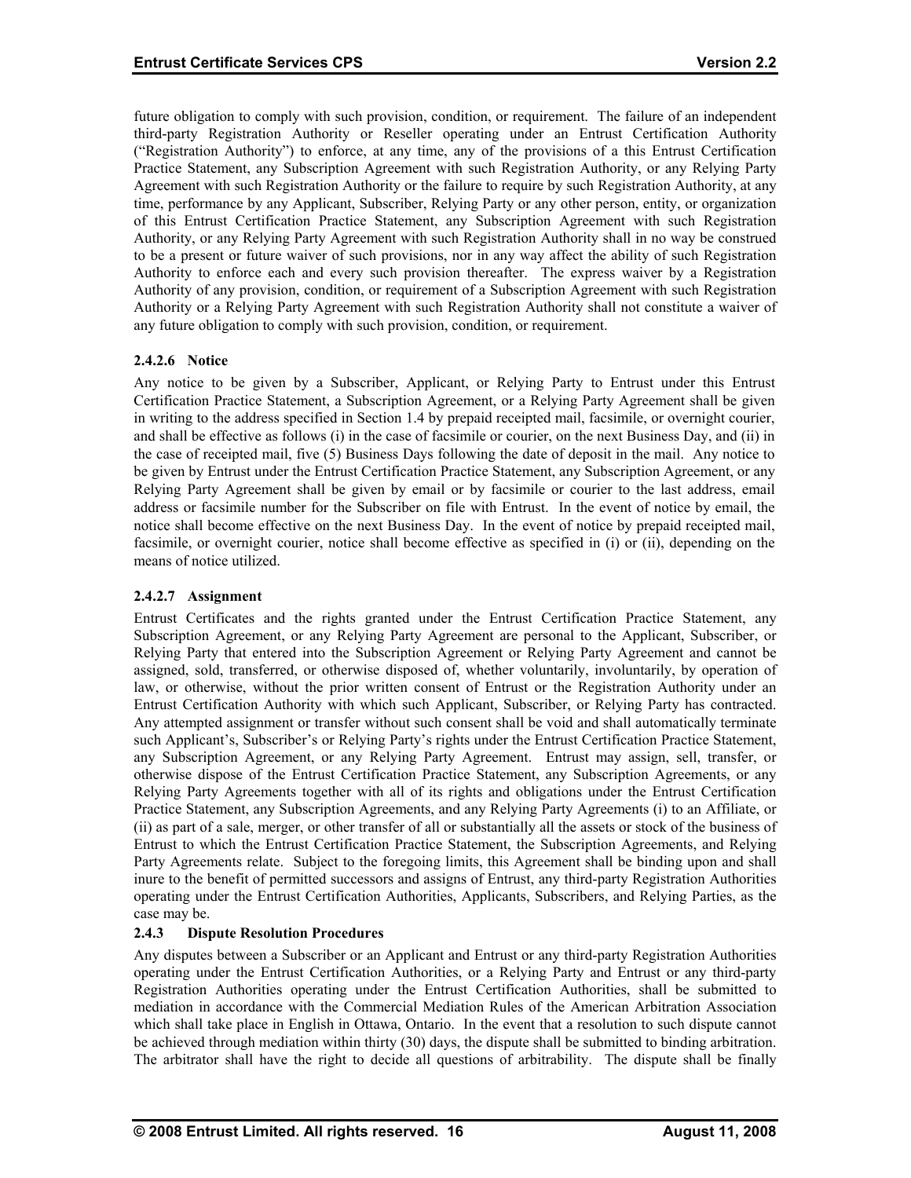future obligation to comply with such provision, condition, or requirement. The failure of an independent third-party Registration Authority or Reseller operating under an Entrust Certification Authority ("Registration Authority") to enforce, at any time, any of the provisions of a this Entrust Certification Practice Statement, any Subscription Agreement with such Registration Authority, or any Relying Party Agreement with such Registration Authority or the failure to require by such Registration Authority, at any time, performance by any Applicant, Subscriber, Relying Party or any other person, entity, or organization of this Entrust Certification Practice Statement, any Subscription Agreement with such Registration Authority, or any Relying Party Agreement with such Registration Authority shall in no way be construed to be a present or future waiver of such provisions, nor in any way affect the ability of such Registration Authority to enforce each and every such provision thereafter. The express waiver by a Registration Authority of any provision, condition, or requirement of a Subscription Agreement with such Registration Authority or a Relying Party Agreement with such Registration Authority shall not constitute a waiver of any future obligation to comply with such provision, condition, or requirement.

#### 2.4.2.6 Notice

Any notice to be given by a Subscriber, Applicant, or Relying Party to Entrust under this Entrust Certification Practice Statement, a Subscription Agreement, or a Relying Party Agreement shall be given in writing to the address specified in Section 1.4 by prepaid receipted mail, facsimile, or overnight courier, and shall be effective as follows (i) in the case of facsimile or courier, on the next Business Day, and (ii) in the case of receipted mail, five (5) Business Days following the date of deposit in the mail. Any notice to be given by Entrust under the Entrust Certification Practice Statement, any Subscription Agreement, or any Relying Party Agreement shall be given by email or by facsimile or courier to the last address, email address or facsimile number for the Subscriber on file with Entrust. In the event of notice by email, the notice shall become effective on the next Business Day. In the event of notice by prepaid receipted mail, facsimile, or overnight courier, notice shall become effective as specified in (i) or (ii), depending on the means of notice utilized.

#### 2.4.2.7 Assignment

Entrust Certificates and the rights granted under the Entrust Certification Practice Statement, any Subscription Agreement, or any Relying Party Agreement are personal to the Applicant, Subscriber, or Relying Party that entered into the Subscription Agreement or Relying Party Agreement and cannot be assigned, sold, transferred, or otherwise disposed of, whether voluntarily, involuntarily, by operation of law, or otherwise, without the prior written consent of Entrust or the Registration Authority under an Entrust Certification Authority with which such Applicant, Subscriber, or Relying Party has contracted. Any attempted assignment or transfer without such consent shall be void and shall automatically terminate such Applicant's, Subscriber's or Relying Party's rights under the Entrust Certification Practice Statement, any Subscription Agreement, or any Relying Party Agreement. Entrust may assign, sell, transfer, or otherwise dispose of the Entrust Certification Practice Statement, any Subscription Agreements, or any Relying Party Agreements together with all of its rights and obligations under the Entrust Certification Practice Statement, any Subscription Agreements, and any Relying Party Agreements (i) to an Affiliate, or (ii) as part of a sale, merger, or other transfer of all or substantially all the assets or stock of the business of Entrust to which the Entrust Certification Practice Statement, the Subscription Agreements, and Relying Party Agreements relate. Subject to the foregoing limits, this Agreement shall be binding upon and shall inure to the benefit of permitted successors and assigns of Entrust, any third-party Registration Authorities operating under the Entrust Certification Authorities, Applicants, Subscribers, and Relying Parties, as the case may be.

### 2.4.3 Dispute Resolution Procedures

Any disputes between a Subscriber or an Applicant and Entrust or any third-party Registration Authorities operating under the Entrust Certification Authorities, or a Relying Party and Entrust or any third-party Registration Authorities operating under the Entrust Certification Authorities, shall be submitted to mediation in accordance with the Commercial Mediation Rules of the American Arbitration Association which shall take place in English in Ottawa, Ontario. In the event that a resolution to such dispute cannot be achieved through mediation within thirty (30) days, the dispute shall be submitted to binding arbitration. The arbitrator shall have the right to decide all questions of arbitrability. The dispute shall be finally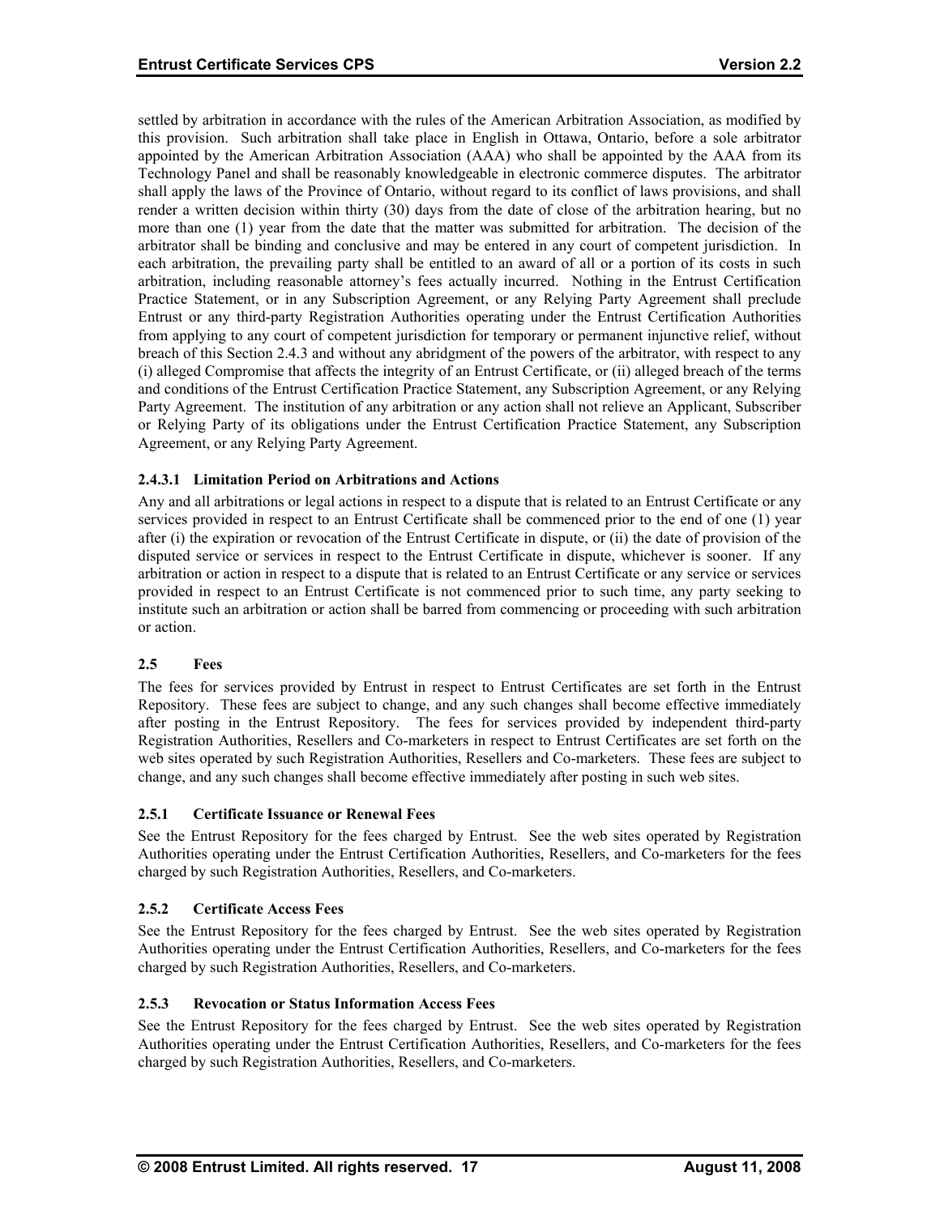settled by arbitration in accordance with the rules of the American Arbitration Association, as modified by this provision. Such arbitration shall take place in English in Ottawa, Ontario, before a sole arbitrator appointed by the American Arbitration Association (AAA) who shall be appointed by the AAA from its Technology Panel and shall be reasonably knowledgeable in electronic commerce disputes. The arbitrator shall apply the laws of the Province of Ontario, without regard to its conflict of laws provisions, and shall render a written decision within thirty (30) days from the date of close of the arbitration hearing, but no more than one (1) year from the date that the matter was submitted for arbitration. The decision of the arbitrator shall be binding and conclusive and may be entered in any court of competent jurisdiction. In each arbitration, the prevailing party shall be entitled to an award of all or a portion of its costs in such arbitration, including reasonable attorney's fees actually incurred. Nothing in the Entrust Certification Practice Statement, or in any Subscription Agreement, or any Relying Party Agreement shall preclude Entrust or any third-party Registration Authorities operating under the Entrust Certification Authorities from applying to any court of competent jurisdiction for temporary or permanent injunctive relief, without breach of this Section 2.4.3 and without any abridgment of the powers of the arbitrator, with respect to any (i) alleged Compromise that affects the integrity of an Entrust Certificate, or (ii) alleged breach of the terms and conditions of the Entrust Certification Practice Statement, any Subscription Agreement, or any Relying Party Agreement. The institution of any arbitration or any action shall not relieve an Applicant, Subscriber or Relying Party of its obligations under the Entrust Certification Practice Statement, any Subscription Agreement, or any Relying Party Agreement.

#### 2.4.3.1 Limitation Period on Arbitrations and Actions

Any and all arbitrations or legal actions in respect to a dispute that is related to an Entrust Certificate or any services provided in respect to an Entrust Certificate shall be commenced prior to the end of one (1) year after (i) the expiration or revocation of the Entrust Certificate in dispute, or (ii) the date of provision of the disputed service or services in respect to the Entrust Certificate in dispute, whichever is sooner. If any arbitration or action in respect to a dispute that is related to an Entrust Certificate or any service or services provided in respect to an Entrust Certificate is not commenced prior to such time, any party seeking to institute such an arbitration or action shall be barred from commencing or proceeding with such arbitration or action.

## 2.5 Fees

The fees for services provided by Entrust in respect to Entrust Certificates are set forth in the Entrust Repository. These fees are subject to change, and any such changes shall become effective immediately after posting in the Entrust Repository. The fees for services provided by independent third-party Registration Authorities, Resellers and Co-marketers in respect to Entrust Certificates are set forth on the web sites operated by such Registration Authorities, Resellers and Co-marketers. These fees are subject to change, and any such changes shall become effective immediately after posting in such web sites.

### 2.5.1 Certificate Issuance or Renewal Fees

See the Entrust Repository for the fees charged by Entrust. See the web sites operated by Registration Authorities operating under the Entrust Certification Authorities, Resellers, and Co-marketers for the fees charged by such Registration Authorities, Resellers, and Co-marketers.

### 2.5.2 Certificate Access Fees

See the Entrust Repository for the fees charged by Entrust. See the web sites operated by Registration Authorities operating under the Entrust Certification Authorities, Resellers, and Co-marketers for the fees charged by such Registration Authorities, Resellers, and Co-marketers.

### 2.5.3 Revocation or Status Information Access Fees

See the Entrust Repository for the fees charged by Entrust. See the web sites operated by Registration Authorities operating under the Entrust Certification Authorities, Resellers, and Co-marketers for the fees charged by such Registration Authorities, Resellers, and Co-marketers.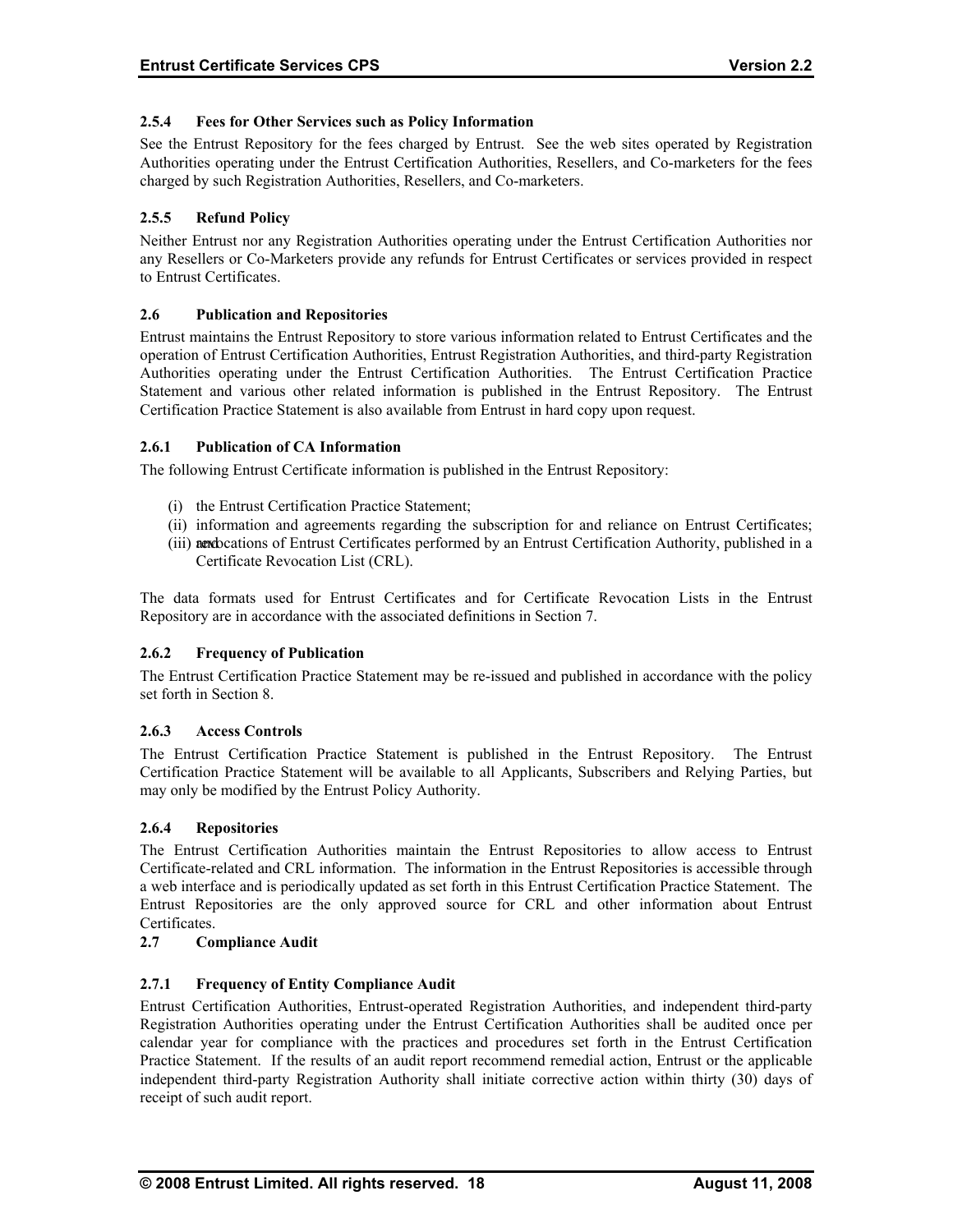### 2.5.4 Fees for Other Services such as Policy Information

See the Entrust Repository for the fees charged by Entrust. See the web sites operated by Registration Authorities operating under the Entrust Certification Authorities, Resellers, and Co-marketers for the fees charged by such Registration Authorities, Resellers, and Co-marketers.

### 2.5.5 Refund Policy

Neither Entrust nor any Registration Authorities operating under the Entrust Certification Authorities nor any Resellers or Co-Marketers provide any refunds for Entrust Certificates or services provided in respect to Entrust Certificates.

## 2.6 Publication and Repositories

Entrust maintains the Entrust Repository to store various information related to Entrust Certificates and the operation of Entrust Certification Authorities, Entrust Registration Authorities, and third-party Registration Authorities operating under the Entrust Certification Authorities. The Entrust Certification Practice Statement and various other related information is published in the Entrust Repository. The Entrust Certification Practice Statement is also available from Entrust in hard copy upon request.

### 2.6.1 Publication of CA Information

The following Entrust Certificate information is published in the Entrust Repository:

(i) the Entrust Certification Practice Statement;
(ii) information and agreements regarding the subscription for and reliance on Entrust Certificates; and
(iii) revocations of Entrust Certificates performed by an Entrust Certification Authority, published in a Certificate Revocation List (CRL).

The data formats used for Entrust Certificates and for Certificate Revocation Lists in the Entrust Repository are in accordance with the associated definitions in Section 7.

### 2.6.2 Frequency of Publication

The Entrust Certification Practice Statement may be re-issued and published in accordance with the policy set forth in Section 8.

### 2.6.3 Access Controls

The Entrust Certification Practice Statement is published in the Entrust Repository. The Entrust Certification Practice Statement will be available to all Applicants, Subscribers and Relying Parties, but may only be modified by the Entrust Policy Authority.

### 2.6.4 Repositories

The Entrust Certification Authorities maintain the Entrust Repositories to allow access to Entrust Certificate-related and CRL information. The information in the Entrust Repositories is accessible through a web interface and is periodically updated as set forth in this Entrust Certification Practice Statement. The Entrust Repositories are the only approved source for CRL and other information about Entrust Certificates.

## 2.7 Compliance Audit

### 2.7.1 Frequency of Entity Compliance Audit

Entrust Certification Authorities, Entrust-operated Registration Authorities, and independent third-party Registration Authorities operating under the Entrust Certification Authorities shall be audited once per calendar year for compliance with the practices and procedures set forth in the Entrust Certification Practice Statement. If the results of an audit report recommend remedial action, Entrust or the applicable independent third-party Registration Authority shall initiate corrective action within thirty (30) days of receipt of such audit report.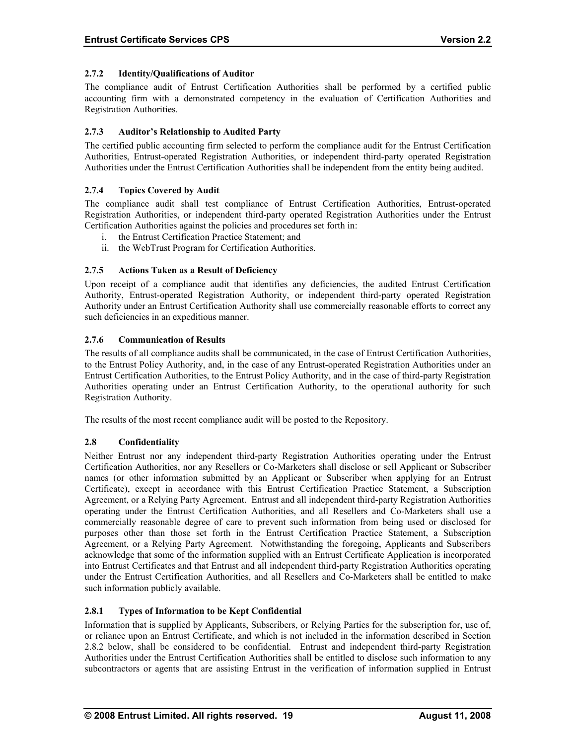### 2.7.2 Identity/Qualifications of Auditor

The compliance audit of Entrust Certification Authorities shall be performed by a certified public accounting firm with a demonstrated competency in the evaluation of Certification Authorities and Registration Authorities.

### 2.7.3 Auditor's Relationship to Audited Party

The certified public accounting firm selected to perform the compliance audit for the Entrust Certification Authorities, Entrust-operated Registration Authorities, or independent third-party operated Registration Authorities under the Entrust Certification Authorities shall be independent from the entity being audited.

### 2.7.4 Topics Covered by Audit

The compliance audit shall test compliance of Entrust Certification Authorities, Entrust-operated Registration Authorities, or independent third-party operated Registration Authorities under the Entrust Certification Authorities against the policies and procedures set forth in:

- i. the Entrust Certification Practice Statement; and
- ii. the WebTrust Program for Certification Authorities.

### 2.7.5 Actions Taken as a Result of Deficiency

Upon receipt of a compliance audit that identifies any deficiencies, the audited Entrust Certification Authority, Entrust-operated Registration Authority, or independent third-party operated Registration Authority under an Entrust Certification Authority shall use commercially reasonable efforts to correct any such deficiencies in an expeditious manner.

### 2.7.6 Communication of Results

The results of all compliance audits shall be communicated, in the case of Entrust Certification Authorities, to the Entrust Policy Authority, and, in the case of any Entrust-operated Registration Authorities under an Entrust Certification Authorities, to the Entrust Policy Authority, and in the case of third-party Registration Authorities operating under an Entrust Certification Authority, to the operational authority for such Registration Authority.

The results of the most recent compliance audit will be posted to the Repository.

## 2.8 Confidentiality

Neither Entrust nor any independent third-party Registration Authorities operating under the Entrust Certification Authorities, nor any Resellers or Co-Marketers shall disclose or sell Applicant or Subscriber names (or other information submitted by an Applicant or Subscriber when applying for an Entrust Certificate), except in accordance with this Entrust Certification Practice Statement, a Subscription Agreement, or a Relying Party Agreement. Entrust and all independent third-party Registration Authorities operating under the Entrust Certification Authorities, and all Resellers and Co-Marketers shall use a commercially reasonable degree of care to prevent such information from being used or disclosed for purposes other than those set forth in the Entrust Certification Practice Statement, a Subscription Agreement, or a Relying Party Agreement. Notwithstanding the foregoing, Applicants and Subscribers acknowledge that some of the information supplied with an Entrust Certificate Application is incorporated into Entrust Certificates and that Entrust and all independent third-party Registration Authorities operating under the Entrust Certification Authorities, and all Resellers and Co-Marketers shall be entitled to make such information publicly available.

### 2.8.1 Types of Information to be Kept Confidential

Information that is supplied by Applicants, Subscribers, or Relying Parties for the subscription for, use of, or reliance upon an Entrust Certificate, and which is not included in the information described in Section 2.8.2 below, shall be considered to be confidential. Entrust and independent third-party Registration Authorities under the Entrust Certification Authorities shall be entitled to disclose such information to any subcontractors or agents that are assisting Entrust in the verification of information supplied in Entrust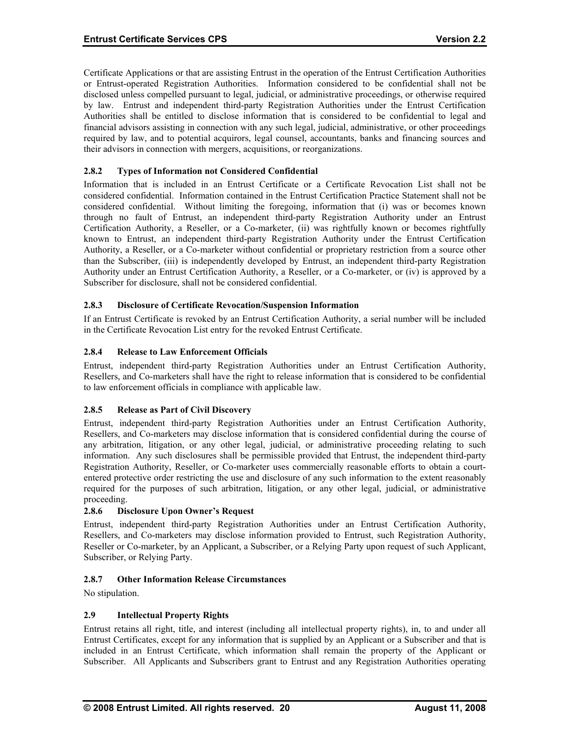Certificate Applications or that are assisting Entrust in the operation of the Entrust Certification Authorities or Entrust-operated Registration Authorities. Information considered to be confidential shall not be disclosed unless compelled pursuant to legal, judicial, or administrative proceedings, or otherwise required by law. Entrust and independent third-party Registration Authorities under the Entrust Certification Authorities shall be entitled to disclose information that is considered to be confidential to legal and financial advisors assisting in connection with any such legal, judicial, administrative, or other proceedings required by law, and to potential acquirors, legal counsel, accountants, banks and financing sources and their advisors in connection with mergers, acquisitions, or reorganizations.

### 2.8.2 Types of Information not Considered Confidential

Information that is included in an Entrust Certificate or a Certificate Revocation List shall not be considered confidential. Information contained in the Entrust Certification Practice Statement shall not be considered confidential. Without limiting the foregoing, information that (i) was or becomes known through no fault of Entrust, an independent third-party Registration Authority under an Entrust Certification Authority, a Reseller, or a Co-marketer, (ii) was rightfully known or becomes rightfully known to Entrust, an independent third-party Registration Authority under the Entrust Certification Authority, a Reseller, or a Co-marketer without confidential or proprietary restriction from a source other than the Subscriber, (iii) is independently developed by Entrust, an independent third-party Registration Authority under an Entrust Certification Authority, a Reseller, or a Co-marketer, or (iv) is approved by a Subscriber for disclosure, shall not be considered confidential.

### 2.8.3 Disclosure of Certificate Revocation/Suspension Information

If an Entrust Certificate is revoked by an Entrust Certification Authority, a serial number will be included in the Certificate Revocation List entry for the revoked Entrust Certificate.

### 2.8.4 Release to Law Enforcement Officials

Entrust, independent third-party Registration Authorities under an Entrust Certification Authority, Resellers, and Co-marketers shall have the right to release information that is considered to be confidential to law enforcement officials in compliance with applicable law.

### 2.8.5 Release as Part of Civil Discovery

Entrust, independent third-party Registration Authorities under an Entrust Certification Authority, Resellers, and Co-marketers may disclose information that is considered confidential during the course of any arbitration, litigation, or any other legal, judicial, or administrative proceeding relating to such information. Any such disclosures shall be permissible provided that Entrust, the independent third-party Registration Authority, Reseller, or Co-marketer uses commercially reasonable efforts to obtain a court-entered protective order restricting the use and disclosure of any such information to the extent reasonably required for the purposes of such arbitration, litigation, or any other legal, judicial, or administrative proceeding.

### 2.8.6 Disclosure Upon Owner's Request

Entrust, independent third-party Registration Authorities under an Entrust Certification Authority, Resellers, and Co-marketers may disclose information provided to Entrust, such Registration Authority, Reseller or Co-marketer, by an Applicant, a Subscriber, or a Relying Party upon request of such Applicant, Subscriber, or Relying Party.

### 2.8.7 Other Information Release Circumstances

No stipulation.

## 2.9 Intellectual Property Rights

Entrust retains all right, title, and interest (including all intellectual property rights), in, to and under all Entrust Certificates, except for any information that is supplied by an Applicant or a Subscriber and that is included in an Entrust Certificate, which information shall remain the property of the Applicant or Subscriber. All Applicants and Subscribers grant to Entrust and any Registration Authorities operating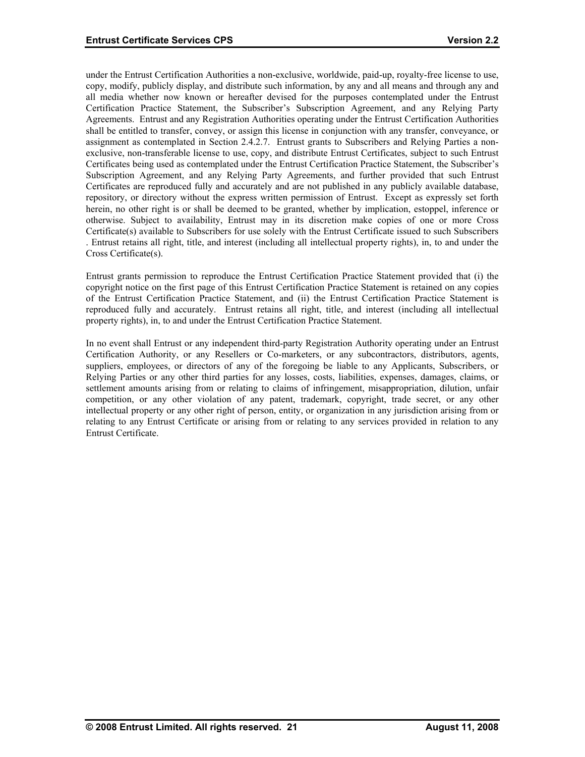under the Entrust Certification Authorities a non-exclusive, worldwide, paid-up, royalty-free license to use, copy, modify, publicly display, and distribute such information, by any and all means and through any and all media whether now known or hereafter devised for the purposes contemplated under the Entrust Certification Practice Statement, the Subscriber's Subscription Agreement, and any Relying Party Agreements. Entrust and any Registration Authorities operating under the Entrust Certification Authorities shall be entitled to transfer, convey, or assign this license in conjunction with any transfer, conveyance, or assignment as contemplated in Section 2.4.2.7. Entrust grants to Subscribers and Relying Parties a non-exclusive, non-transferable license to use, copy, and distribute Entrust Certificates, subject to such Entrust Certificates being used as contemplated under the Entrust Certification Practice Statement, the Subscriber's Subscription Agreement, and any Relying Party Agreements, and further provided that such Entrust Certificates are reproduced fully and accurately and are not published in any publicly available database, repository, or directory without the express written permission of Entrust. Except as expressly set forth herein, no other right is or shall be deemed to be granted, whether by implication, estoppel, inference or otherwise. Subject to availability, Entrust may in its discretion make copies of one or more Cross Certificate(s) available to Subscribers for use solely with the Entrust Certificate issued to such Subscribers . Entrust retains all right, title, and interest (including all intellectual property rights), in, to and under the Cross Certificate(s).

Entrust grants permission to reproduce the Entrust Certification Practice Statement provided that (i) the copyright notice on the first page of this Entrust Certification Practice Statement is retained on any copies of the Entrust Certification Practice Statement, and (ii) the Entrust Certification Practice Statement is reproduced fully and accurately. Entrust retains all right, title, and interest (including all intellectual property rights), in, to and under the Entrust Certification Practice Statement.

In no event shall Entrust or any independent third-party Registration Authority operating under an Entrust Certification Authority, or any Resellers or Co-marketers, or any subcontractors, distributors, agents, suppliers, employees, or directors of any of the foregoing be liable to any Applicants, Subscribers, or Relying Parties or any other third parties for any losses, costs, liabilities, expenses, damages, claims, or settlement amounts arising from or relating to claims of infringement, misappropriation, dilution, unfair competition, or any other violation of any patent, trademark, copyright, trade secret, or any other intellectual property or any other right of person, entity, or organization in any jurisdiction arising from or relating to any Entrust Certificate or arising from or relating to any services provided in relation to any Entrust Certificate.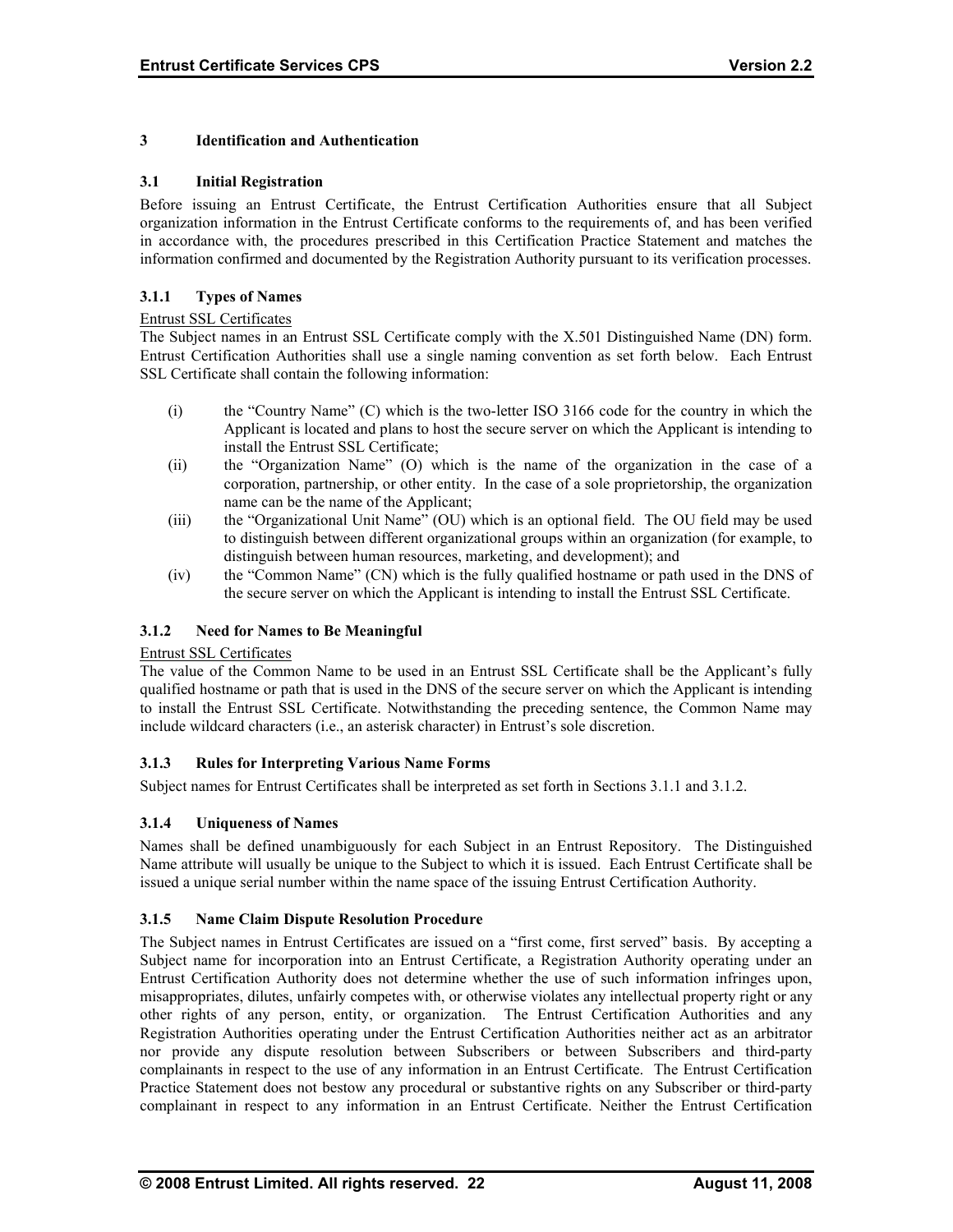# 3 Identification and Authentication

## 3.1 Initial Registration

Before issuing an Entrust Certificate, the Entrust Certification Authorities ensure that all Subject organization information in the Entrust Certificate conforms to the requirements of, and has been verified in accordance with, the procedures prescribed in this Certification Practice Statement and matches the information confirmed and documented by the Registration Authority pursuant to its verification processes.

### 3.1.1 Types of Names

Entrust SSL Certificates

The Subject names in an Entrust SSL Certificate comply with the X.501 Distinguished Name (DN) form. Entrust Certification Authorities shall use a single naming convention as set forth below. Each Entrust SSL Certificate shall contain the following information:

(i) the "Country Name" (C) which is the two-letter ISO 3166 code for the country in which the Applicant is located and plans to host the secure server on which the Applicant is intending to install the Entrust SSL Certificate;

(ii) the "Organization Name" (O) which is the name of the organization in the case of a corporation, partnership, or other entity. In the case of a sole proprietorship, the organization name can be the name of the Applicant;

(iii) the "Organizational Unit Name" (OU) which is an optional field. The OU field may be used to distinguish between different organizational groups within an organization (for example, to distinguish between human resources, marketing, and development); and

(iv) the "Common Name" (CN) which is the fully qualified hostname or path used in the DNS of the secure server on which the Applicant is intending to install the Entrust SSL Certificate.

### 3.1.2 Need for Names to Be Meaningful

Entrust SSL Certificates

The value of the Common Name to be used in an Entrust SSL Certificate shall be the Applicant's fully qualified hostname or path that is used in the DNS of the secure server on which the Applicant is intending to install the Entrust SSL Certificate. Notwithstanding the preceding sentence, the Common Name may include wildcard characters (i.e., an asterisk character) in Entrust's sole discretion.

### 3.1.3 Rules for Interpreting Various Name Forms

Subject names for Entrust Certificates shall be interpreted as set forth in Sections 3.1.1 and 3.1.2.

### 3.1.4 Uniqueness of Names

Names shall be defined unambiguously for each Subject in an Entrust Repository. The Distinguished Name attribute will usually be unique to the Subject to which it is issued. Each Entrust Certificate shall be issued a unique serial number within the name space of the issuing Entrust Certification Authority.

### 3.1.5 Name Claim Dispute Resolution Procedure

The Subject names in Entrust Certificates are issued on a "first come, first served" basis. By accepting a Subject name for incorporation into an Entrust Certificate, a Registration Authority operating under an Entrust Certification Authority does not determine whether the use of such information infringes upon, misappropriates, dilutes, unfairly competes with, or otherwise violates any intellectual property right or any other rights of any person, entity, or organization. The Entrust Certification Authorities and any Registration Authorities operating under the Entrust Certification Authorities neither act as an arbitrator nor provide any dispute resolution between Subscribers or between Subscribers and third-party complainants in respect to the use of any information in an Entrust Certificate. The Entrust Certification Practice Statement does not bestow any procedural or substantive rights on any Subscriber or third-party complainant in respect to any information in an Entrust Certificate. Neither the Entrust Certification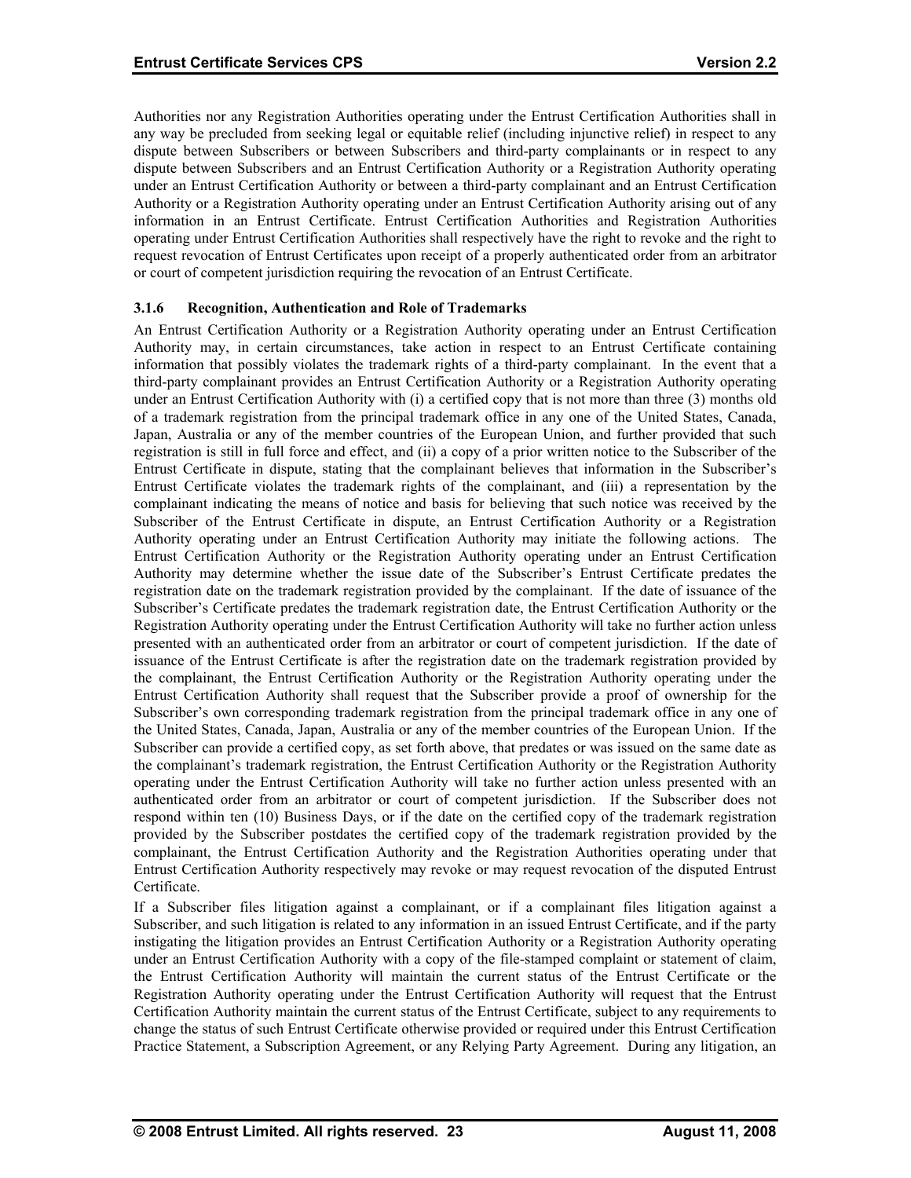Authorities nor any Registration Authorities operating under the Entrust Certification Authorities shall in any way be precluded from seeking legal or equitable relief (including injunctive relief) in respect to any dispute between Subscribers or between Subscribers and third-party complainants or in respect to any dispute between Subscribers and an Entrust Certification Authority or a Registration Authority operating under an Entrust Certification Authority or between a third-party complainant and an Entrust Certification Authority or a Registration Authority operating under an Entrust Certification Authority arising out of any information in an Entrust Certificate. Entrust Certification Authorities and Registration Authorities operating under Entrust Certification Authorities shall respectively have the right to revoke and the right to request revocation of Entrust Certificates upon receipt of a properly authenticated order from an arbitrator or court of competent jurisdiction requiring the revocation of an Entrust Certificate.

### 3.1.6 Recognition, Authentication and Role of Trademarks

An Entrust Certification Authority or a Registration Authority operating under an Entrust Certification Authority may, in certain circumstances, take action in respect to an Entrust Certificate containing information that possibly violates the trademark rights of a third-party complainant. In the event that a third-party complainant provides an Entrust Certification Authority or a Registration Authority operating under an Entrust Certification Authority with (i) a certified copy that is not more than three (3) months old of a trademark registration from the principal trademark office in any one of the United States, Canada, Japan, Australia or any of the member countries of the European Union, and further provided that such registration is still in full force and effect, and (ii) a copy of a prior written notice to the Subscriber of the Entrust Certificate in dispute, stating that the complainant believes that information in the Subscriber's Entrust Certificate violates the trademark rights of the complainant, and (iii) a representation by the complainant indicating the means of notice and basis for believing that such notice was received by the Subscriber of the Entrust Certificate in dispute, an Entrust Certification Authority or a Registration Authority operating under an Entrust Certification Authority may initiate the following actions. The Entrust Certification Authority or the Registration Authority operating under an Entrust Certification Authority may determine whether the issue date of the Subscriber's Entrust Certificate predates the registration date on the trademark registration provided by the complainant. If the date of issuance of the Subscriber's Certificate predates the trademark registration date, the Entrust Certification Authority or the Registration Authority operating under the Entrust Certification Authority will take no further action unless presented with an authenticated order from an arbitrator or court of competent jurisdiction. If the date of issuance of the Entrust Certificate is after the registration date on the trademark registration provided by the complainant, the Entrust Certification Authority or the Registration Authority operating under the Entrust Certification Authority shall request that the Subscriber provide a proof of ownership for the Subscriber's own corresponding trademark registration from the principal trademark office in any one of the United States, Canada, Japan, Australia or any of the member countries of the European Union. If the Subscriber can provide a certified copy, as set forth above, that predates or was issued on the same date as the complainant's trademark registration, the Entrust Certification Authority or the Registration Authority operating under the Entrust Certification Authority will take no further action unless presented with an authenticated order from an arbitrator or court of competent jurisdiction. If the Subscriber does not respond within ten (10) Business Days, or if the date on the certified copy of the trademark registration provided by the Subscriber postdates the certified copy of the trademark registration provided by the complainant, the Entrust Certification Authority and the Registration Authorities operating under that Entrust Certification Authority respectively may revoke or may request revocation of the disputed Entrust Certificate.

If a Subscriber files litigation against a complainant, or if a complainant files litigation against a Subscriber, and such litigation is related to any information in an issued Entrust Certificate, and if the party instigating the litigation provides an Entrust Certification Authority or a Registration Authority operating under an Entrust Certification Authority with a copy of the file-stamped complaint or statement of claim, the Entrust Certification Authority will maintain the current status of the Entrust Certificate or the Registration Authority operating under the Entrust Certification Authority will request that the Entrust Certification Authority maintain the current status of the Entrust Certificate, subject to any requirements to change the status of such Entrust Certificate otherwise provided or required under this Entrust Certification Practice Statement, a Subscription Agreement, or any Relying Party Agreement. During any litigation, an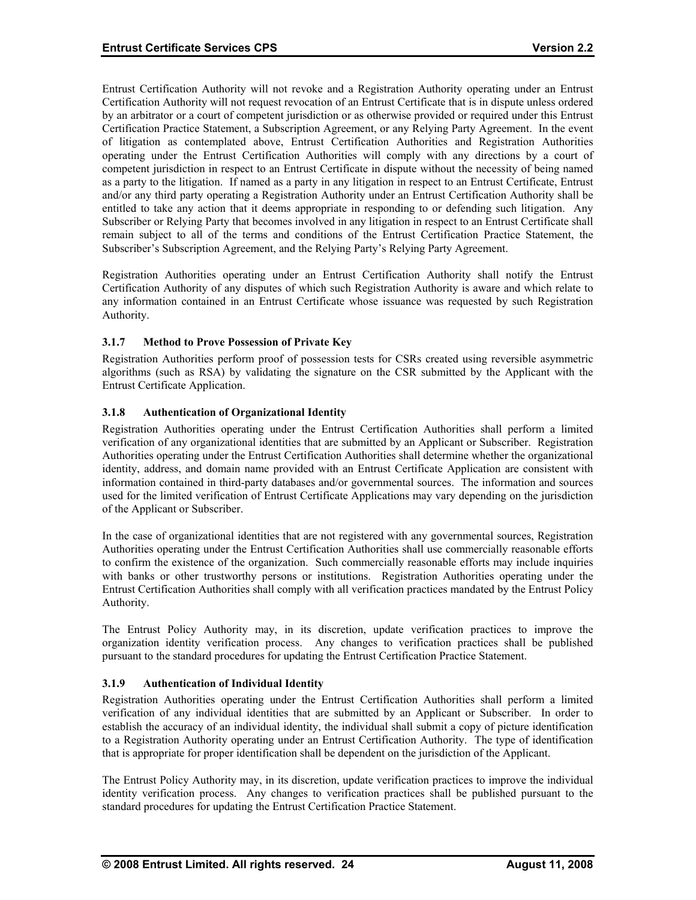Entrust Certification Authority will not revoke and a Registration Authority operating under an Entrust Certification Authority will not request revocation of an Entrust Certificate that is in dispute unless ordered by an arbitrator or a court of competent jurisdiction or as otherwise provided or required under this Entrust Certification Practice Statement, a Subscription Agreement, or any Relying Party Agreement. In the event of litigation as contemplated above, Entrust Certification Authorities and Registration Authorities operating under the Entrust Certification Authorities will comply with any directions by a court of competent jurisdiction in respect to an Entrust Certificate in dispute without the necessity of being named as a party to the litigation. If named as a party in any litigation in respect to an Entrust Certificate, Entrust and/or any third party operating a Registration Authority under an Entrust Certification Authority shall be entitled to take any action that it deems appropriate in responding to or defending such litigation. Any Subscriber or Relying Party that becomes involved in any litigation in respect to an Entrust Certificate shall remain subject to all of the terms and conditions of the Entrust Certification Practice Statement, the Subscriber's Subscription Agreement, and the Relying Party's Relying Party Agreement.

Registration Authorities operating under an Entrust Certification Authority shall notify the Entrust Certification Authority of any disputes of which such Registration Authority is aware and which relate to any information contained in an Entrust Certificate whose issuance was requested by such Registration Authority.

### 3.1.7 Method to Prove Possession of Private Key

Registration Authorities perform proof of possession tests for CSRs created using reversible asymmetric algorithms (such as RSA) by validating the signature on the CSR submitted by the Applicant with the Entrust Certificate Application.

### 3.1.8 Authentication of Organizational Identity

Registration Authorities operating under the Entrust Certification Authorities shall perform a limited verification of any organizational identities that are submitted by an Applicant or Subscriber. Registration Authorities operating under the Entrust Certification Authorities shall determine whether the organizational identity, address, and domain name provided with an Entrust Certificate Application are consistent with information contained in third-party databases and/or governmental sources. The information and sources used for the limited verification of Entrust Certificate Applications may vary depending on the jurisdiction of the Applicant or Subscriber.

In the case of organizational identities that are not registered with any governmental sources, Registration Authorities operating under the Entrust Certification Authorities shall use commercially reasonable efforts to confirm the existence of the organization. Such commercially reasonable efforts may include inquiries with banks or other trustworthy persons or institutions. Registration Authorities operating under the Entrust Certification Authorities shall comply with all verification practices mandated by the Entrust Policy Authority.

The Entrust Policy Authority may, in its discretion, update verification practices to improve the organization identity verification process. Any changes to verification practices shall be published pursuant to the standard procedures for updating the Entrust Certification Practice Statement.

### 3.1.9 Authentication of Individual Identity

Registration Authorities operating under the Entrust Certification Authorities shall perform a limited verification of any individual identities that are submitted by an Applicant or Subscriber. In order to establish the accuracy of an individual identity, the individual shall submit a copy of picture identification to a Registration Authority operating under an Entrust Certification Authority. The type of identification that is appropriate for proper identification shall be dependent on the jurisdiction of the Applicant.

The Entrust Policy Authority may, in its discretion, update verification practices to improve the individual identity verification process. Any changes to verification practices shall be published pursuant to the standard procedures for updating the Entrust Certification Practice Statement.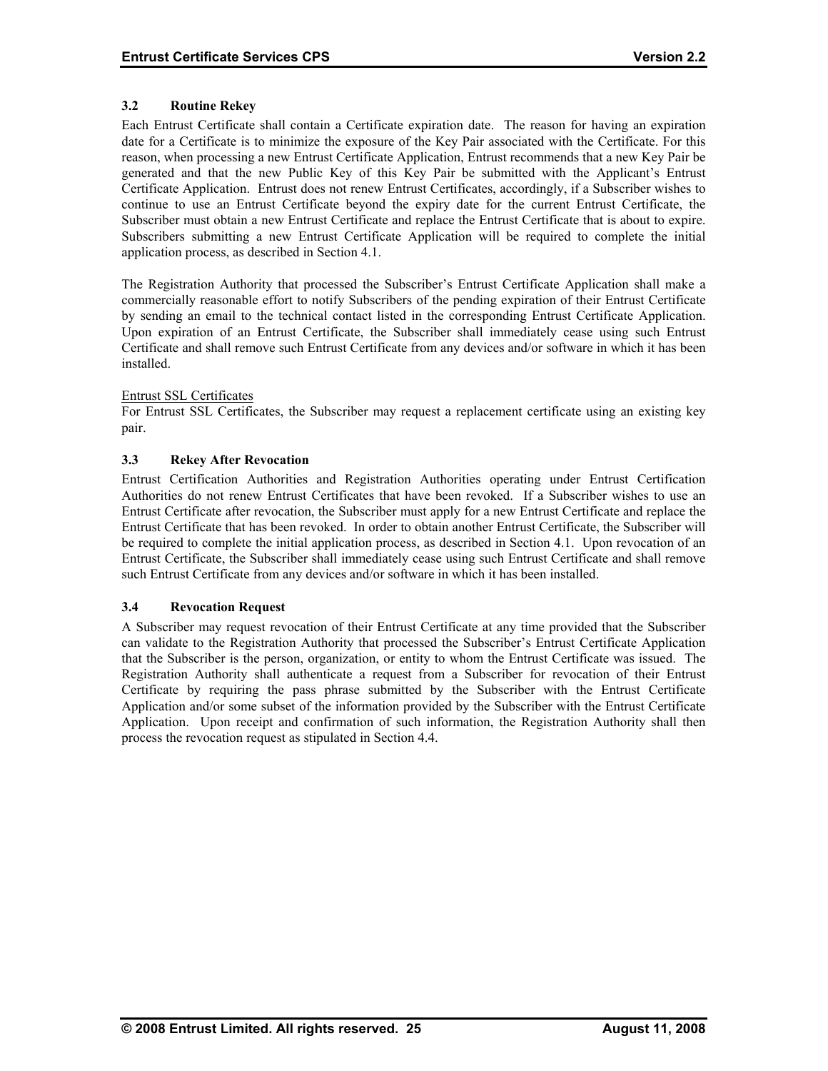### 3.2 Routine Rekey

Each Entrust Certificate shall contain a Certificate expiration date. The reason for having an expiration date for a Certificate is to minimize the exposure of the Key Pair associated with the Certificate. For this reason, when processing a new Entrust Certificate Application, Entrust recommends that a new Key Pair be generated and that the new Public Key of this Key Pair be submitted with the Applicant's Entrust Certificate Application. Entrust does not renew Entrust Certificates, accordingly, if a Subscriber wishes to continue to use an Entrust Certificate beyond the expiry date for the current Entrust Certificate, the Subscriber must obtain a new Entrust Certificate and replace the Entrust Certificate that is about to expire. Subscribers submitting a new Entrust Certificate Application will be required to complete the initial application process, as described in Section 4.1.

The Registration Authority that processed the Subscriber's Entrust Certificate Application shall make a commercially reasonable effort to notify Subscribers of the pending expiration of their Entrust Certificate by sending an email to the technical contact listed in the corresponding Entrust Certificate Application. Upon expiration of an Entrust Certificate, the Subscriber shall immediately cease using such Entrust Certificate and shall remove such Entrust Certificate from any devices and/or software in which it has been installed.

Entrust SSL Certificates

For Entrust SSL Certificates, the Subscriber may request a replacement certificate using an existing key pair.

### 3.3 Rekey After Revocation

Entrust Certification Authorities and Registration Authorities operating under Entrust Certification Authorities do not renew Entrust Certificates that have been revoked. If a Subscriber wishes to use an Entrust Certificate after revocation, the Subscriber must apply for a new Entrust Certificate and replace the Entrust Certificate that has been revoked. In order to obtain another Entrust Certificate, the Subscriber will be required to complete the initial application process, as described in Section 4.1. Upon revocation of an Entrust Certificate, the Subscriber shall immediately cease using such Entrust Certificate and shall remove such Entrust Certificate from any devices and/or software in which it has been installed.

### 3.4 Revocation Request

A Subscriber may request revocation of their Entrust Certificate at any time provided that the Subscriber can validate to the Registration Authority that processed the Subscriber's Entrust Certificate Application that the Subscriber is the person, organization, or entity to whom the Entrust Certificate was issued. The Registration Authority shall authenticate a request from a Subscriber for revocation of their Entrust Certificate by requiring the pass phrase submitted by the Subscriber with the Entrust Certificate Application and/or some subset of the information provided by the Subscriber with the Entrust Certificate Application. Upon receipt and confirmation of such information, the Registration Authority shall then process the revocation request as stipulated in Section 4.4.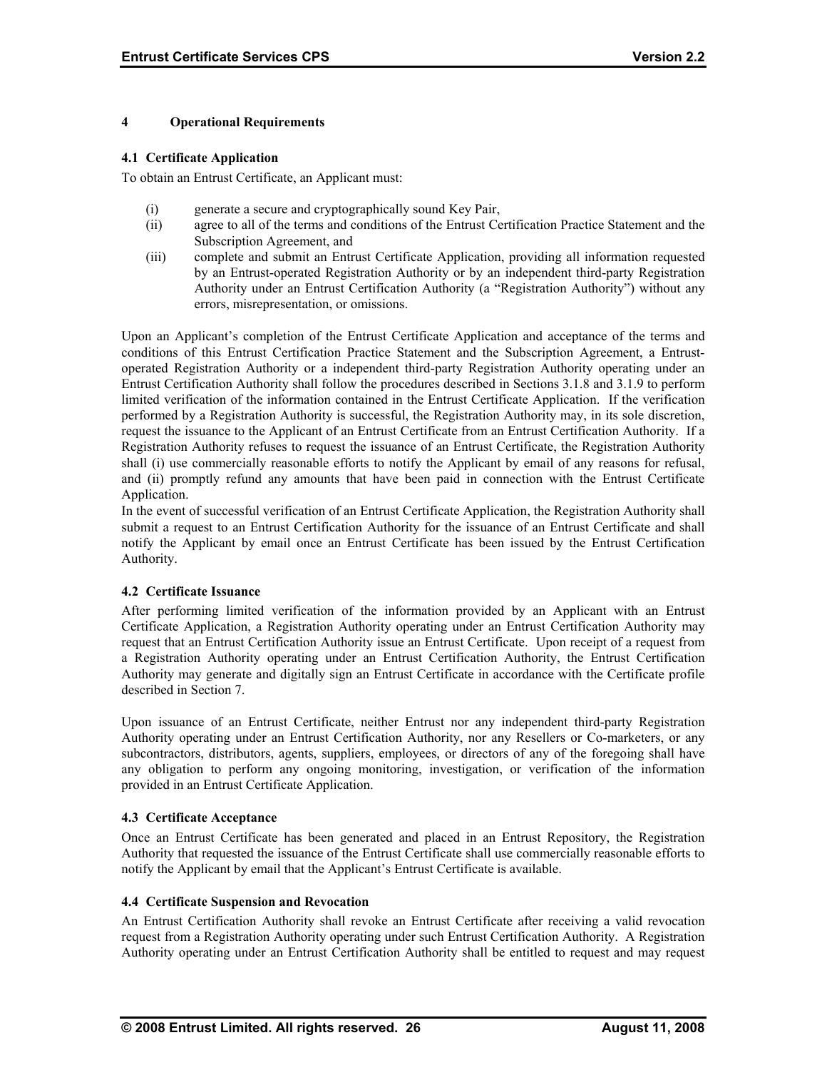# 4 Operational Requirements

## 4.1 Certificate Application

To obtain an Entrust Certificate, an Applicant must:

(i) generate a secure and cryptographically sound Key Pair,

(ii) agree to all of the terms and conditions of the Entrust Certification Practice Statement and the Subscription Agreement, and

(iii) complete and submit an Entrust Certificate Application, providing all information requested by an Entrust-operated Registration Authority or by an independent third-party Registration Authority under an Entrust Certification Authority (a "Registration Authority") without any errors, misrepresentation, or omissions.

Upon an Applicant's completion of the Entrust Certificate Application and acceptance of the terms and conditions of this Entrust Certification Practice Statement and the Subscription Agreement, a Entrust-operated Registration Authority or a independent third-party Registration Authority operating under an Entrust Certification Authority shall follow the procedures described in Sections 3.1.8 and 3.1.9 to perform limited verification of the information contained in the Entrust Certificate Application. If the verification performed by a Registration Authority is successful, the Registration Authority may, in its sole discretion, request the issuance to the Applicant of an Entrust Certificate from an Entrust Certification Authority. If a Registration Authority refuses to request the issuance of an Entrust Certificate, the Registration Authority shall (i) use commercially reasonable efforts to notify the Applicant by email of any reasons for refusal, and (ii) promptly refund any amounts that have been paid in connection with the Entrust Certificate Application.

In the event of successful verification of an Entrust Certificate Application, the Registration Authority shall submit a request to an Entrust Certification Authority for the issuance of an Entrust Certificate and shall notify the Applicant by email once an Entrust Certificate has been issued by the Entrust Certification Authority.

## 4.2 Certificate Issuance

After performing limited verification of the information provided by an Applicant with an Entrust Certificate Application, a Registration Authority operating under an Entrust Certification Authority may request that an Entrust Certification Authority issue an Entrust Certificate. Upon receipt of a request from a Registration Authority operating under an Entrust Certification Authority, the Entrust Certification Authority may generate and digitally sign an Entrust Certificate in accordance with the Certificate profile described in Section 7.

Upon issuance of an Entrust Certificate, neither Entrust nor any independent third-party Registration Authority operating under an Entrust Certification Authority, nor any Resellers or Co-marketers, or any subcontractors, distributors, agents, suppliers, employees, or directors of any of the foregoing shall have any obligation to perform any ongoing monitoring, investigation, or verification of the information provided in an Entrust Certificate Application.

## 4.3 Certificate Acceptance

Once an Entrust Certificate has been generated and placed in an Entrust Repository, the Registration Authority that requested the issuance of the Entrust Certificate shall use commercially reasonable efforts to notify the Applicant by email that the Applicant's Entrust Certificate is available.

## 4.4 Certificate Suspension and Revocation

An Entrust Certification Authority shall revoke an Entrust Certificate after receiving a valid revocation request from a Registration Authority operating under such Entrust Certification Authority. A Registration Authority operating under an Entrust Certification Authority shall be entitled to request and may request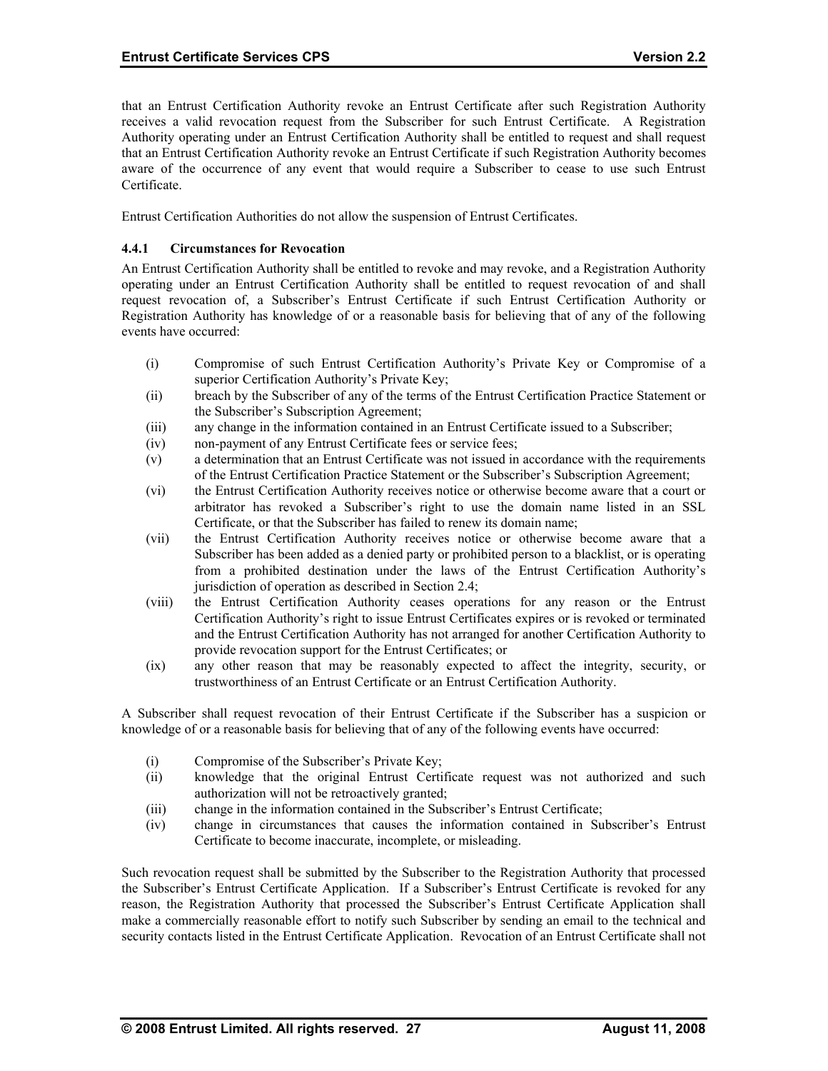that an Entrust Certification Authority revoke an Entrust Certificate after such Registration Authority receives a valid revocation request from the Subscriber for such Entrust Certificate. A Registration Authority operating under an Entrust Certification Authority shall be entitled to request and shall request that an Entrust Certification Authority revoke an Entrust Certificate if such Registration Authority becomes aware of the occurrence of any event that would require a Subscriber to cease to use such Entrust Certificate.

Entrust Certification Authorities do not allow the suspension of Entrust Certificates.

### 4.4.1 Circumstances for Revocation

An Entrust Certification Authority shall be entitled to revoke and may revoke, and a Registration Authority operating under an Entrust Certification Authority shall be entitled to request revocation of and shall request revocation of, a Subscriber's Entrust Certificate if such Entrust Certification Authority or Registration Authority has knowledge of or a reasonable basis for believing that of any of the following events have occurred:

- (i) Compromise of such Entrust Certification Authority's Private Key or Compromise of a superior Certification Authority's Private Key;
- (ii) breach by the Subscriber of any of the terms of the Entrust Certification Practice Statement or the Subscriber's Subscription Agreement;
- (iii) any change in the information contained in an Entrust Certificate issued to a Subscriber;
- (iv) non-payment of any Entrust Certificate fees or service fees;
- (v) a determination that an Entrust Certificate was not issued in accordance with the requirements of the Entrust Certification Practice Statement or the Subscriber's Subscription Agreement;
- (vi) the Entrust Certification Authority receives notice or otherwise become aware that a court or arbitrator has revoked a Subscriber's right to use the domain name listed in an SSL Certificate, or that the Subscriber has failed to renew its domain name;
- (vii) the Entrust Certification Authority receives notice or otherwise become aware that a Subscriber has been added as a denied party or prohibited person to a blacklist, or is operating from a prohibited destination under the laws of the Entrust Certification Authority's jurisdiction of operation as described in Section 2.4;
- (viii) the Entrust Certification Authority ceases operations for any reason or the Entrust Certification Authority's right to issue Entrust Certificates expires or is revoked or terminated and the Entrust Certification Authority has not arranged for another Certification Authority to provide revocation support for the Entrust Certificates; or
- (ix) any other reason that may be reasonably expected to affect the integrity, security, or trustworthiness of an Entrust Certificate or an Entrust Certification Authority.

A Subscriber shall request revocation of their Entrust Certificate if the Subscriber has a suspicion or knowledge of or a reasonable basis for believing that of any of the following events have occurred:

- (i) Compromise of the Subscriber's Private Key;
- (ii) knowledge that the original Entrust Certificate request was not authorized and such authorization will not be retroactively granted;
- (iii) change in the information contained in the Subscriber's Entrust Certificate;
- (iv) change in circumstances that causes the information contained in Subscriber's Entrust Certificate to become inaccurate, incomplete, or misleading.

Such revocation request shall be submitted by the Subscriber to the Registration Authority that processed the Subscriber's Entrust Certificate Application. If a Subscriber's Entrust Certificate is revoked for any reason, the Registration Authority that processed the Subscriber's Entrust Certificate Application shall make a commercially reasonable effort to notify such Subscriber by sending an email to the technical and security contacts listed in the Entrust Certificate Application. Revocation of an Entrust Certificate shall not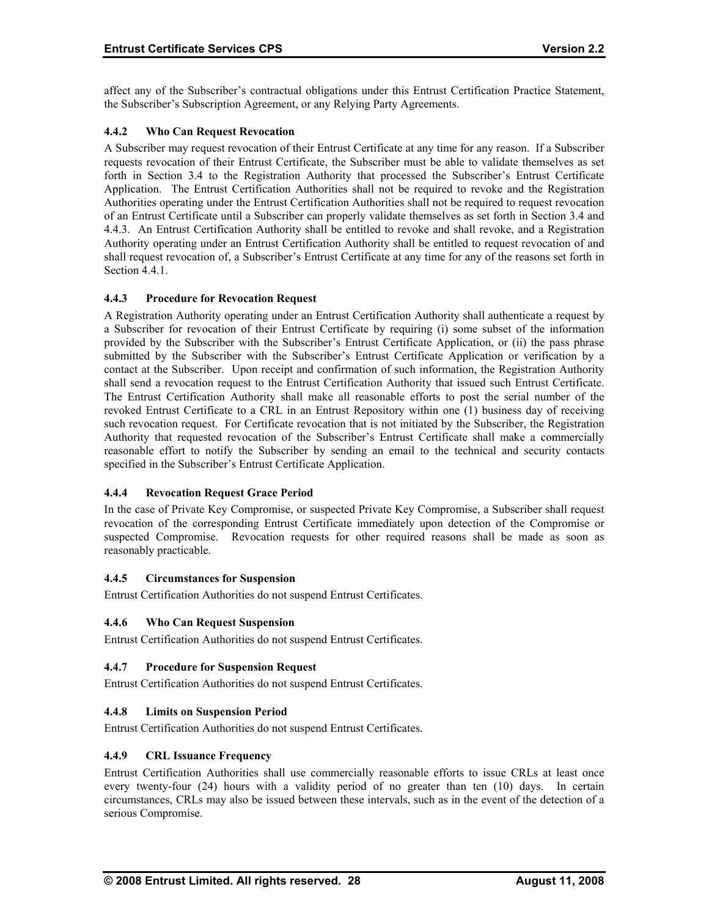affect any of the Subscriber's contractual obligations under this Entrust Certification Practice Statement, the Subscriber's Subscription Agreement, or any Relying Party Agreements.

### 4.4.2 Who Can Request Revocation

A Subscriber may request revocation of their Entrust Certificate at any time for any reason. If a Subscriber requests revocation of their Entrust Certificate, the Subscriber must be able to validate themselves as set forth in Section 3.4 to the Registration Authority that processed the Subscriber's Entrust Certificate Application. The Entrust Certification Authorities shall not be required to revoke and the Registration Authorities operating under the Entrust Certification Authorities shall not be required to request revocation of an Entrust Certificate until a Subscriber can properly validate themselves as set forth in Section 3.4 and 4.4.3. An Entrust Certification Authority shall be entitled to revoke and shall revoke, and a Registration Authority operating under an Entrust Certification Authority shall be entitled to request revocation of and shall request revocation of, a Subscriber's Entrust Certificate at any time for any of the reasons set forth in Section 4.4.1.

### 4.4.3 Procedure for Revocation Request

A Registration Authority operating under an Entrust Certification Authority shall authenticate a request by a Subscriber for revocation of their Entrust Certificate by requiring (i) some subset of the information provided by the Subscriber with the Subscriber's Entrust Certificate Application, or (ii) the pass phrase submitted by the Subscriber with the Subscriber's Entrust Certificate Application or verification by a contact at the Subscriber. Upon receipt and confirmation of such information, the Registration Authority shall send a revocation request to the Entrust Certification Authority that issued such Entrust Certificate. The Entrust Certification Authority shall make all reasonable efforts to post the serial number of the revoked Entrust Certificate to a CRL in an Entrust Repository within one (1) business day of receiving such revocation request. For Certificate revocation that is not initiated by the Subscriber, the Registration Authority that requested revocation of the Subscriber's Entrust Certificate shall make a commercially reasonable effort to notify the Subscriber by sending an email to the technical and security contacts specified in the Subscriber's Entrust Certificate Application.

### 4.4.4 Revocation Request Grace Period

In the case of Private Key Compromise, or suspected Private Key Compromise, a Subscriber shall request revocation of the corresponding Entrust Certificate immediately upon detection of the Compromise or suspected Compromise. Revocation requests for other required reasons shall be made as soon as reasonably practicable.

### 4.4.5 Circumstances for Suspension

Entrust Certification Authorities do not suspend Entrust Certificates.

### 4.4.6 Who Can Request Suspension

Entrust Certification Authorities do not suspend Entrust Certificates.

### 4.4.7 Procedure for Suspension Request

Entrust Certification Authorities do not suspend Entrust Certificates.

### 4.4.8 Limits on Suspension Period

Entrust Certification Authorities do not suspend Entrust Certificates.

### 4.4.9 CRL Issuance Frequency

Entrust Certification Authorities shall use commercially reasonable efforts to issue CRLs at least once every twenty-four (24) hours with a validity period of no greater than ten (10) days. In certain circumstances, CRLs may also be issued between these intervals, such as in the event of the detection of a serious Compromise.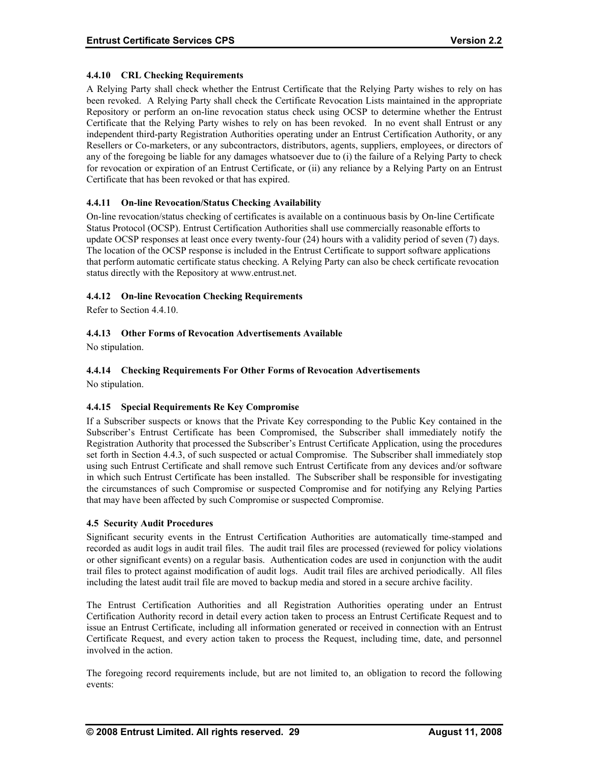#### 4.4.10 CRL Checking Requirements

A Relying Party shall check whether the Entrust Certificate that the Relying Party wishes to rely on has been revoked. A Relying Party shall check the Certificate Revocation Lists maintained in the appropriate Repository or perform an on-line revocation status check using OCSP to determine whether the Entrust Certificate that the Relying Party wishes to rely on has been revoked. In no event shall Entrust or any independent third-party Registration Authorities operating under an Entrust Certification Authority, or any Resellers or Co-marketers, or any subcontractors, distributors, agents, suppliers, employees, or directors of any of the foregoing be liable for any damages whatsoever due to (i) the failure of a Relying Party to check for revocation or expiration of an Entrust Certificate, or (ii) any reliance by a Relying Party on an Entrust Certificate that has been revoked or that has expired.

#### 4.4.11 On-line Revocation/Status Checking Availability

On-line revocation/status checking of certificates is available on a continuous basis by On-line Certificate Status Protocol (OCSP). Entrust Certification Authorities shall use commercially reasonable efforts to update OCSP responses at least once every twenty-four (24) hours with a validity period of seven (7) days. The location of the OCSP response is included in the Entrust Certificate to support software applications that perform automatic certificate status checking. A Relying Party can also be check certificate revocation status directly with the Repository at www.entrust.net.

#### 4.4.12 On-line Revocation Checking Requirements

Refer to Section 4.4.10.

#### 4.4.13 Other Forms of Revocation Advertisements Available

No stipulation.

#### 4.4.14 Checking Requirements For Other Forms of Revocation Advertisements

No stipulation.

#### 4.4.15 Special Requirements Re Key Compromise

If a Subscriber suspects or knows that the Private Key corresponding to the Public Key contained in the Subscriber's Entrust Certificate has been Compromised, the Subscriber shall immediately notify the Registration Authority that processed the Subscriber's Entrust Certificate Application, using the procedures set forth in Section 4.4.3, of such suspected or actual Compromise. The Subscriber shall immediately stop using such Entrust Certificate and shall remove such Entrust Certificate from any devices and/or software in which such Entrust Certificate has been installed. The Subscriber shall be responsible for investigating the circumstances of such Compromise or suspected Compromise and for notifying any Relying Parties that may have been affected by such Compromise or suspected Compromise.

### 4.5 Security Audit Procedures

Significant security events in the Entrust Certification Authorities are automatically time-stamped and recorded as audit logs in audit trail files. The audit trail files are processed (reviewed for policy violations or other significant events) on a regular basis. Authentication codes are used in conjunction with the audit trail files to protect against modification of audit logs. Audit trail files are archived periodically. All files including the latest audit trail file are moved to backup media and stored in a secure archive facility.

The Entrust Certification Authorities and all Registration Authorities operating under an Entrust Certification Authority record in detail every action taken to process an Entrust Certificate Request and to issue an Entrust Certificate, including all information generated or received in connection with an Entrust Certificate Request, and every action taken to process the Request, including time, date, and personnel involved in the action.

The foregoing record requirements include, but are not limited to, an obligation to record the following events: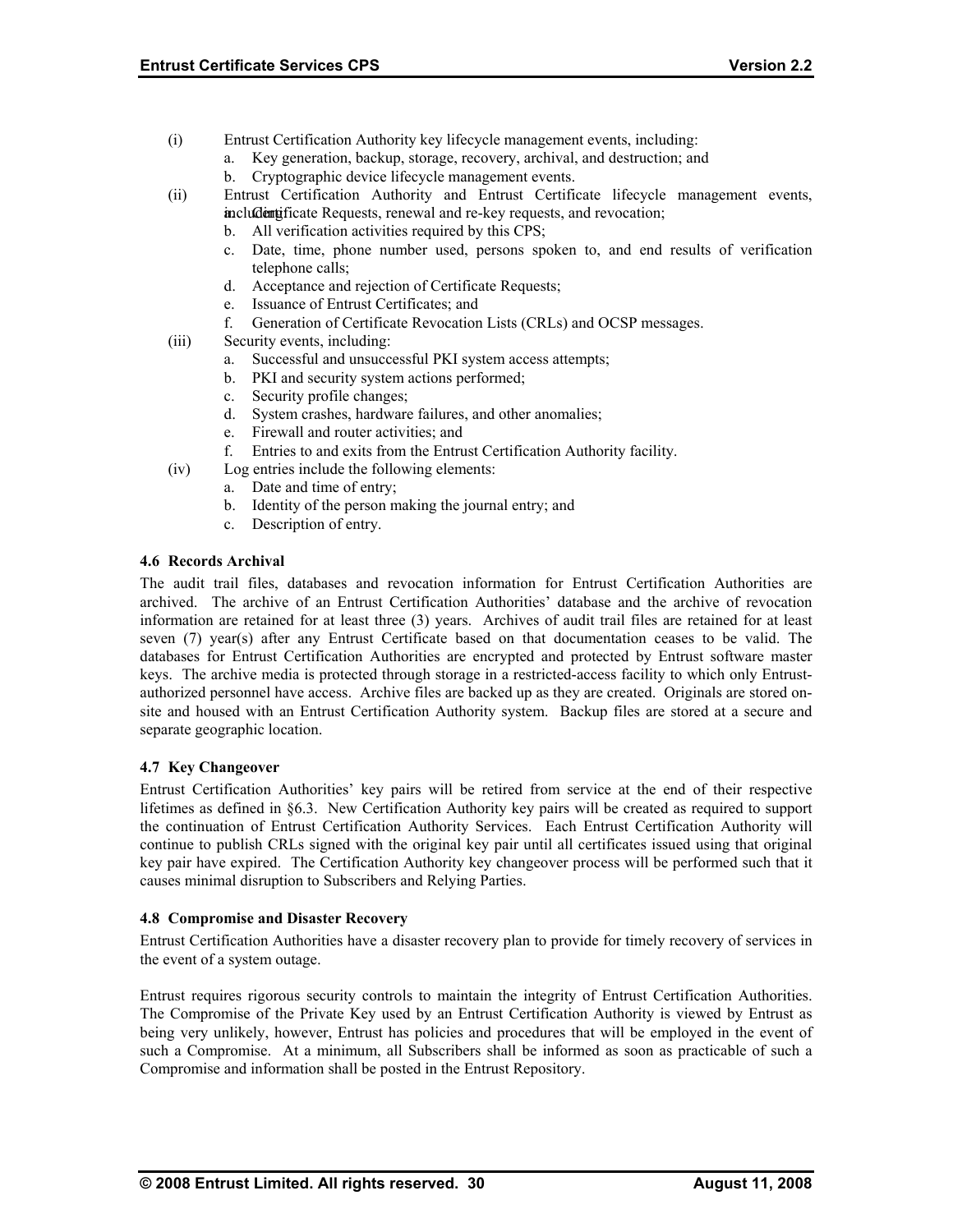(i) Entrust Certification Authority key lifecycle management events, including:
   a. Key generation, backup, storage, recovery, archival, and destruction; and
   b. Cryptographic device lifecycle management events.

(ii) Entrust Certification Authority and Entrust Certificate lifecycle management events, including:
   a. Certificate Requests, renewal and re-key requests, and revocation;
   b. All verification activities required by this CPS;
   c. Date, time, phone number used, persons spoken to, and end results of verification telephone calls;
   d. Acceptance and rejection of Certificate Requests;
   e. Issuance of Entrust Certificates; and
   f. Generation of Certificate Revocation Lists (CRLs) and OCSP messages.

(iii) Security events, including:
   a. Successful and unsuccessful PKI system access attempts;
   b. PKI and security system actions performed;
   c. Security profile changes;
   d. System crashes, hardware failures, and other anomalies;
   e. Firewall and router activities; and
   f. Entries to and exits from the Entrust Certification Authority facility.

(iv) Log entries include the following elements:
   a. Date and time of entry;
   b. Identity of the person making the journal entry; and
   c. Description of entry.

### 4.6 Records Archival

The audit trail files, databases and revocation information for Entrust Certification Authorities are archived. The archive of an Entrust Certification Authorities' database and the archive of revocation information are retained for at least three (3) years. Archives of audit trail files are retained for at least seven (7) year(s) after any Entrust Certificate based on that documentation ceases to be valid. The databases for Entrust Certification Authorities are encrypted and protected by Entrust software master keys. The archive media is protected through storage in a restricted-access facility to which only Entrust-authorized personnel have access. Archive files are backed up as they are created. Originals are stored on-site and housed with an Entrust Certification Authority system. Backup files are stored at a secure and separate geographic location.

### 4.7 Key Changeover

Entrust Certification Authorities' key pairs will be retired from service at the end of their respective lifetimes as defined in §6.3. New Certification Authority key pairs will be created as required to support the continuation of Entrust Certification Authority Services. Each Entrust Certification Authority will continue to publish CRLs signed with the original key pair until all certificates issued using that original key pair have expired. The Certification Authority key changeover process will be performed such that it causes minimal disruption to Subscribers and Relying Parties.

### 4.8 Compromise and Disaster Recovery

Entrust Certification Authorities have a disaster recovery plan to provide for timely recovery of services in the event of a system outage.

Entrust requires rigorous security controls to maintain the integrity of Entrust Certification Authorities. The Compromise of the Private Key used by an Entrust Certification Authority is viewed by Entrust as being very unlikely, however, Entrust has policies and procedures that will be employed in the event of such a Compromise. At a minimum, all Subscribers shall be informed as soon as practicable of such a Compromise and information shall be posted in the Entrust Repository.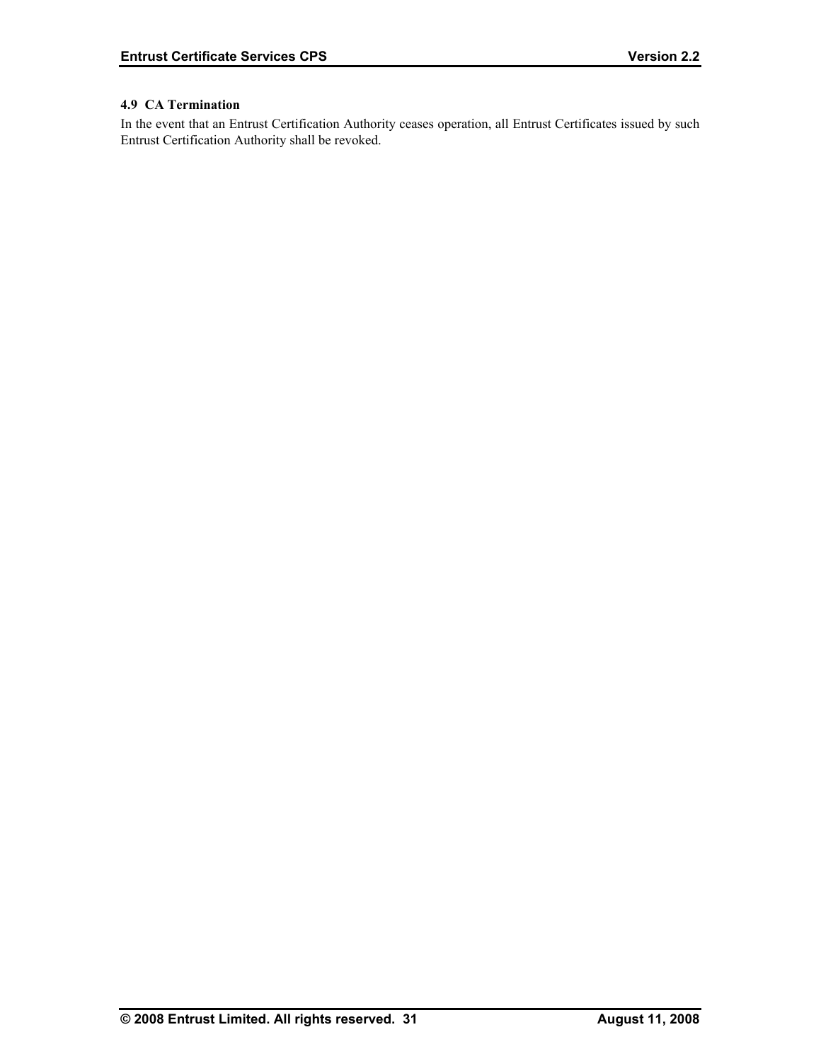### 4.9 CA Termination

In the event that an Entrust Certification Authority ceases operation, all Entrust Certificates issued by such Entrust Certification Authority shall be revoked.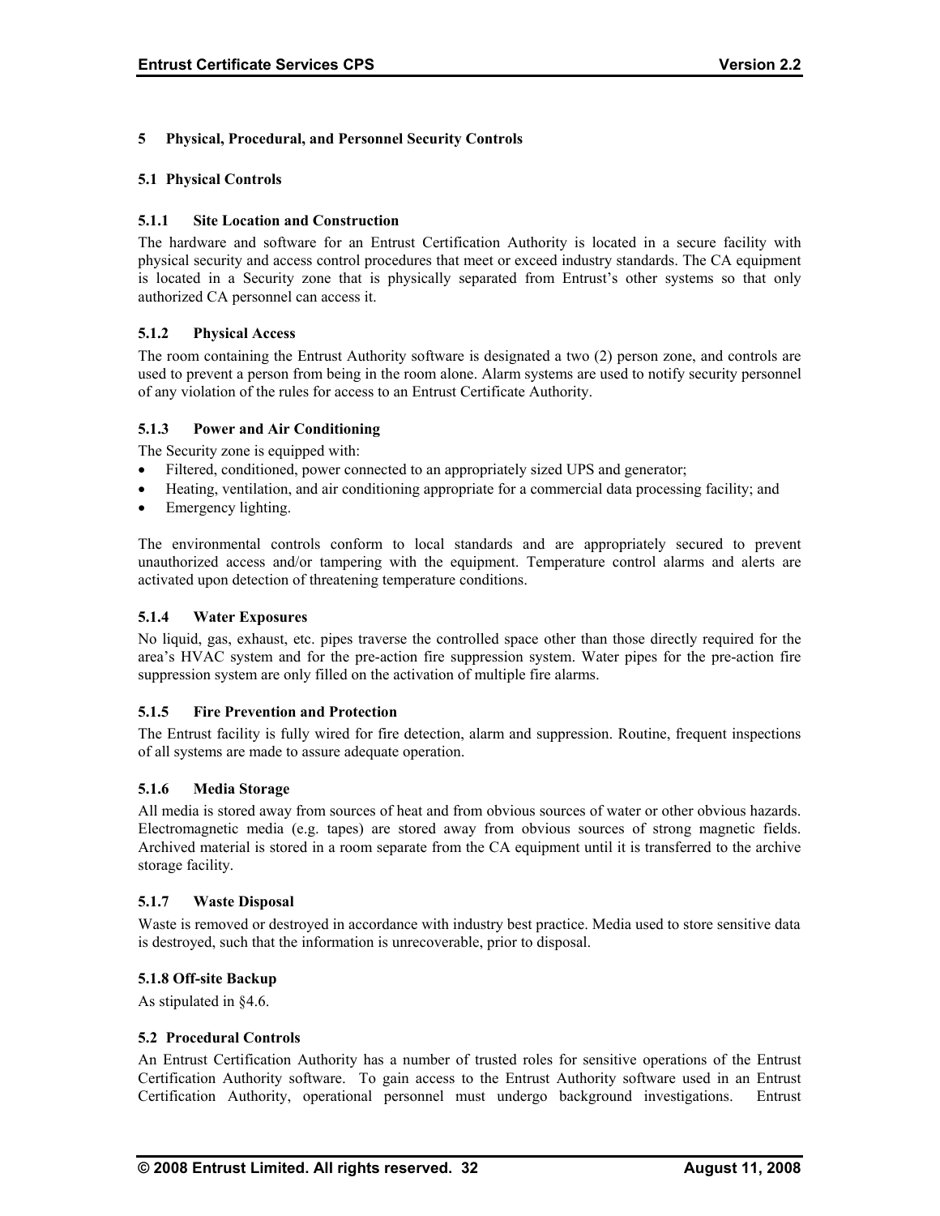# 5 Physical, Procedural, and Personnel Security Controls

## 5.1 Physical Controls

### 5.1.1 Site Location and Construction

The hardware and software for an Entrust Certification Authority is located in a secure facility with physical security and access control procedures that meet or exceed industry standards. The CA equipment is located in a Security zone that is physically separated from Entrust's other systems so that only authorized CA personnel can access it.

### 5.1.2 Physical Access

The room containing the Entrust Authority software is designated a two (2) person zone, and controls are used to prevent a person from being in the room alone. Alarm systems are used to notify security personnel of any violation of the rules for access to an Entrust Certificate Authority.

### 5.1.3 Power and Air Conditioning

The Security zone is equipped with:

- Filtered, conditioned, power connected to an appropriately sized UPS and generator;
- Heating, ventilation, and air conditioning appropriate for a commercial data processing facility; and
- Emergency lighting.

The environmental controls conform to local standards and are appropriately secured to prevent unauthorized access and/or tampering with the equipment. Temperature control alarms and alerts are activated upon detection of threatening temperature conditions.

### 5.1.4 Water Exposures

No liquid, gas, exhaust, etc. pipes traverse the controlled space other than those directly required for the area's HVAC system and for the pre-action fire suppression system. Water pipes for the pre-action fire suppression system are only filled on the activation of multiple fire alarms.

### 5.1.5 Fire Prevention and Protection

The Entrust facility is fully wired for fire detection, alarm and suppression. Routine, frequent inspections of all systems are made to assure adequate operation.

### 5.1.6 Media Storage

All media is stored away from sources of heat and from obvious sources of water or other obvious hazards. Electromagnetic media (e.g. tapes) are stored away from obvious sources of strong magnetic fields. Archived material is stored in a room separate from the CA equipment until it is transferred to the archive storage facility.

### 5.1.7 Waste Disposal

Waste is removed or destroyed in accordance with industry best practice. Media used to store sensitive data is destroyed, such that the information is unrecoverable, prior to disposal.

### 5.1.8 Off-site Backup

As stipulated in §4.6.

## 5.2 Procedural Controls

An Entrust Certification Authority has a number of trusted roles for sensitive operations of the Entrust Certification Authority software. To gain access to the Entrust Authority software used in an Entrust Certification Authority, operational personnel must undergo background investigations. Entrust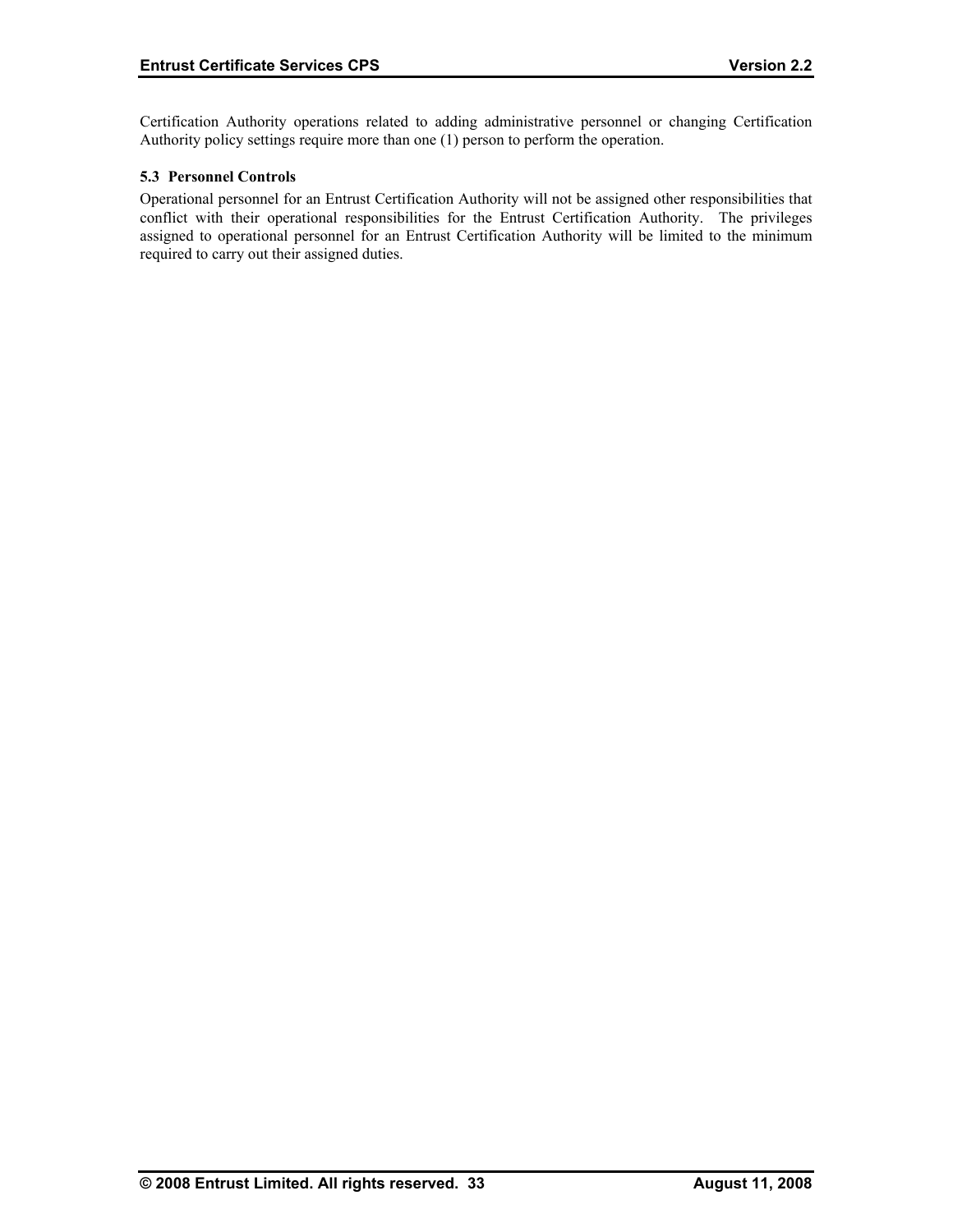Certification Authority operations related to adding administrative personnel or changing Certification Authority policy settings require more than one (1) person to perform the operation.

### 5.3 Personnel Controls

Operational personnel for an Entrust Certification Authority will not be assigned other responsibilities that conflict with their operational responsibilities for the Entrust Certification Authority. The privileges assigned to operational personnel for an Entrust Certification Authority will be limited to the minimum required to carry out their assigned duties.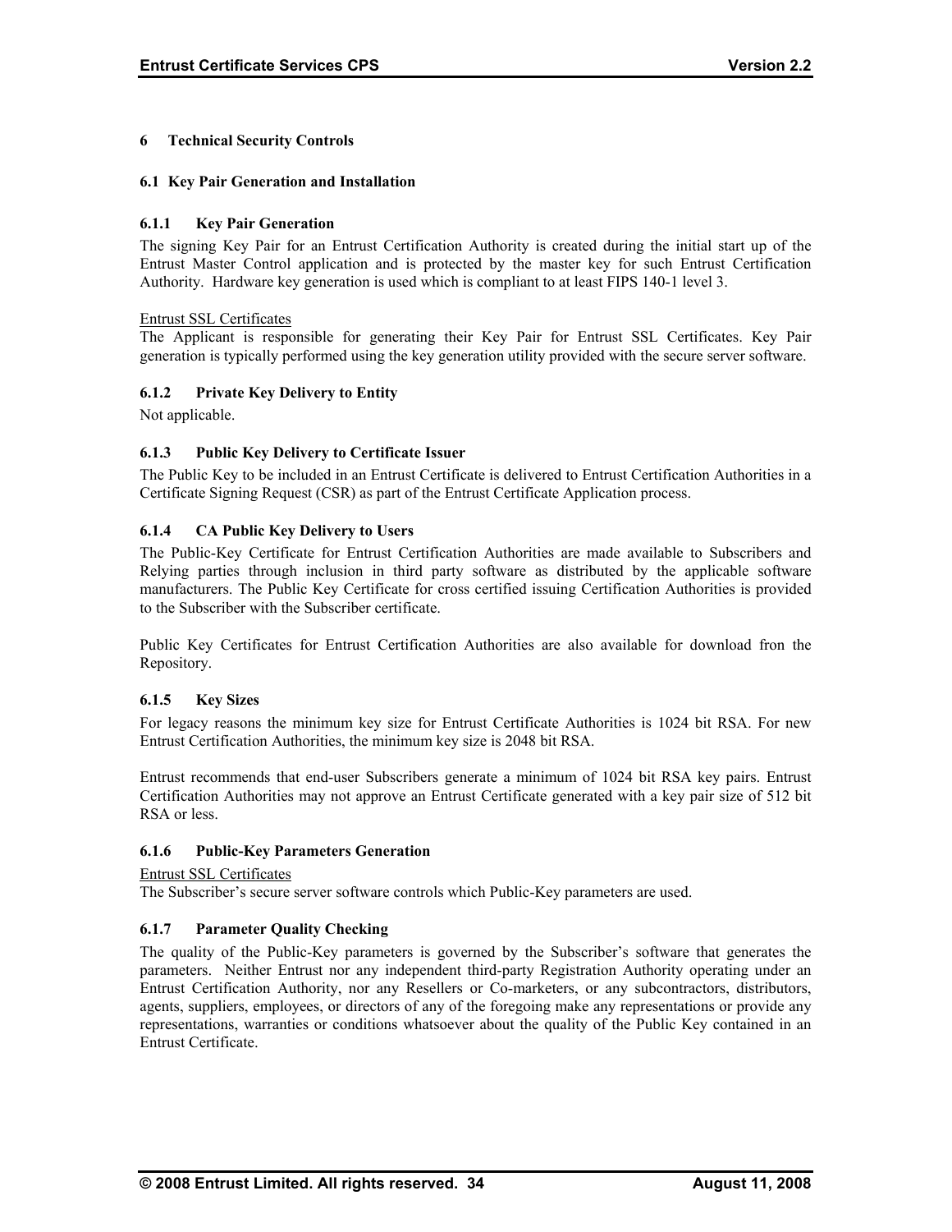# 6 Technical Security Controls

## 6.1 Key Pair Generation and Installation

### 6.1.1 Key Pair Generation

The signing Key Pair for an Entrust Certification Authority is created during the initial start up of the Entrust Master Control application and is protected by the master key for such Entrust Certification Authority. Hardware key generation is used which is compliant to at least FIPS 140-1 level 3.

Entrust SSL Certificates

The Applicant is responsible for generating their Key Pair for Entrust SSL Certificates. Key Pair generation is typically performed using the key generation utility provided with the secure server software.

### 6.1.2 Private Key Delivery to Entity

Not applicable.

### 6.1.3 Public Key Delivery to Certificate Issuer

The Public Key to be included in an Entrust Certificate is delivered to Entrust Certification Authorities in a Certificate Signing Request (CSR) as part of the Entrust Certificate Application process.

### 6.1.4 CA Public Key Delivery to Users

The Public-Key Certificate for Entrust Certification Authorities are made available to Subscribers and Relying parties through inclusion in third party software as distributed by the applicable software manufacturers. The Public Key Certificate for cross certified issuing Certification Authorities is provided to the Subscriber with the Subscriber certificate.

Public Key Certificates for Entrust Certification Authorities are also available for download fron the Repository.

### 6.1.5 Key Sizes

For legacy reasons the minimum key size for Entrust Certificate Authorities is 1024 bit RSA. For new Entrust Certification Authorities, the minimum key size is 2048 bit RSA.

Entrust recommends that end-user Subscribers generate a minimum of 1024 bit RSA key pairs. Entrust Certification Authorities may not approve an Entrust Certificate generated with a key pair size of 512 bit RSA or less.

### 6.1.6 Public-Key Parameters Generation

Entrust SSL Certificates

The Subscriber's secure server software controls which Public-Key parameters are used.

### 6.1.7 Parameter Quality Checking

The quality of the Public-Key parameters is governed by the Subscriber's software that generates the parameters. Neither Entrust nor any independent third-party Registration Authority operating under an Entrust Certification Authority, nor any Resellers or Co-marketers, or any subcontractors, distributors, agents, suppliers, employees, or directors of any of the foregoing make any representations or provide any representations, warranties or conditions whatsoever about the quality of the Public Key contained in an Entrust Certificate.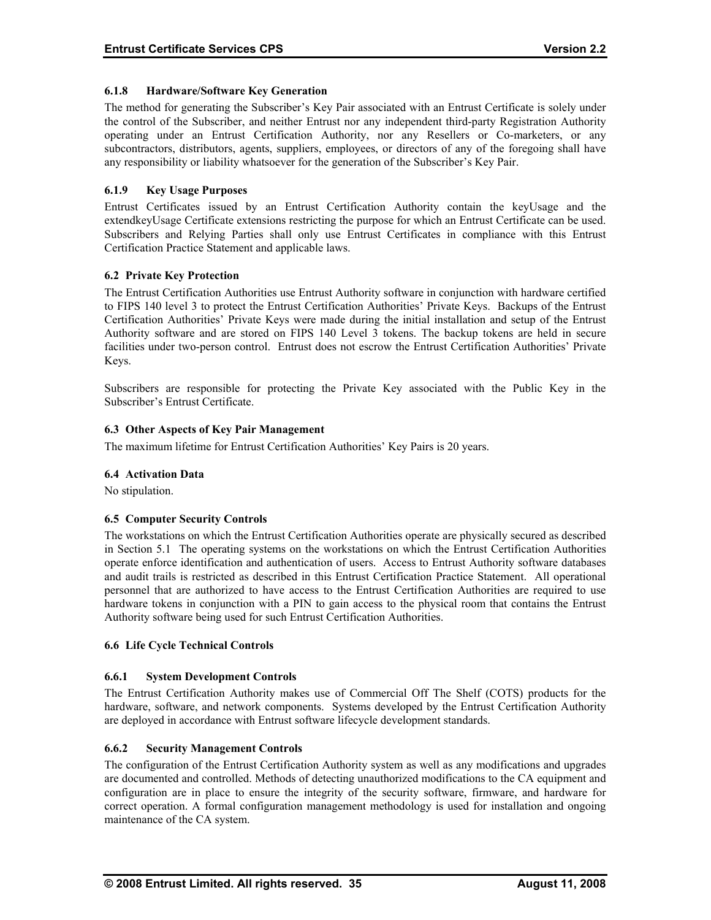### 6.1.8 Hardware/Software Key Generation

The method for generating the Subscriber's Key Pair associated with an Entrust Certificate is solely under the control of the Subscriber, and neither Entrust nor any independent third-party Registration Authority operating under an Entrust Certification Authority, nor any Resellers or Co-marketers, or any subcontractors, distributors, agents, suppliers, employees, or directors of any of the foregoing shall have any responsibility or liability whatsoever for the generation of the Subscriber's Key Pair.

### 6.1.9 Key Usage Purposes

Entrust Certificates issued by an Entrust Certification Authority contain the keyUsage and the extendkeyUsage Certificate extensions restricting the purpose for which an Entrust Certificate can be used. Subscribers and Relying Parties shall only use Entrust Certificates in compliance with this Entrust Certification Practice Statement and applicable laws.

## 6.2 Private Key Protection

The Entrust Certification Authorities use Entrust Authority software in conjunction with hardware certified to FIPS 140 level 3 to protect the Entrust Certification Authorities' Private Keys. Backups of the Entrust Certification Authorities' Private Keys were made during the initial installation and setup of the Entrust Authority software and are stored on FIPS 140 Level 3 tokens. The backup tokens are held in secure facilities under two-person control. Entrust does not escrow the Entrust Certification Authorities' Private Keys.

Subscribers are responsible for protecting the Private Key associated with the Public Key in the Subscriber's Entrust Certificate.

## 6.3 Other Aspects of Key Pair Management

The maximum lifetime for Entrust Certification Authorities' Key Pairs is 20 years.

## 6.4 Activation Data

No stipulation.

## 6.5 Computer Security Controls

The workstations on which the Entrust Certification Authorities operate are physically secured as described in Section 5.1 The operating systems on the workstations on which the Entrust Certification Authorities operate enforce identification and authentication of users. Access to Entrust Authority software databases and audit trails is restricted as described in this Entrust Certification Practice Statement. All operational personnel that are authorized to have access to the Entrust Certification Authorities are required to use hardware tokens in conjunction with a PIN to gain access to the physical room that contains the Entrust Authority software being used for such Entrust Certification Authorities.

## 6.6 Life Cycle Technical Controls

### 6.6.1 System Development Controls

The Entrust Certification Authority makes use of Commercial Off The Shelf (COTS) products for the hardware, software, and network components. Systems developed by the Entrust Certification Authority are deployed in accordance with Entrust software lifecycle development standards.

### 6.6.2 Security Management Controls

The configuration of the Entrust Certification Authority system as well as any modifications and upgrades are documented and controlled. Methods of detecting unauthorized modifications to the CA equipment and configuration are in place to ensure the integrity of the security software, firmware, and hardware for correct operation. A formal configuration management methodology is used for installation and ongoing maintenance of the CA system.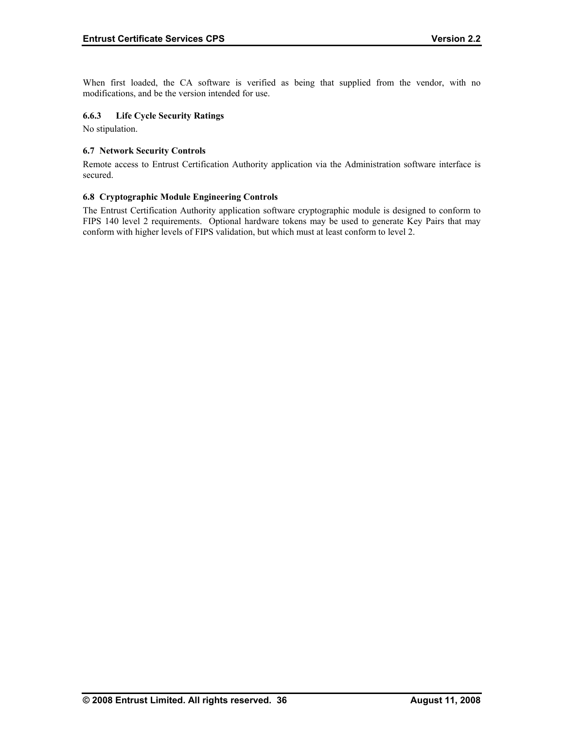When first loaded, the CA software is verified as being that supplied from the vendor, with no modifications, and be the version intended for use.

### 6.6.3 Life Cycle Security Ratings

No stipulation.

## 6.7 Network Security Controls

Remote access to Entrust Certification Authority application via the Administration software interface is secured.

## 6.8 Cryptographic Module Engineering Controls

The Entrust Certification Authority application software cryptographic module is designed to conform to FIPS 140 level 2 requirements. Optional hardware tokens may be used to generate Key Pairs that may conform with higher levels of FIPS validation, but which must at least conform to level 2.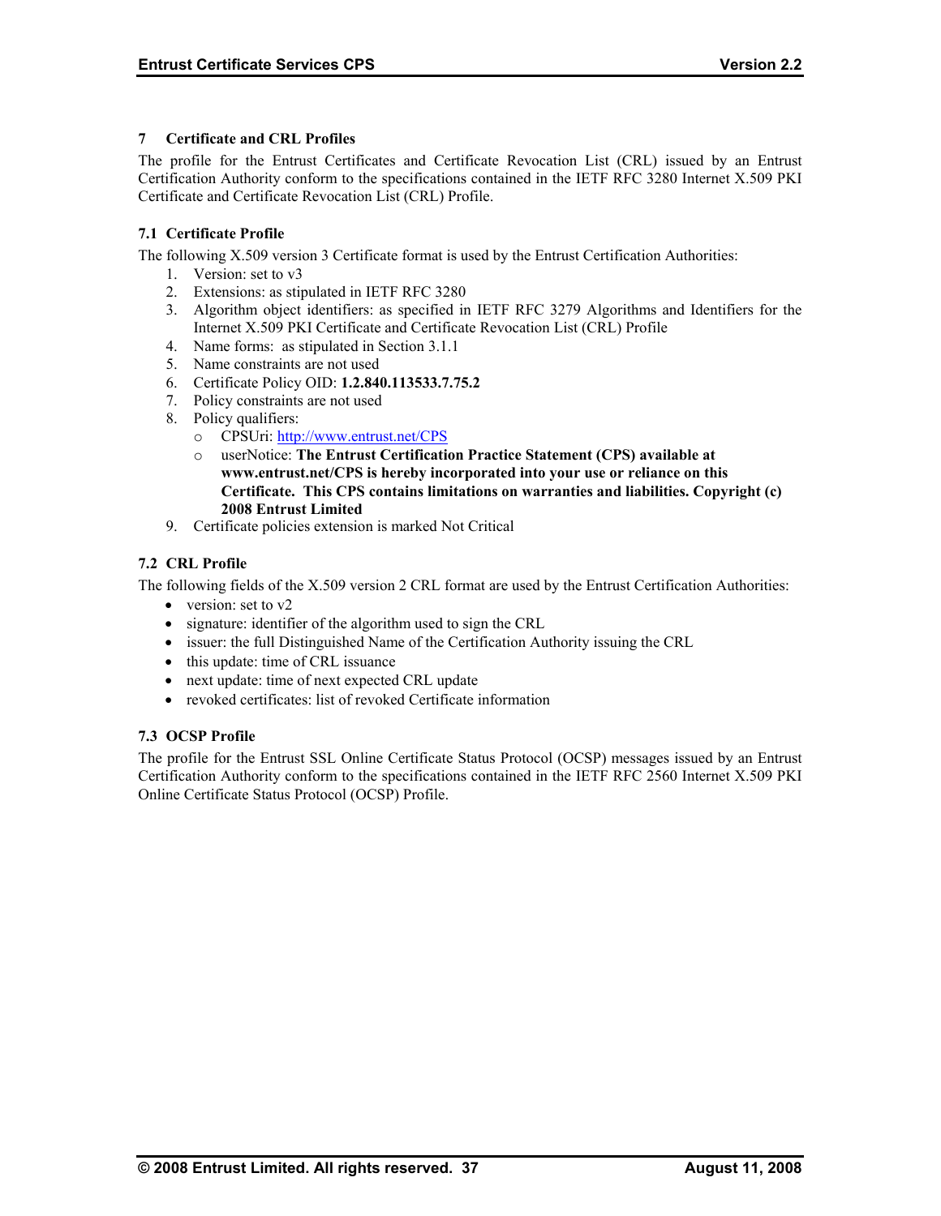# 7 Certificate and CRL Profiles

The profile for the Entrust Certificates and Certificate Revocation List (CRL) issued by an Entrust Certification Authority conform to the specifications contained in the IETF RFC 3280 Internet X.509 PKI Certificate and Certificate Revocation List (CRL) Profile.

## 7.1 Certificate Profile

The following X.509 version 3 Certificate format is used by the Entrust Certification Authorities:

1. Version: set to v3
2. Extensions: as stipulated in IETF RFC 3280
3. Algorithm object identifiers: as specified in IETF RFC 3279 Algorithms and Identifiers for the Internet X.509 PKI Certificate and Certificate Revocation List (CRL) Profile
4. Name forms: as stipulated in Section 3.1.1
5. Name constraints are not used
6. Certificate Policy OID: **1.2.840.113533.7.75.2**
7. Policy constraints are not used
8. Policy qualifiers:
   - CPSUri: http://www.entrust.net/CPS
   - userNotice: **The Entrust Certification Practice Statement (CPS) available at www.entrust.net/CPS is hereby incorporated into your use or reliance on this Certificate. This CPS contains limitations on warranties and liabilities. Copyright (c) 2008 Entrust Limited**
9. Certificate policies extension is marked Not Critical

## 7.2 CRL Profile

The following fields of the X.509 version 2 CRL format are used by the Entrust Certification Authorities:

- version: set to v2
- signature: identifier of the algorithm used to sign the CRL
- issuer: the full Distinguished Name of the Certification Authority issuing the CRL
- this update: time of CRL issuance
- next update: time of next expected CRL update
- revoked certificates: list of revoked Certificate information

## 7.3 OCSP Profile

The profile for the Entrust SSL Online Certificate Status Protocol (OCSP) messages issued by an Entrust Certification Authority conform to the specifications contained in the IETF RFC 2560 Internet X.509 PKI Online Certificate Status Protocol (OCSP) Profile.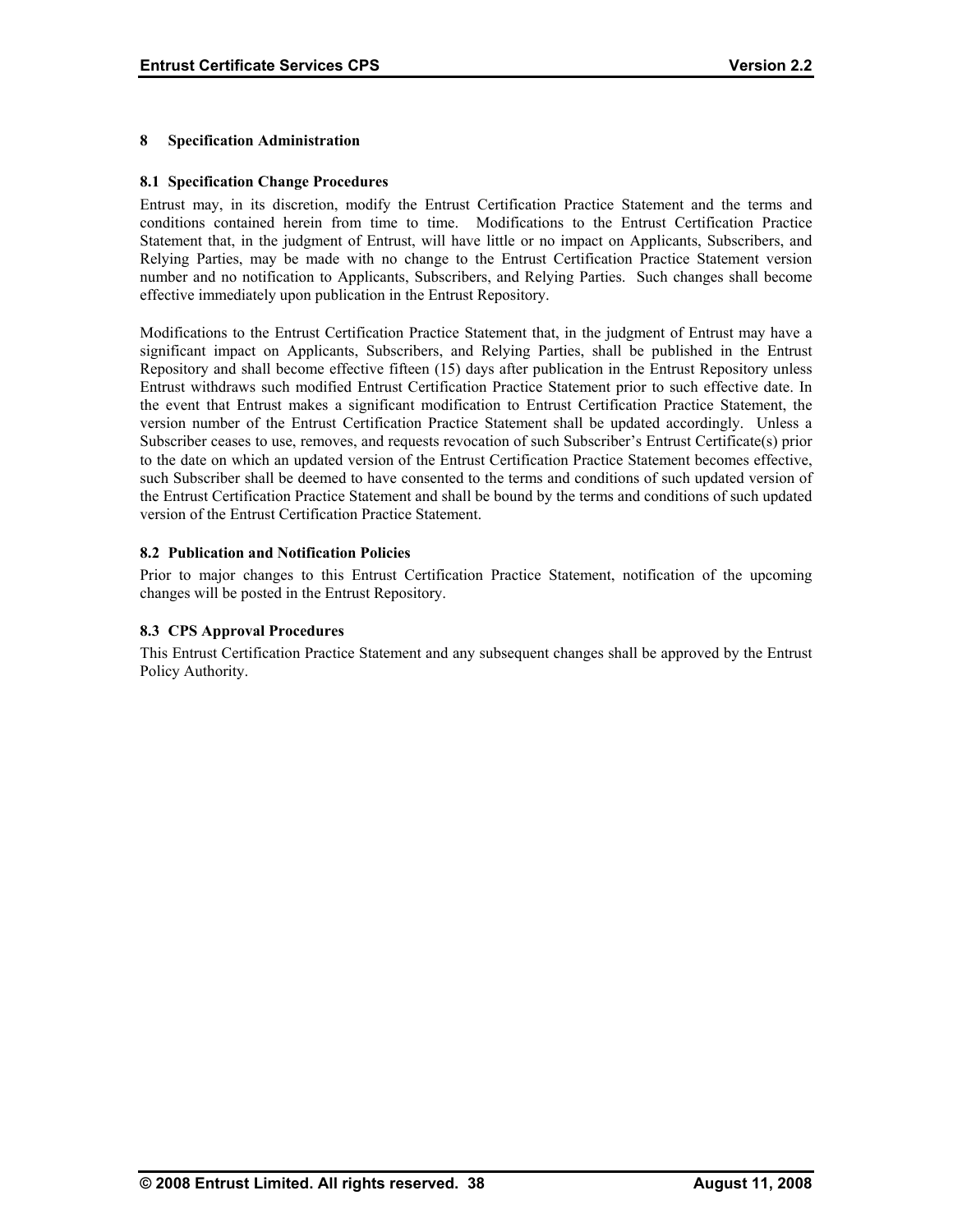# 8 Specification Administration

## 8.1 Specification Change Procedures

Entrust may, in its discretion, modify the Entrust Certification Practice Statement and the terms and conditions contained herein from time to time. Modifications to the Entrust Certification Practice Statement that, in the judgment of Entrust, will have little or no impact on Applicants, Subscribers, and Relying Parties, may be made with no change to the Entrust Certification Practice Statement version number and no notification to Applicants, Subscribers, and Relying Parties. Such changes shall become effective immediately upon publication in the Entrust Repository.

Modifications to the Entrust Certification Practice Statement that, in the judgment of Entrust may have a significant impact on Applicants, Subscribers, and Relying Parties, shall be published in the Entrust Repository and shall become effective fifteen (15) days after publication in the Entrust Repository unless Entrust withdraws such modified Entrust Certification Practice Statement prior to such effective date. In the event that Entrust makes a significant modification to Entrust Certification Practice Statement, the version number of the Entrust Certification Practice Statement shall be updated accordingly. Unless a Subscriber ceases to use, removes, and requests revocation of such Subscriber's Entrust Certificate(s) prior to the date on which an updated version of the Entrust Certification Practice Statement becomes effective, such Subscriber shall be deemed to have consented to the terms and conditions of such updated version of the Entrust Certification Practice Statement and shall be bound by the terms and conditions of such updated version of the Entrust Certification Practice Statement.

## 8.2 Publication and Notification Policies

Prior to major changes to this Entrust Certification Practice Statement, notification of the upcoming changes will be posted in the Entrust Repository.

## 8.3 CPS Approval Procedures

This Entrust Certification Practice Statement and any subsequent changes shall be approved by the Entrust Policy Authority.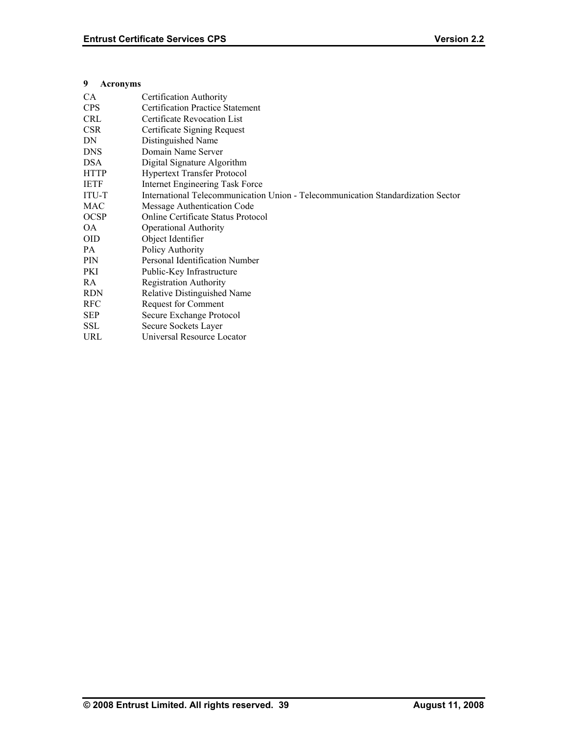# 9 Acronyms

| | |
|---|---|
| CA | Certification Authority |
| CPS | Certification Practice Statement |
| CRL | Certificate Revocation List |
| CSR | Certificate Signing Request |
| DN | Distinguished Name |
| DNS | Domain Name Server |
| DSA | Digital Signature Algorithm |
| HTTP | Hypertext Transfer Protocol |
| IETF | Internet Engineering Task Force |
| ITU-T | International Telecommunication Union - Telecommunication Standardization Sector |
| MAC | Message Authentication Code |
| OCSP | Online Certificate Status Protocol |
| OA | Operational Authority |
| OID | Object Identifier |
| PA | Policy Authority |
| PIN | Personal Identification Number |
| PKI | Public-Key Infrastructure |
| RA | Registration Authority |
| RDN | Relative Distinguished Name |
| RFC | Request for Comment |
| SEP | Secure Exchange Protocol |
| SSL | Secure Sockets Layer |
| URL | Universal Resource Locator |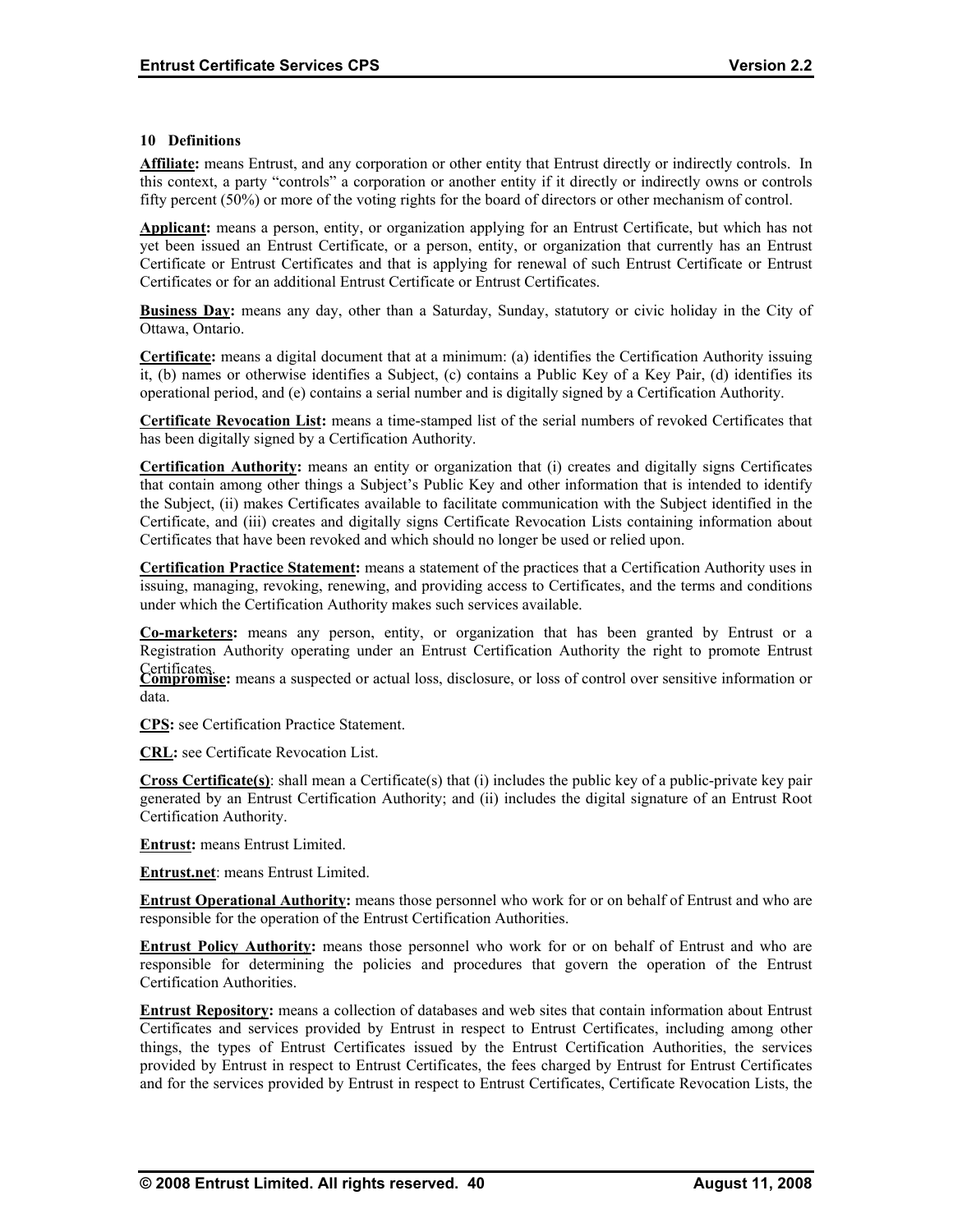## 10 Definitions

**Affiliate:** means Entrust, and any corporation or other entity that Entrust directly or indirectly controls. In this context, a party "controls" a corporation or another entity if it directly or indirectly owns or controls fifty percent (50%) or more of the voting rights for the board of directors or other mechanism of control.

**Applicant:** means a person, entity, or organization applying for an Entrust Certificate, but which has not yet been issued an Entrust Certificate, or a person, entity, or organization that currently has an Entrust Certificate or Entrust Certificates and that is applying for renewal of such Entrust Certificate or Entrust Certificates or for an additional Entrust Certificate or Entrust Certificates.

**Business Day:** means any day, other than a Saturday, Sunday, statutory or civic holiday in the City of Ottawa, Ontario.

**Certificate:** means a digital document that at a minimum: (a) identifies the Certification Authority issuing it, (b) names or otherwise identifies a Subject, (c) contains a Public Key of a Key Pair, (d) identifies its operational period, and (e) contains a serial number and is digitally signed by a Certification Authority.

**Certificate Revocation List:** means a time-stamped list of the serial numbers of revoked Certificates that has been digitally signed by a Certification Authority.

**Certification Authority:** means an entity or organization that (i) creates and digitally signs Certificates that contain among other things a Subject's Public Key and other information that is intended to identify the Subject, (ii) makes Certificates available to facilitate communication with the Subject identified in the Certificate, and (iii) creates and digitally signs Certificate Revocation Lists containing information about Certificates that have been revoked and which should no longer be used or relied upon.

**Certification Practice Statement:** means a statement of the practices that a Certification Authority uses in issuing, managing, revoking, renewing, and providing access to Certificates, and the terms and conditions under which the Certification Authority makes such services available.

**Co-marketers:** means any person, entity, or organization that has been granted by Entrust or a Registration Authority operating under an Entrust Certification Authority the right to promote Entrust Certificates.

**Compromise:** means a suspected or actual loss, disclosure, or loss of control over sensitive information or data.

**CPS:** see Certification Practice Statement.

**CRL:** see Certificate Revocation List.

**Cross Certificate(s)**: shall mean a Certificate(s) that (i) includes the public key of a public-private key pair generated by an Entrust Certification Authority; and (ii) includes the digital signature of an Entrust Root Certification Authority.

**Entrust:** means Entrust Limited.

**Entrust.net**: means Entrust Limited.

**Entrust Operational Authority:** means those personnel who work for or on behalf of Entrust and who are responsible for the operation of the Entrust Certification Authorities.

**Entrust Policy Authority:** means those personnel who work for or on behalf of Entrust and who are responsible for determining the policies and procedures that govern the operation of the Entrust Certification Authorities.

**Entrust Repository:** means a collection of databases and web sites that contain information about Entrust Certificates and services provided by Entrust in respect to Entrust Certificates, including among other things, the types of Entrust Certificates issued by the Entrust Certification Authorities, the services provided by Entrust in respect to Entrust Certificates, the fees charged by Entrust for Entrust Certificates and for the services provided by Entrust in respect to Entrust Certificates, Certificate Revocation Lists, the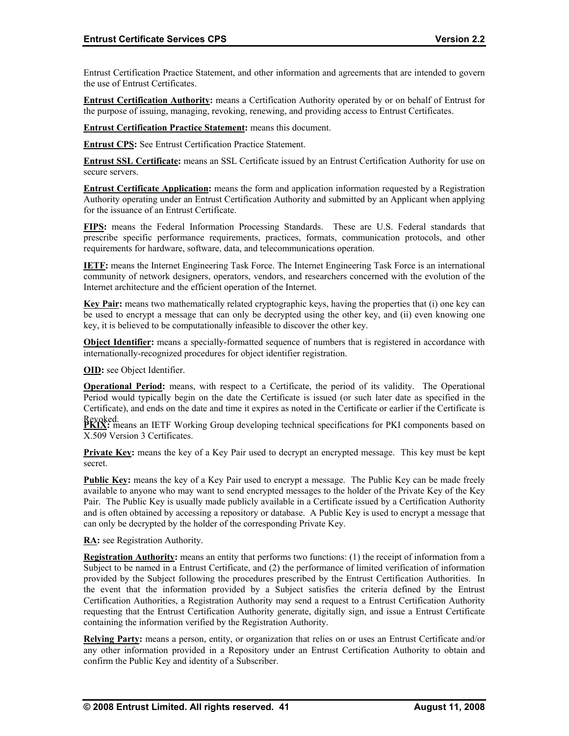Entrust Certification Practice Statement, and other information and agreements that are intended to govern the use of Entrust Certificates.

**Entrust Certification Authority:** means a Certification Authority operated by or on behalf of Entrust for the purpose of issuing, managing, revoking, renewing, and providing access to Entrust Certificates.

**Entrust Certification Practice Statement:** means this document.

**Entrust CPS:** See Entrust Certification Practice Statement.

**Entrust SSL Certificate:** means an SSL Certificate issued by an Entrust Certification Authority for use on secure servers.

**Entrust Certificate Application:** means the form and application information requested by a Registration Authority operating under an Entrust Certification Authority and submitted by an Applicant when applying for the issuance of an Entrust Certificate.

**FIPS:** means the Federal Information Processing Standards. These are U.S. Federal standards that prescribe specific performance requirements, practices, formats, communication protocols, and other requirements for hardware, software, data, and telecommunications operation.

**IETF:** means the Internet Engineering Task Force. The Internet Engineering Task Force is an international community of network designers, operators, vendors, and researchers concerned with the evolution of the Internet architecture and the efficient operation of the Internet.

**Key Pair:** means two mathematically related cryptographic keys, having the properties that (i) one key can be used to encrypt a message that can only be decrypted using the other key, and (ii) even knowing one key, it is believed to be computationally infeasible to discover the other key.

**Object Identifier:** means a specially-formatted sequence of numbers that is registered in accordance with internationally-recognized procedures for object identifier registration.

**OID:** see Object Identifier.

**Operational Period:** means, with respect to a Certificate, the period of its validity. The Operational Period would typically begin on the date the Certificate is issued (or such later date as specified in the Certificate), and ends on the date and time it expires as noted in the Certificate or earlier if the Certificate is Revoked.

**PKIX:** means an IETF Working Group developing technical specifications for PKI components based on X.509 Version 3 Certificates.

**Private Key:** means the key of a Key Pair used to decrypt an encrypted message. This key must be kept secret.

**Public Key:** means the key of a Key Pair used to encrypt a message. The Public Key can be made freely available to anyone who may want to send encrypted messages to the holder of the Private Key of the Key Pair. The Public Key is usually made publicly available in a Certificate issued by a Certification Authority and is often obtained by accessing a repository or database. A Public Key is used to encrypt a message that can only be decrypted by the holder of the corresponding Private Key.

**RA:** see Registration Authority.

**Registration Authority:** means an entity that performs two functions: (1) the receipt of information from a Subject to be named in a Entrust Certificate, and (2) the performance of limited verification of information provided by the Subject following the procedures prescribed by the Entrust Certification Authorities. In the event that the information provided by a Subject satisfies the criteria defined by the Entrust Certification Authorities, a Registration Authority may send a request to a Entrust Certification Authority requesting that the Entrust Certification Authority generate, digitally sign, and issue a Entrust Certificate containing the information verified by the Registration Authority.

**Relying Party:** means a person, entity, or organization that relies on or uses an Entrust Certificate and/or any other information provided in a Repository under an Entrust Certification Authority to obtain and confirm the Public Key and identity of a Subscriber.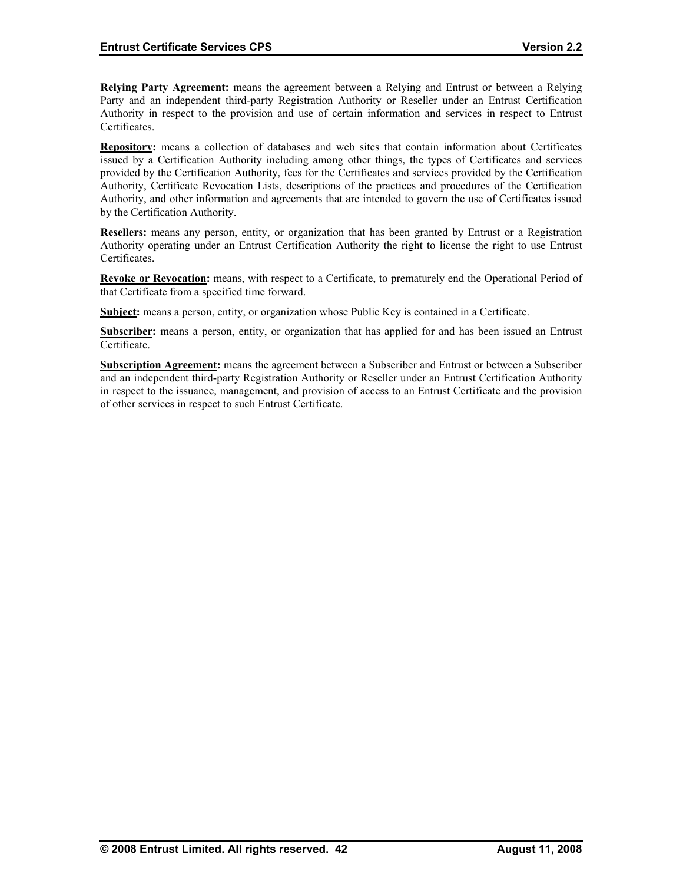**Relying Party Agreement:** means the agreement between a Relying and Entrust or between a Relying Party and an independent third-party Registration Authority or Reseller under an Entrust Certification Authority in respect to the provision and use of certain information and services in respect to Entrust Certificates.

**Repository:** means a collection of databases and web sites that contain information about Certificates issued by a Certification Authority including among other things, the types of Certificates and services provided by the Certification Authority, fees for the Certificates and services provided by the Certification Authority, Certificate Revocation Lists, descriptions of the practices and procedures of the Certification Authority, and other information and agreements that are intended to govern the use of Certificates issued by the Certification Authority.

**Resellers:** means any person, entity, or organization that has been granted by Entrust or a Registration Authority operating under an Entrust Certification Authority the right to license the right to use Entrust Certificates.

**Revoke or Revocation:** means, with respect to a Certificate, to prematurely end the Operational Period of that Certificate from a specified time forward.

**Subject:** means a person, entity, or organization whose Public Key is contained in a Certificate.

**Subscriber:** means a person, entity, or organization that has applied for and has been issued an Entrust Certificate.

**Subscription Agreement:** means the agreement between a Subscriber and Entrust or between a Subscriber and an independent third-party Registration Authority or Reseller under an Entrust Certification Authority in respect to the issuance, management, and provision of access to an Entrust Certificate and the provision of other services in respect to such Entrust Certificate.